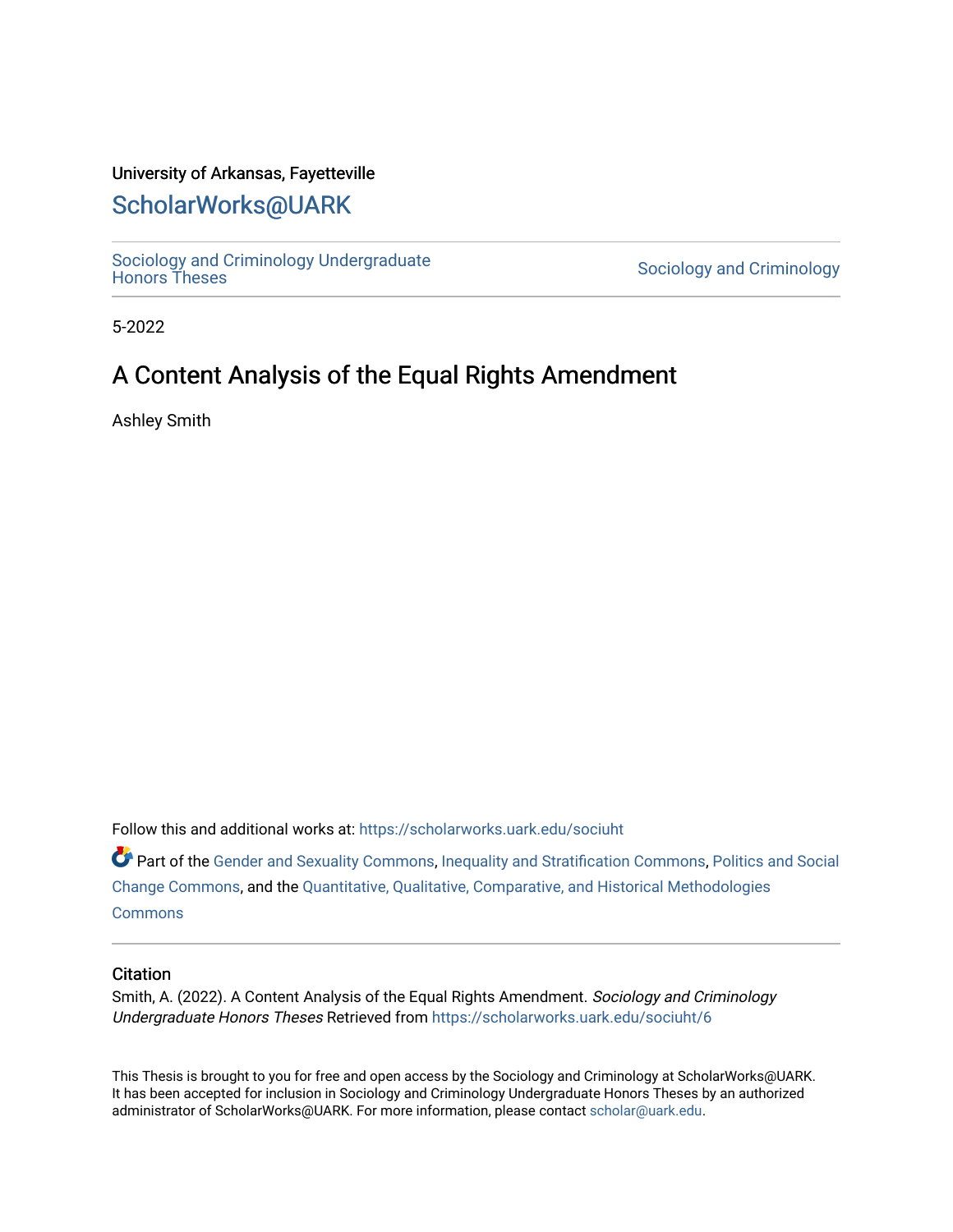University of Arkansas, Fayetteville

# ScholarWorks@UARK

Sociology and Criminology Undergraduate Honors Theses

Sociology and Criminology

5-2022

## A Content Analysis of the Equal Rights Amendment

Ashley Smith

Follow this and additional works at: https://scholarworks.uark.edu/sociuht

Part of the Gender and Sexuality Commons, Inequality and Stratification Commons, Politics and Social Change Commons, and the Quantitative, Qualitative, Comparative, and Historical Methodologies Commons

### Citation

Smith, A. (2022). A Content Analysis of the Equal Rights Amendment. *Sociology and Criminology Undergraduate Honors Theses* Retrieved from https://scholarworks.uark.edu/sociuht/6

This Thesis is brought to you for free and open access by the Sociology and Criminology at ScholarWorks@UARK. It has been accepted for inclusion in Sociology and Criminology Undergraduate Honors Theses by an authorized administrator of ScholarWorks@UARK. For more information, please contact scholar@uark.edu.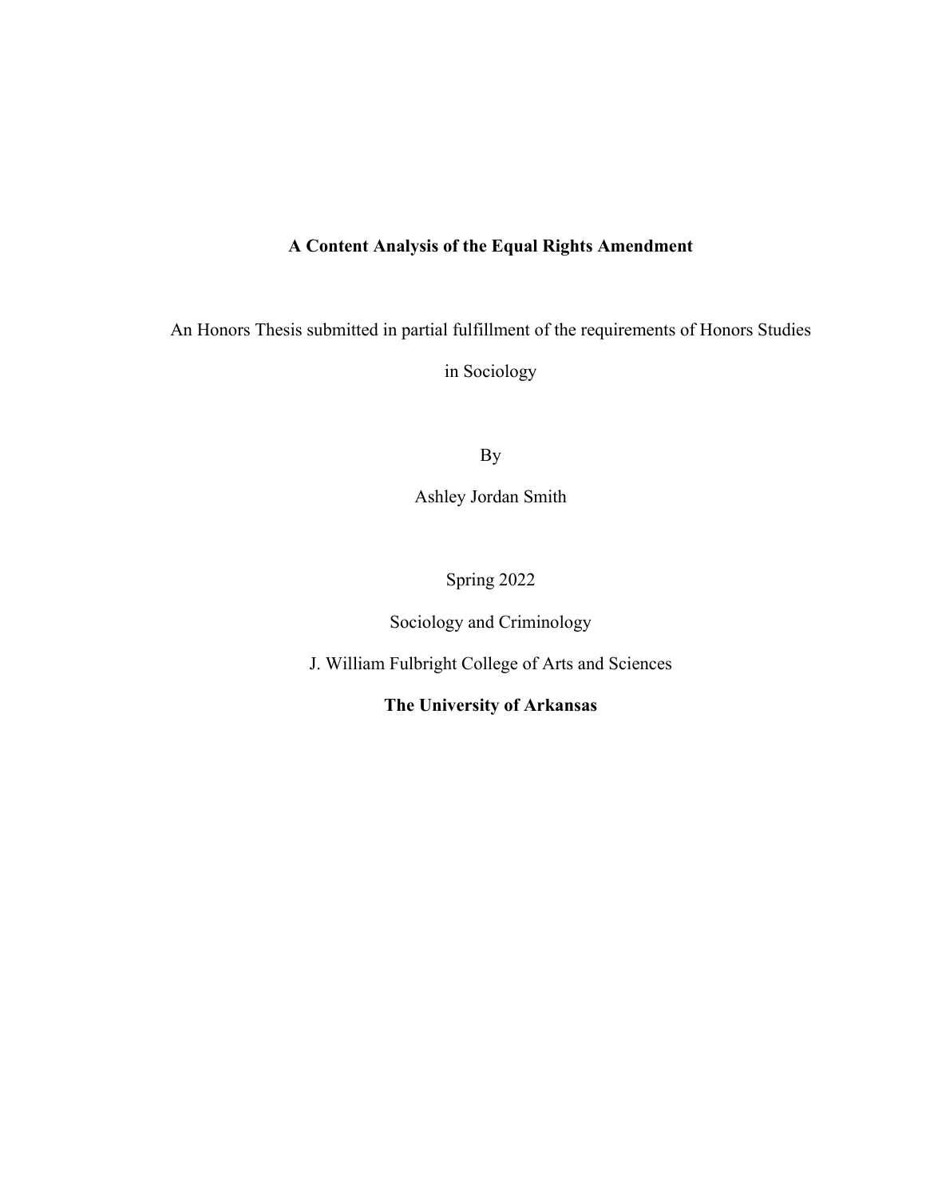**A Content Analysis of the Equal Rights Amendment**

An Honors Thesis submitted in partial fulfillment of the requirements of Honors Studies in Sociology

By

Ashley Jordan Smith

Spring 2022

Sociology and Criminology

J. William Fulbright College of Arts and Sciences

**The University of Arkansas**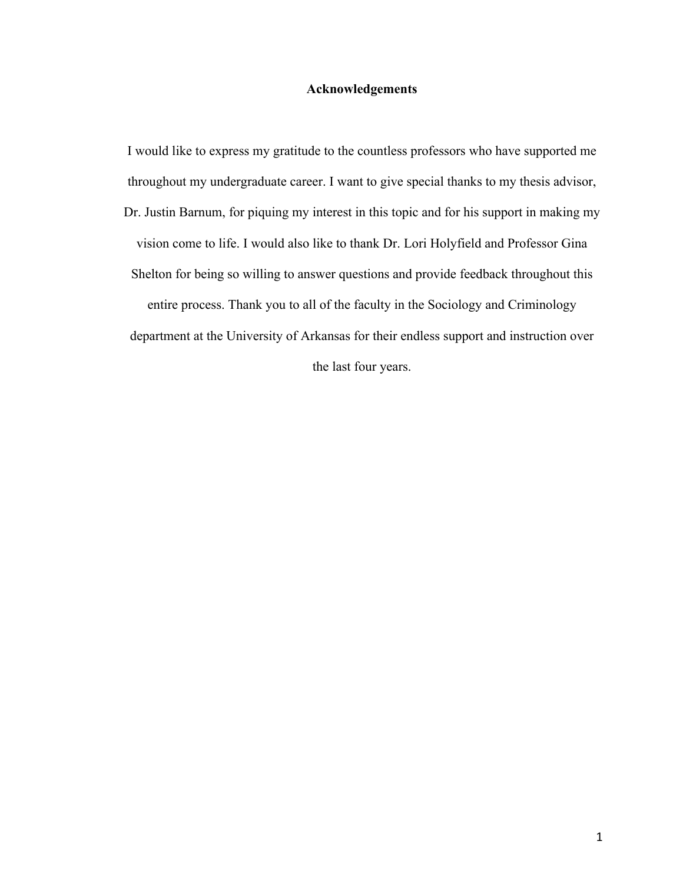# Acknowledgements

I would like to express my gratitude to the countless professors who have supported me throughout my undergraduate career. I want to give special thanks to my thesis advisor, Dr. Justin Barnum, for piquing my interest in this topic and for his support in making my vision come to life. I would also like to thank Dr. Lori Holyfield and Professor Gina Shelton for being so willing to answer questions and provide feedback throughout this entire process. Thank you to all of the faculty in the Sociology and Criminology department at the University of Arkansas for their endless support and instruction over the last four years.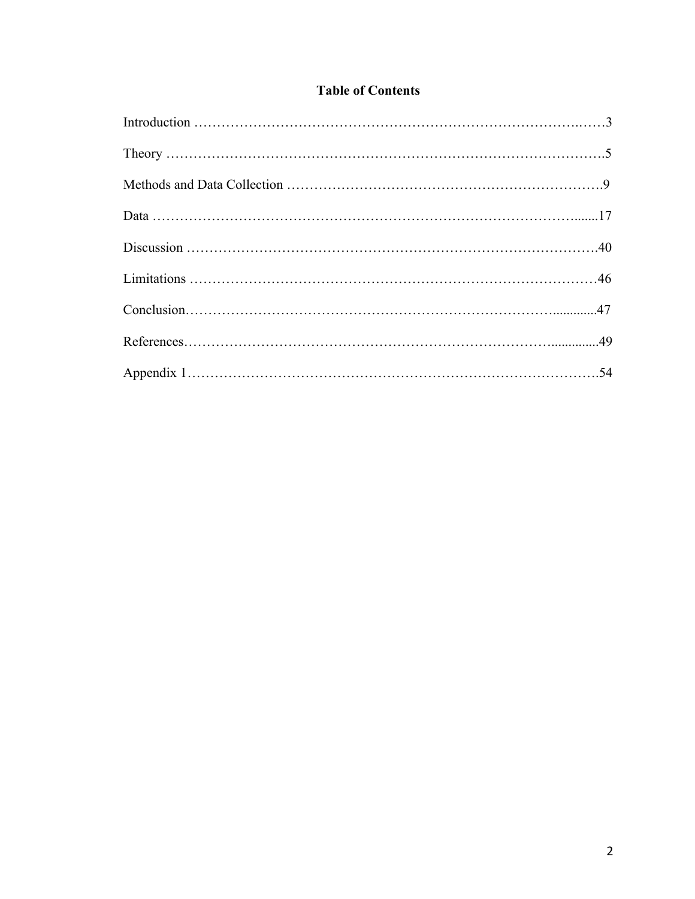**Table of Contents**

Introduction ……………………………………………………………………………….……3

Theory …………………………………………………………………………………….5

Methods and Data Collection ………………………………………………………….9

Data …………………………………………………………………………………......17

Discussion ……………………………………………………………………………40

Limitations …………………………………………………………………………46

Conclusion……………………………………………………………………….............47

References……………………………………………………………………..............49

Appendix 1……………………………………………………………………………….54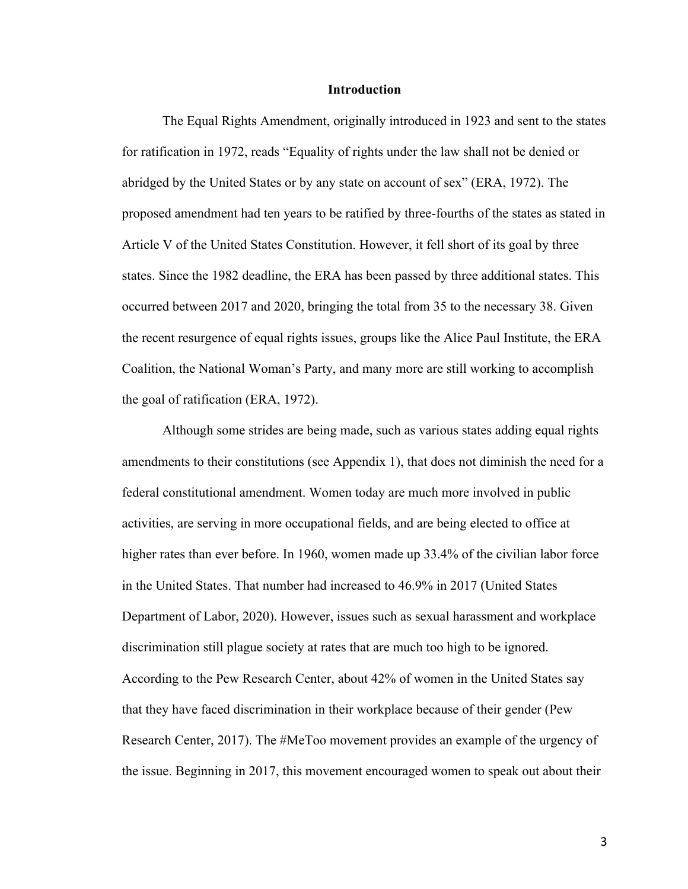## Introduction

The Equal Rights Amendment, originally introduced in 1923 and sent to the states for ratification in 1972, reads "Equality of rights under the law shall not be denied or abridged by the United States or by any state on account of sex" (ERA, 1972). The proposed amendment had ten years to be ratified by three-fourths of the states as stated in Article V of the United States Constitution. However, it fell short of its goal by three states. Since the 1982 deadline, the ERA has been passed by three additional states. This occurred between 2017 and 2020, bringing the total from 35 to the necessary 38. Given the recent resurgence of equal rights issues, groups like the Alice Paul Institute, the ERA Coalition, the National Woman's Party, and many more are still working to accomplish the goal of ratification (ERA, 1972).

Although some strides are being made, such as various states adding equal rights amendments to their constitutions (see Appendix 1), that does not diminish the need for a federal constitutional amendment. Women today are much more involved in public activities, are serving in more occupational fields, and are being elected to office at higher rates than ever before. In 1960, women made up 33.4% of the civilian labor force in the United States. That number had increased to 46.9% in 2017 (United States Department of Labor, 2020). However, issues such as sexual harassment and workplace discrimination still plague society at rates that are much too high to be ignored. According to the Pew Research Center, about 42% of women in the United States say that they have faced discrimination in their workplace because of their gender (Pew Research Center, 2017). The #MeToo movement provides an example of the urgency of the issue. Beginning in 2017, this movement encouraged women to speak out about their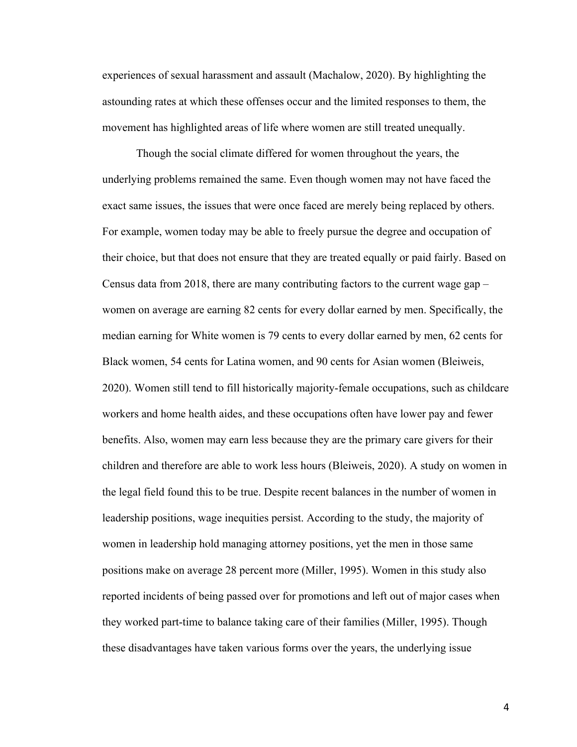experiences of sexual harassment and assault (Machalow, 2020). By highlighting the astounding rates at which these offenses occur and the limited responses to them, the movement has highlighted areas of life where women are still treated unequally.

Though the social climate differed for women throughout the years, the underlying problems remained the same. Even though women may not have faced the exact same issues, the issues that were once faced are merely being replaced by others. For example, women today may be able to freely pursue the degree and occupation of their choice, but that does not ensure that they are treated equally or paid fairly. Based on Census data from 2018, there are many contributing factors to the current wage gap – women on average are earning 82 cents for every dollar earned by men. Specifically, the median earning for White women is 79 cents to every dollar earned by men, 62 cents for Black women, 54 cents for Latina women, and 90 cents for Asian women (Bleiweis, 2020). Women still tend to fill historically majority-female occupations, such as childcare workers and home health aides, and these occupations often have lower pay and fewer benefits. Also, women may earn less because they are the primary care givers for their children and therefore are able to work less hours (Bleiweis, 2020). A study on women in the legal field found this to be true. Despite recent balances in the number of women in leadership positions, wage inequities persist. According to the study, the majority of women in leadership hold managing attorney positions, yet the men in those same positions make on average 28 percent more (Miller, 1995). Women in this study also reported incidents of being passed over for promotions and left out of major cases when they worked part-time to balance taking care of their families (Miller, 1995). Though these disadvantages have taken various forms over the years, the underlying issue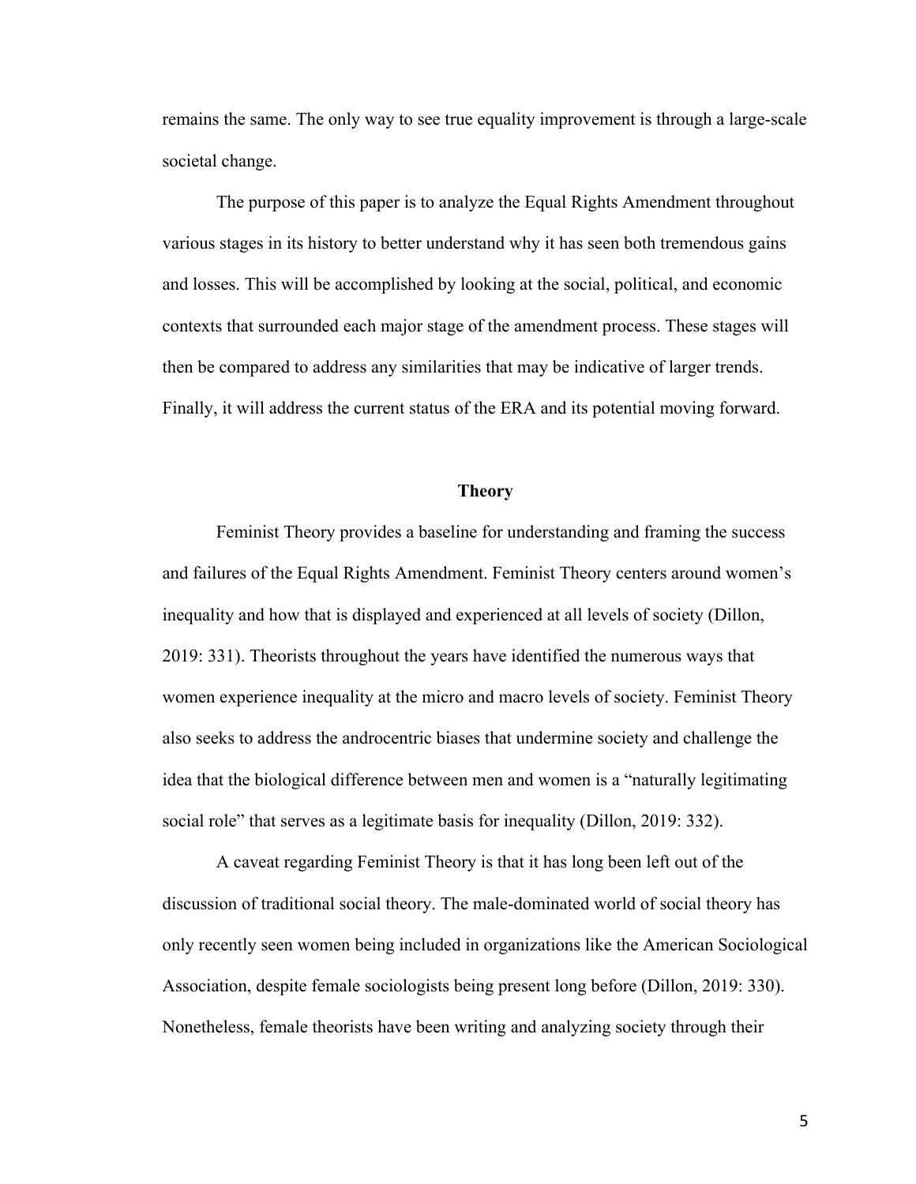remains the same. The only way to see true equality improvement is through a large-scale societal change.

The purpose of this paper is to analyze the Equal Rights Amendment throughout various stages in its history to better understand why it has seen both tremendous gains and losses. This will be accomplished by looking at the social, political, and economic contexts that surrounded each major stage of the amendment process. These stages will then be compared to address any similarities that may be indicative of larger trends. Finally, it will address the current status of the ERA and its potential moving forward.

## Theory

Feminist Theory provides a baseline for understanding and framing the success and failures of the Equal Rights Amendment. Feminist Theory centers around women's inequality and how that is displayed and experienced at all levels of society (Dillon, 2019: 331). Theorists throughout the years have identified the numerous ways that women experience inequality at the micro and macro levels of society. Feminist Theory also seeks to address the androcentric biases that undermine society and challenge the idea that the biological difference between men and women is a "naturally legitimating social role" that serves as a legitimate basis for inequality (Dillon, 2019: 332).

A caveat regarding Feminist Theory is that it has long been left out of the discussion of traditional social theory. The male-dominated world of social theory has only recently seen women being included in organizations like the American Sociological Association, despite female sociologists being present long before (Dillon, 2019: 330). Nonetheless, female theorists have been writing and analyzing society through their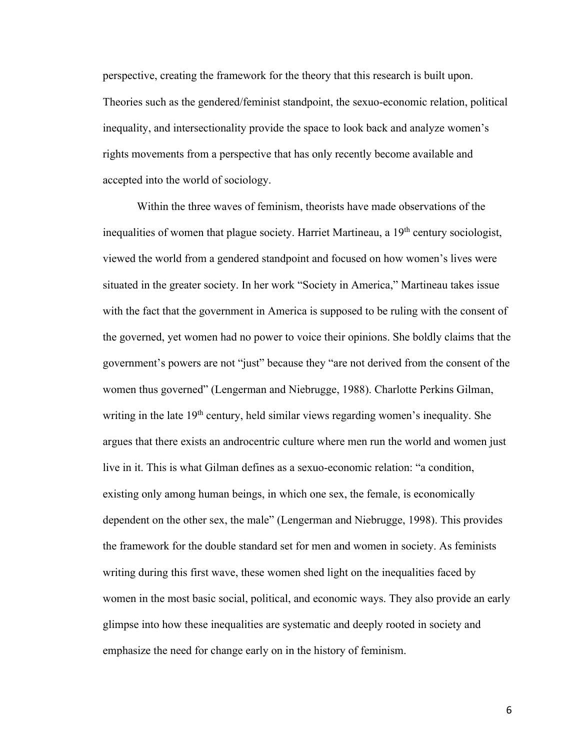perspective, creating the framework for the theory that this research is built upon. Theories such as the gendered/feminist standpoint, the sexuo-economic relation, political inequality, and intersectionality provide the space to look back and analyze women's rights movements from a perspective that has only recently become available and accepted into the world of sociology.

Within the three waves of feminism, theorists have made observations of the inequalities of women that plague society. Harriet Martineau, a 19th century sociologist, viewed the world from a gendered standpoint and focused on how women's lives were situated in the greater society. In her work "Society in America," Martineau takes issue with the fact that the government in America is supposed to be ruling with the consent of the governed, yet women had no power to voice their opinions. She boldly claims that the government's powers are not "just" because they "are not derived from the consent of the women thus governed" (Lengerman and Niebrugge, 1988). Charlotte Perkins Gilman, writing in the late 19th century, held similar views regarding women's inequality. She argues that there exists an androcentric culture where men run the world and women just live in it. This is what Gilman defines as a sexuo-economic relation: "a condition, existing only among human beings, in which one sex, the female, is economically dependent on the other sex, the male" (Lengerman and Niebrugge, 1998). This provides the framework for the double standard set for men and women in society. As feminists writing during this first wave, these women shed light on the inequalities faced by women in the most basic social, political, and economic ways. They also provide an early glimpse into how these inequalities are systematic and deeply rooted in society and emphasize the need for change early on in the history of feminism.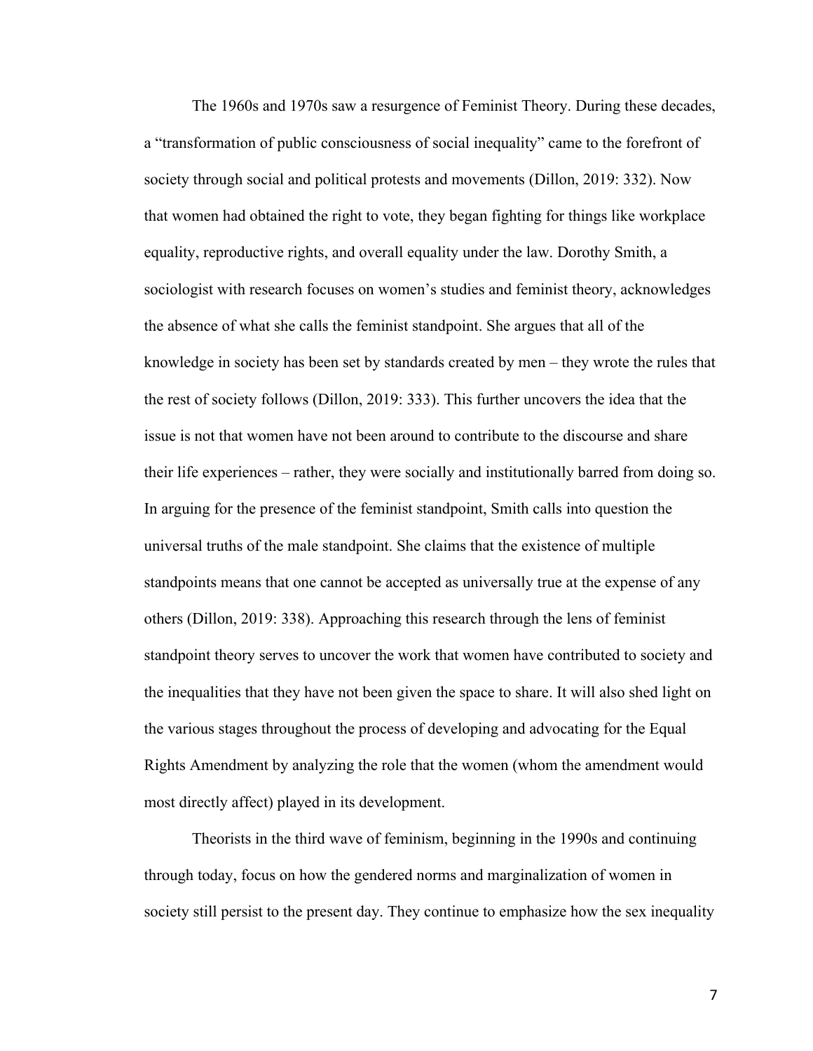The 1960s and 1970s saw a resurgence of Feminist Theory. During these decades, a "transformation of public consciousness of social inequality" came to the forefront of society through social and political protests and movements (Dillon, 2019: 332). Now that women had obtained the right to vote, they began fighting for things like workplace equality, reproductive rights, and overall equality under the law. Dorothy Smith, a sociologist with research focuses on women's studies and feminist theory, acknowledges the absence of what she calls the feminist standpoint. She argues that all of the knowledge in society has been set by standards created by men – they wrote the rules that the rest of society follows (Dillon, 2019: 333). This further uncovers the idea that the issue is not that women have not been around to contribute to the discourse and share their life experiences – rather, they were socially and institutionally barred from doing so. In arguing for the presence of the feminist standpoint, Smith calls into question the universal truths of the male standpoint. She claims that the existence of multiple standpoints means that one cannot be accepted as universally true at the expense of any others (Dillon, 2019: 338). Approaching this research through the lens of feminist standpoint theory serves to uncover the work that women have contributed to society and the inequalities that they have not been given the space to share. It will also shed light on the various stages throughout the process of developing and advocating for the Equal Rights Amendment by analyzing the role that the women (whom the amendment would most directly affect) played in its development.

Theorists in the third wave of feminism, beginning in the 1990s and continuing through today, focus on how the gendered norms and marginalization of women in society still persist to the present day. They continue to emphasize how the sex inequality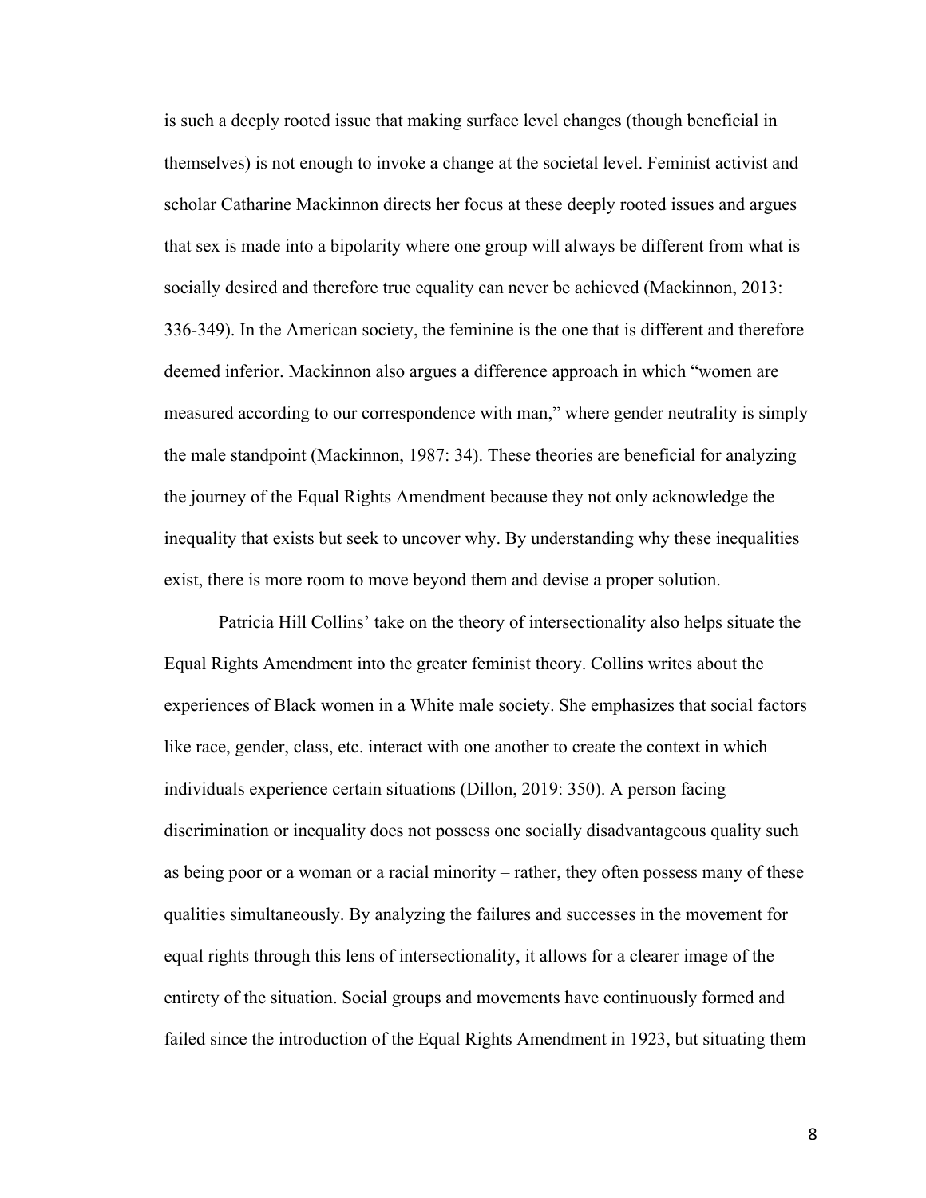is such a deeply rooted issue that making surface level changes (though beneficial in themselves) is not enough to invoke a change at the societal level. Feminist activist and scholar Catharine Mackinnon directs her focus at these deeply rooted issues and argues that sex is made into a bipolarity where one group will always be different from what is socially desired and therefore true equality can never be achieved (Mackinnon, 2013: 336-349). In the American society, the feminine is the one that is different and therefore deemed inferior. Mackinnon also argues a difference approach in which "women are measured according to our correspondence with man," where gender neutrality is simply the male standpoint (Mackinnon, 1987: 34). These theories are beneficial for analyzing the journey of the Equal Rights Amendment because they not only acknowledge the inequality that exists but seek to uncover why. By understanding why these inequalities exist, there is more room to move beyond them and devise a proper solution.

Patricia Hill Collins' take on the theory of intersectionality also helps situate the Equal Rights Amendment into the greater feminist theory. Collins writes about the experiences of Black women in a White male society. She emphasizes that social factors like race, gender, class, etc. interact with one another to create the context in which individuals experience certain situations (Dillon, 2019: 350). A person facing discrimination or inequality does not possess one socially disadvantageous quality such as being poor or a woman or a racial minority – rather, they often possess many of these qualities simultaneously. By analyzing the failures and successes in the movement for equal rights through this lens of intersectionality, it allows for a clearer image of the entirety of the situation. Social groups and movements have continuously formed and failed since the introduction of the Equal Rights Amendment in 1923, but situating them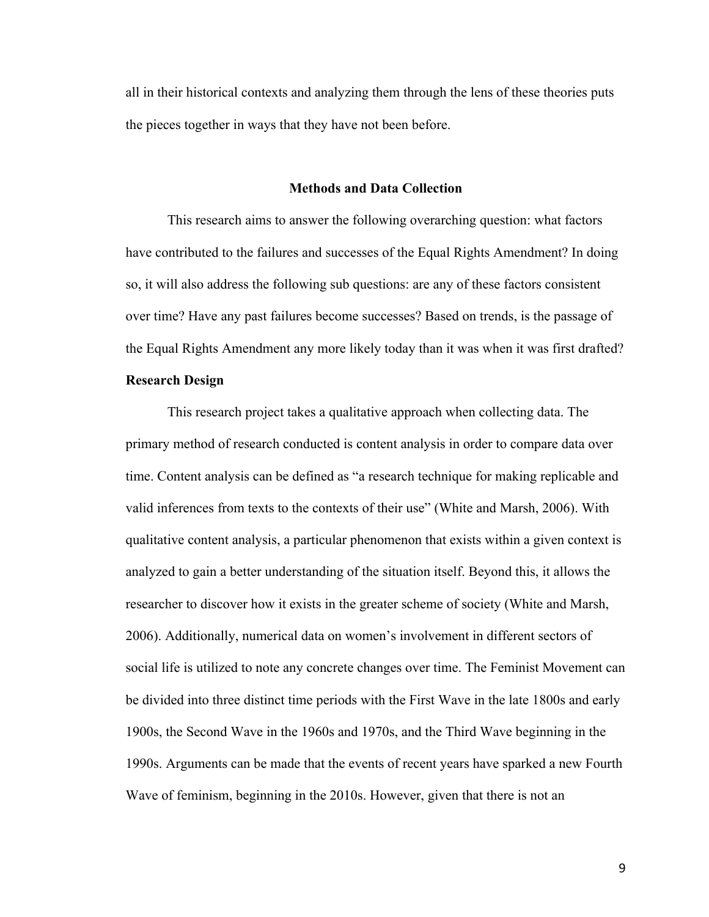all in their historical contexts and analyzing them through the lens of these theories puts the pieces together in ways that they have not been before.

## Methods and Data Collection

This research aims to answer the following overarching question: what factors have contributed to the failures and successes of the Equal Rights Amendment? In doing so, it will also address the following sub questions: are any of these factors consistent over time? Have any past failures become successes? Based on trends, is the passage of the Equal Rights Amendment any more likely today than it was when it was first drafted?

### Research Design

This research project takes a qualitative approach when collecting data. The primary method of research conducted is content analysis in order to compare data over time. Content analysis can be defined as "a research technique for making replicable and valid inferences from texts to the contexts of their use" (White and Marsh, 2006). With qualitative content analysis, a particular phenomenon that exists within a given context is analyzed to gain a better understanding of the situation itself. Beyond this, it allows the researcher to discover how it exists in the greater scheme of society (White and Marsh, 2006). Additionally, numerical data on women's involvement in different sectors of social life is utilized to note any concrete changes over time. The Feminist Movement can be divided into three distinct time periods with the First Wave in the late 1800s and early 1900s, the Second Wave in the 1960s and 1970s, and the Third Wave beginning in the 1990s. Arguments can be made that the events of recent years have sparked a new Fourth Wave of feminism, beginning in the 2010s. However, given that there is not an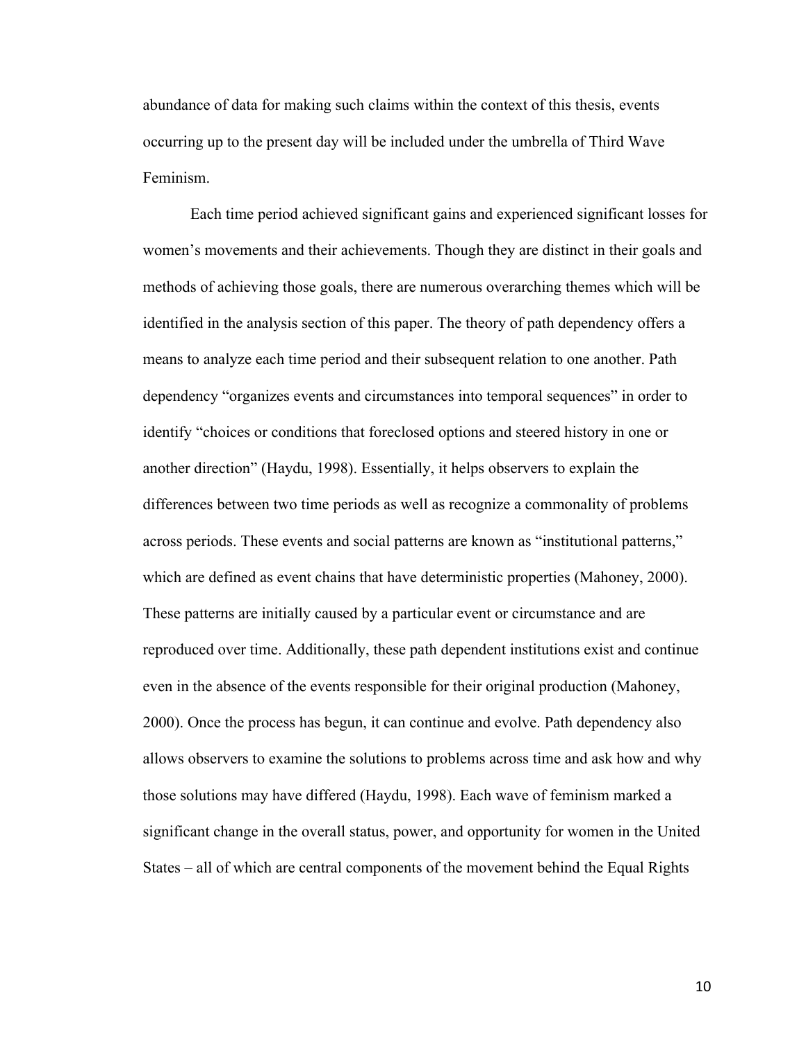abundance of data for making such claims within the context of this thesis, events occurring up to the present day will be included under the umbrella of Third Wave Feminism.

Each time period achieved significant gains and experienced significant losses for women's movements and their achievements. Though they are distinct in their goals and methods of achieving those goals, there are numerous overarching themes which will be identified in the analysis section of this paper. The theory of path dependency offers a means to analyze each time period and their subsequent relation to one another. Path dependency "organizes events and circumstances into temporal sequences" in order to identify "choices or conditions that foreclosed options and steered history in one or another direction" (Haydu, 1998). Essentially, it helps observers to explain the differences between two time periods as well as recognize a commonality of problems across periods. These events and social patterns are known as "institutional patterns," which are defined as event chains that have deterministic properties (Mahoney, 2000). These patterns are initially caused by a particular event or circumstance and are reproduced over time. Additionally, these path dependent institutions exist and continue even in the absence of the events responsible for their original production (Mahoney, 2000). Once the process has begun, it can continue and evolve. Path dependency also allows observers to examine the solutions to problems across time and ask how and why those solutions may have differed (Haydu, 1998). Each wave of feminism marked a significant change in the overall status, power, and opportunity for women in the United States – all of which are central components of the movement behind the Equal Rights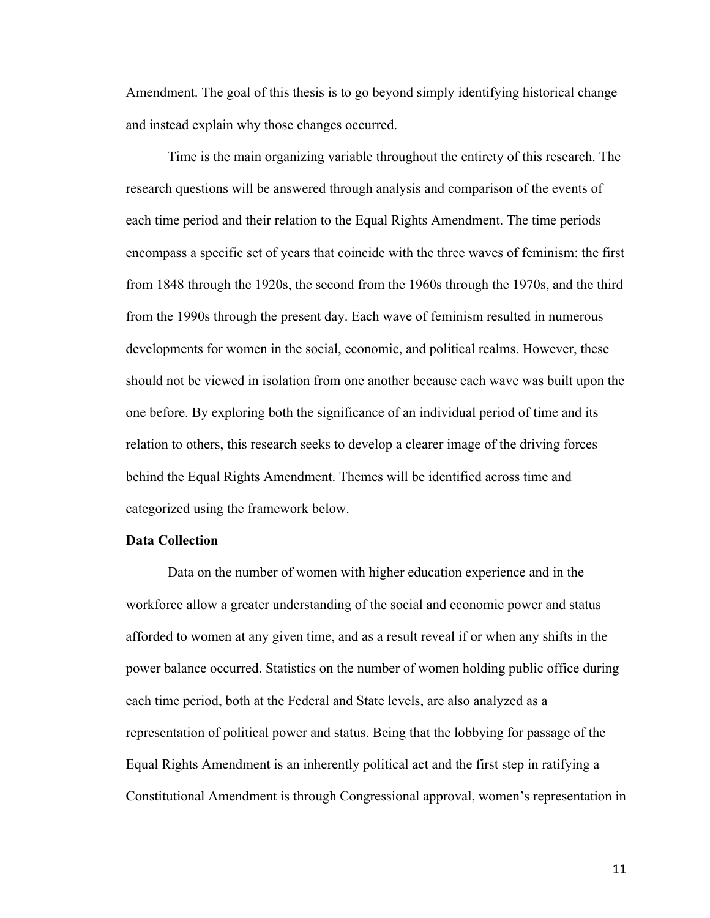Amendment. The goal of this thesis is to go beyond simply identifying historical change and instead explain why those changes occurred.

Time is the main organizing variable throughout the entirety of this research. The research questions will be answered through analysis and comparison of the events of each time period and their relation to the Equal Rights Amendment. The time periods encompass a specific set of years that coincide with the three waves of feminism: the first from 1848 through the 1920s, the second from the 1960s through the 1970s, and the third from the 1990s through the present day. Each wave of feminism resulted in numerous developments for women in the social, economic, and political realms. However, these should not be viewed in isolation from one another because each wave was built upon the one before. By exploring both the significance of an individual period of time and its relation to others, this research seeks to develop a clearer image of the driving forces behind the Equal Rights Amendment. Themes will be identified across time and categorized using the framework below.

**Data Collection**

Data on the number of women with higher education experience and in the workforce allow a greater understanding of the social and economic power and status afforded to women at any given time, and as a result reveal if or when any shifts in the power balance occurred. Statistics on the number of women holding public office during each time period, both at the Federal and State levels, are also analyzed as a representation of political power and status. Being that the lobbying for passage of the Equal Rights Amendment is an inherently political act and the first step in ratifying a Constitutional Amendment is through Congressional approval, women's representation in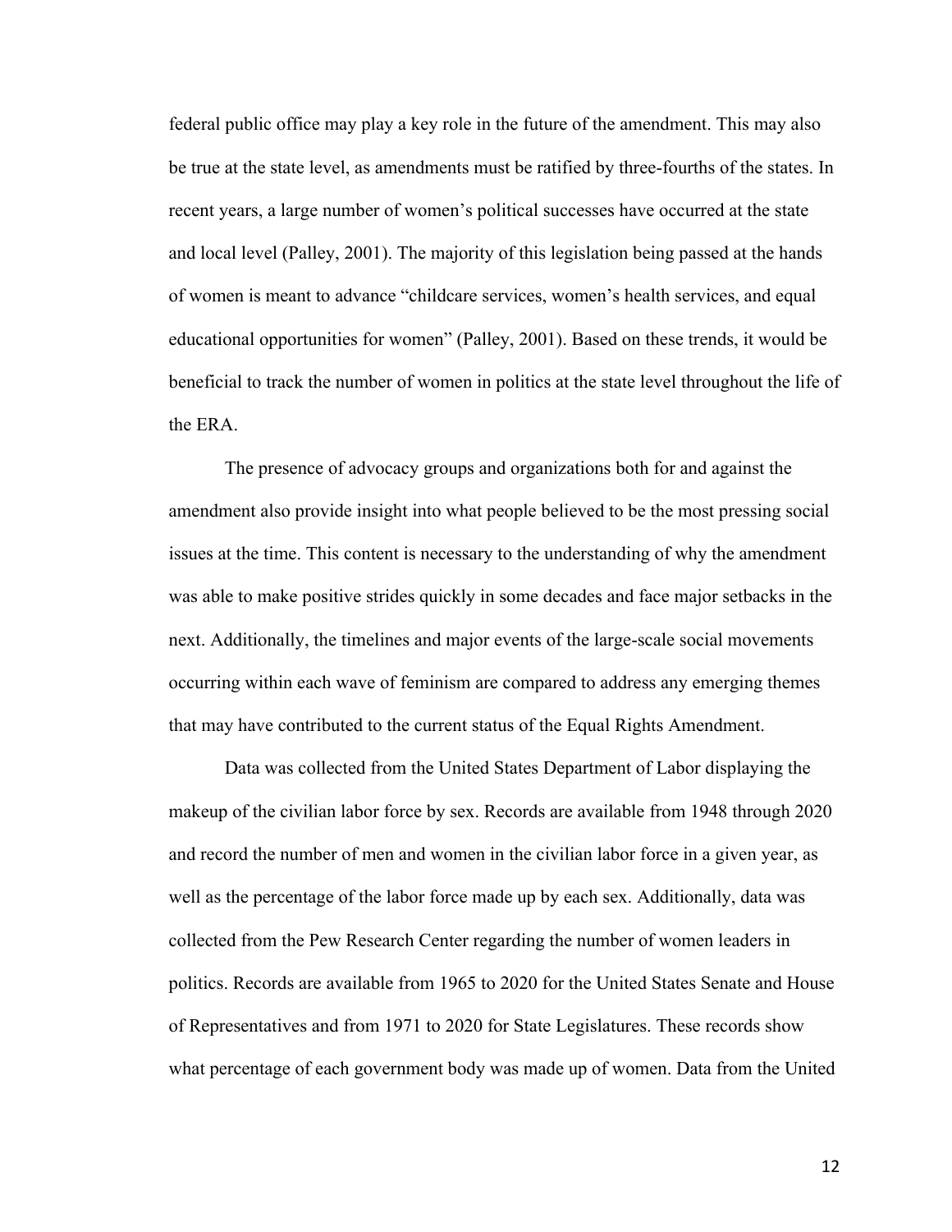federal public office may play a key role in the future of the amendment. This may also be true at the state level, as amendments must be ratified by three-fourths of the states. In recent years, a large number of women's political successes have occurred at the state and local level (Palley, 2001). The majority of this legislation being passed at the hands of women is meant to advance "childcare services, women's health services, and equal educational opportunities for women" (Palley, 2001). Based on these trends, it would be beneficial to track the number of women in politics at the state level throughout the life of the ERA.

The presence of advocacy groups and organizations both for and against the amendment also provide insight into what people believed to be the most pressing social issues at the time. This content is necessary to the understanding of why the amendment was able to make positive strides quickly in some decades and face major setbacks in the next. Additionally, the timelines and major events of the large-scale social movements occurring within each wave of feminism are compared to address any emerging themes that may have contributed to the current status of the Equal Rights Amendment.

Data was collected from the United States Department of Labor displaying the makeup of the civilian labor force by sex. Records are available from 1948 through 2020 and record the number of men and women in the civilian labor force in a given year, as well as the percentage of the labor force made up by each sex. Additionally, data was collected from the Pew Research Center regarding the number of women leaders in politics. Records are available from 1965 to 2020 for the United States Senate and House of Representatives and from 1971 to 2020 for State Legislatures. These records show what percentage of each government body was made up of women. Data from the United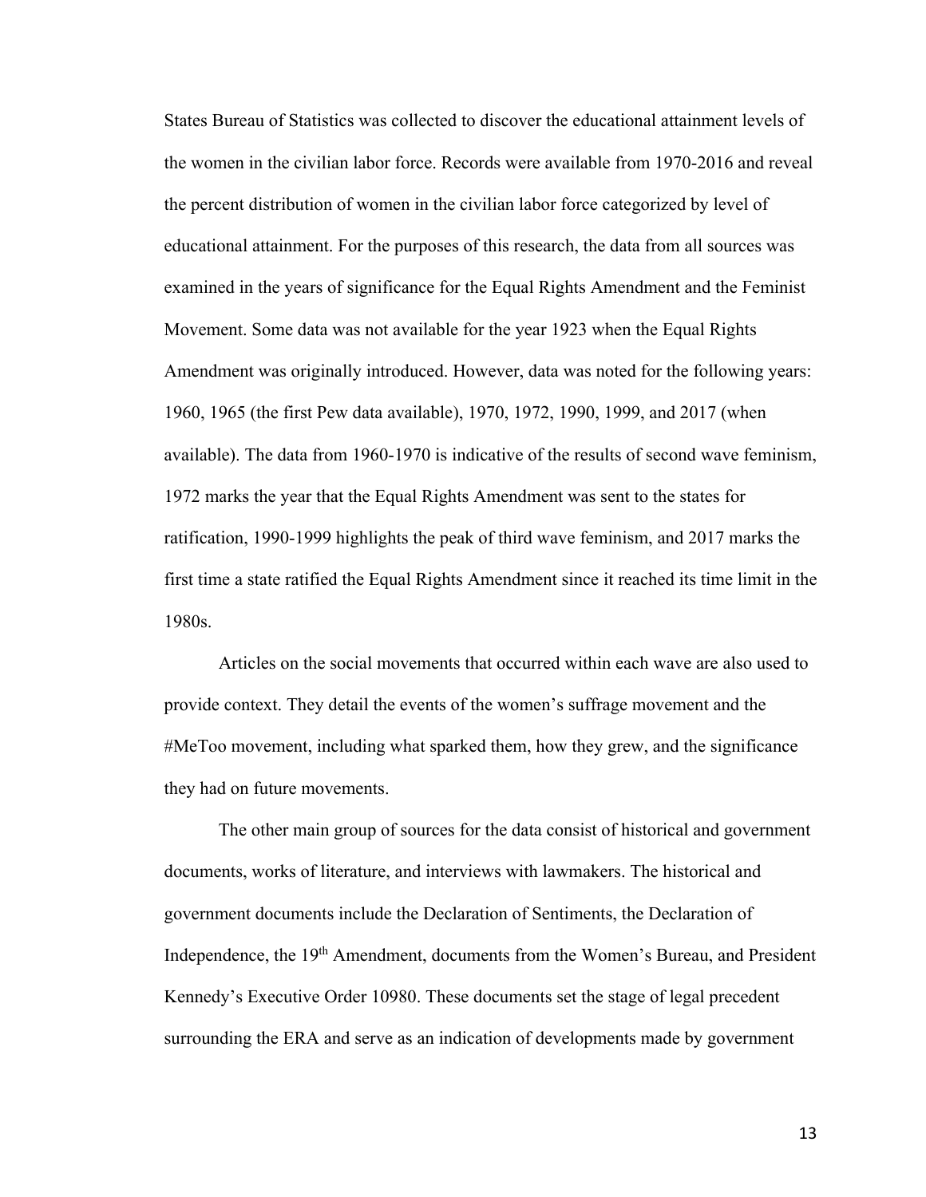States Bureau of Statistics was collected to discover the educational attainment levels of the women in the civilian labor force. Records were available from 1970-2016 and reveal the percent distribution of women in the civilian labor force categorized by level of educational attainment. For the purposes of this research, the data from all sources was examined in the years of significance for the Equal Rights Amendment and the Feminist Movement. Some data was not available for the year 1923 when the Equal Rights Amendment was originally introduced. However, data was noted for the following years: 1960, 1965 (the first Pew data available), 1970, 1972, 1990, 1999, and 2017 (when available). The data from 1960-1970 is indicative of the results of second wave feminism, 1972 marks the year that the Equal Rights Amendment was sent to the states for ratification, 1990-1999 highlights the peak of third wave feminism, and 2017 marks the first time a state ratified the Equal Rights Amendment since it reached its time limit in the 1980s.

Articles on the social movements that occurred within each wave are also used to provide context. They detail the events of the women's suffrage movement and the #MeToo movement, including what sparked them, how they grew, and the significance they had on future movements.

The other main group of sources for the data consist of historical and government documents, works of literature, and interviews with lawmakers. The historical and government documents include the Declaration of Sentiments, the Declaration of Independence, the 19th Amendment, documents from the Women's Bureau, and President Kennedy's Executive Order 10980. These documents set the stage of legal precedent surrounding the ERA and serve as an indication of developments made by government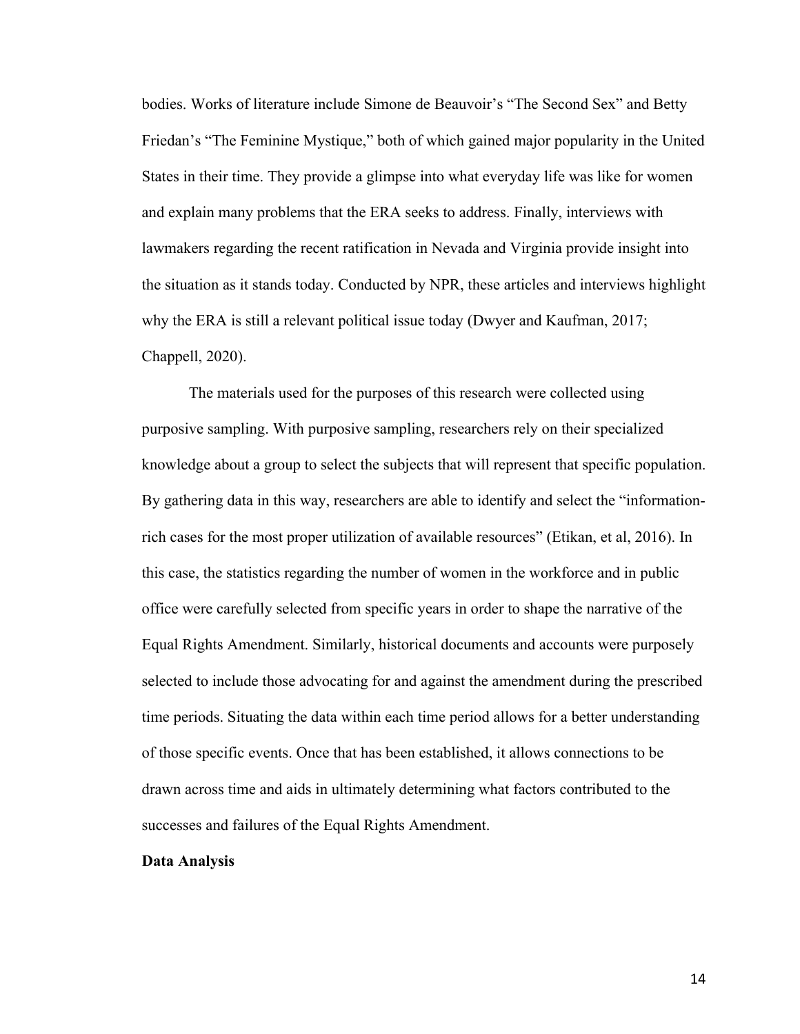bodies. Works of literature include Simone de Beauvoir's "The Second Sex" and Betty Friedan's "The Feminine Mystique," both of which gained major popularity in the United States in their time. They provide a glimpse into what everyday life was like for women and explain many problems that the ERA seeks to address. Finally, interviews with lawmakers regarding the recent ratification in Nevada and Virginia provide insight into the situation as it stands today. Conducted by NPR, these articles and interviews highlight why the ERA is still a relevant political issue today (Dwyer and Kaufman, 2017; Chappell, 2020).

The materials used for the purposes of this research were collected using purposive sampling. With purposive sampling, researchers rely on their specialized knowledge about a group to select the subjects that will represent that specific population. By gathering data in this way, researchers are able to identify and select the "information-rich cases for the most proper utilization of available resources" (Etikan, et al, 2016). In this case, the statistics regarding the number of women in the workforce and in public office were carefully selected from specific years in order to shape the narrative of the Equal Rights Amendment. Similarly, historical documents and accounts were purposely selected to include those advocating for and against the amendment during the prescribed time periods. Situating the data within each time period allows for a better understanding of those specific events. Once that has been established, it allows connections to be drawn across time and aids in ultimately determining what factors contributed to the successes and failures of the Equal Rights Amendment.

**Data Analysis**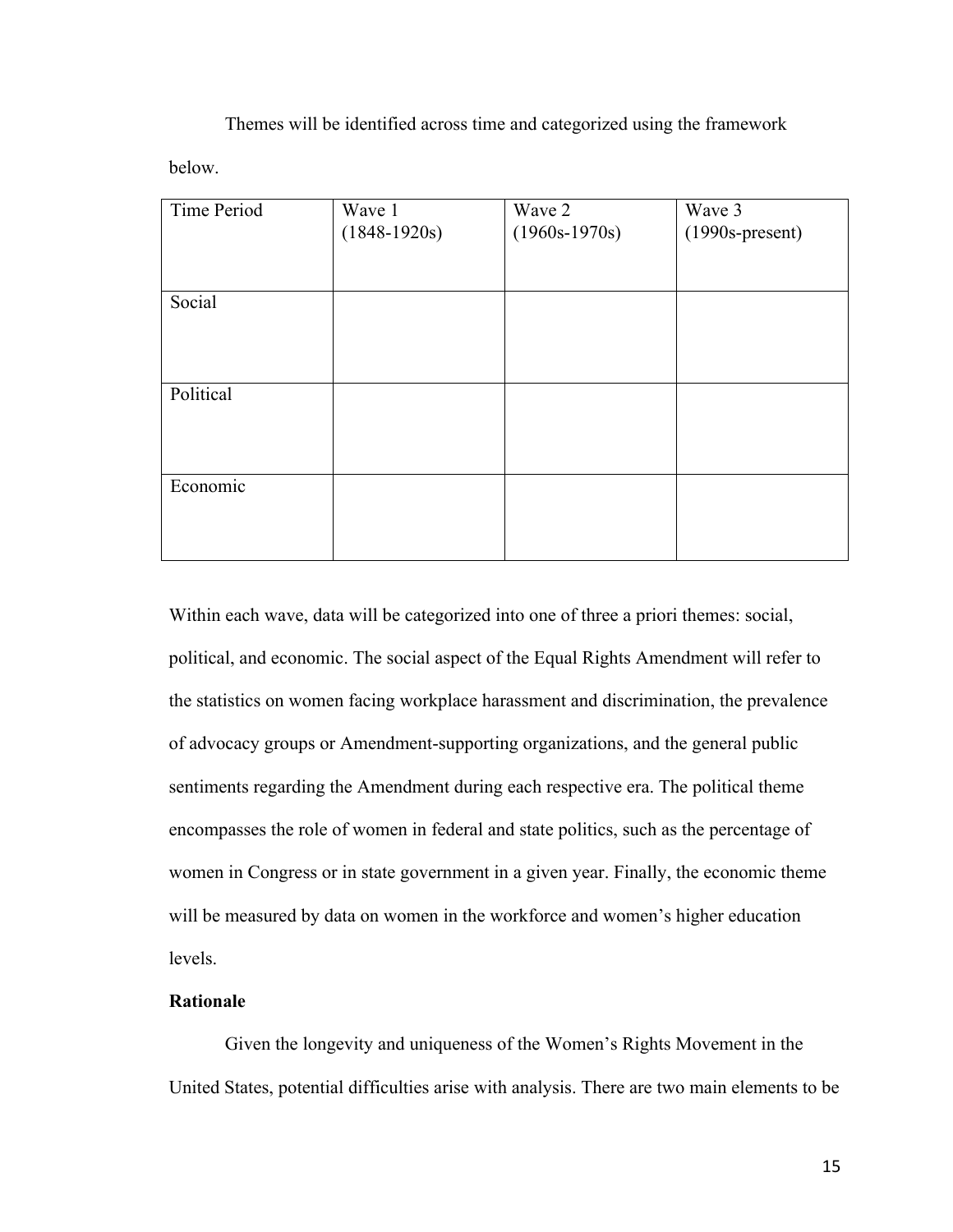Themes will be identified across time and categorized using the framework below.

| Time Period | Wave 1 (1848-1920s) | Wave 2 (1960s-1970s) | Wave 3 (1990s-present) |
|---|---|---|---|
| Social | | | |
| Political | | | |
| Economic | | | |

Within each wave, data will be categorized into one of three a priori themes: social, political, and economic. The social aspect of the Equal Rights Amendment will refer to the statistics on women facing workplace harassment and discrimination, the prevalence of advocacy groups or Amendment-supporting organizations, and the general public sentiments regarding the Amendment during each respective era. The political theme encompasses the role of women in federal and state politics, such as the percentage of women in Congress or in state government in a given year. Finally, the economic theme will be measured by data on women in the workforce and women's higher education levels.

**Rationale**

Given the longevity and uniqueness of the Women's Rights Movement in the United States, potential difficulties arise with analysis. There are two main elements to be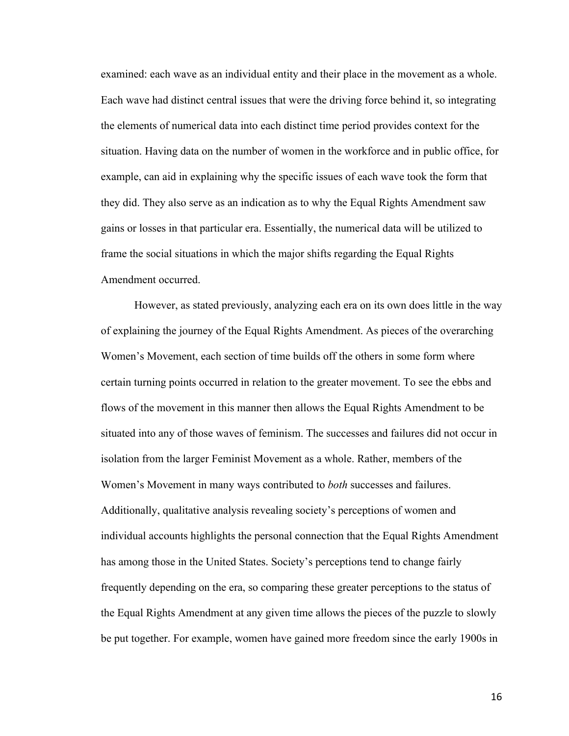examined: each wave as an individual entity and their place in the movement as a whole. Each wave had distinct central issues that were the driving force behind it, so integrating the elements of numerical data into each distinct time period provides context for the situation. Having data on the number of women in the workforce and in public office, for example, can aid in explaining why the specific issues of each wave took the form that they did. They also serve as an indication as to why the Equal Rights Amendment saw gains or losses in that particular era. Essentially, the numerical data will be utilized to frame the social situations in which the major shifts regarding the Equal Rights Amendment occurred.

However, as stated previously, analyzing each era on its own does little in the way of explaining the journey of the Equal Rights Amendment. As pieces of the overarching Women's Movement, each section of time builds off the others in some form where certain turning points occurred in relation to the greater movement. To see the ebbs and flows of the movement in this manner then allows the Equal Rights Amendment to be situated into any of those waves of feminism. The successes and failures did not occur in isolation from the larger Feminist Movement as a whole. Rather, members of the Women's Movement in many ways contributed to *both* successes and failures. Additionally, qualitative analysis revealing society's perceptions of women and individual accounts highlights the personal connection that the Equal Rights Amendment has among those in the United States. Society's perceptions tend to change fairly frequently depending on the era, so comparing these greater perceptions to the status of the Equal Rights Amendment at any given time allows the pieces of the puzzle to slowly be put together. For example, women have gained more freedom since the early 1900s in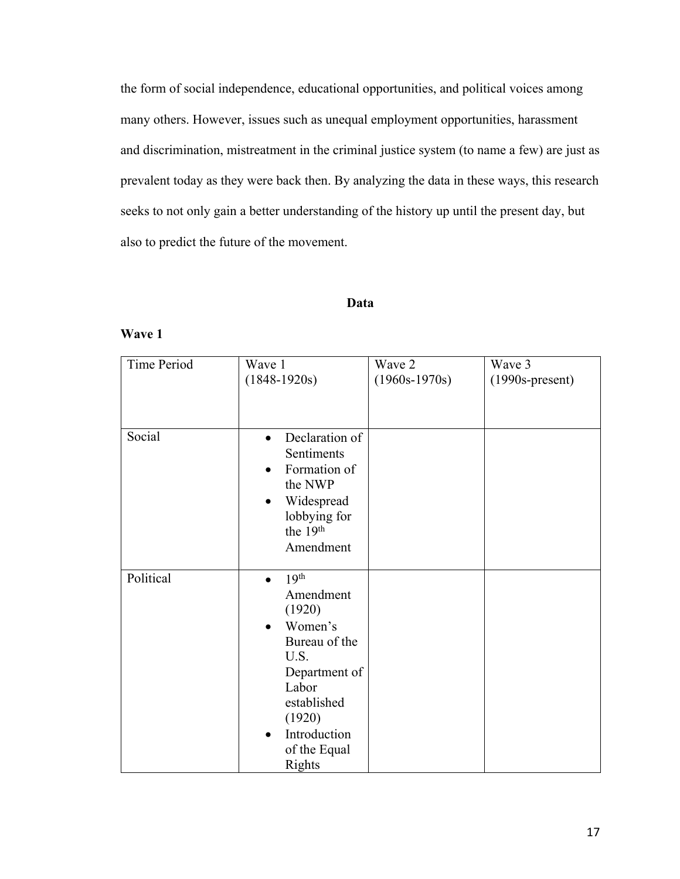the form of social independence, educational opportunities, and political voices among many others. However, issues such as unequal employment opportunities, harassment and discrimination, mistreatment in the criminal justice system (to name a few) are just as prevalent today as they were back then. By analyzing the data in these ways, this research seeks to not only gain a better understanding of the history up until the present day, but also to predict the future of the movement.

## Data

### Wave 1

| Time Period | Wave 1 (1848-1920s) | Wave 2 (1960s-1970s) | Wave 3 (1990s-present) |
|---|---|---|---|
| Social | • Declaration of Sentiments<br>• Formation of the NWP<br>• Widespread lobbying for the 19th Amendment | | |
| Political | • 19th Amendment (1920)<br>• Women's Bureau of the U.S. Department of Labor established (1920)<br>• Introduction of the Equal Rights | | |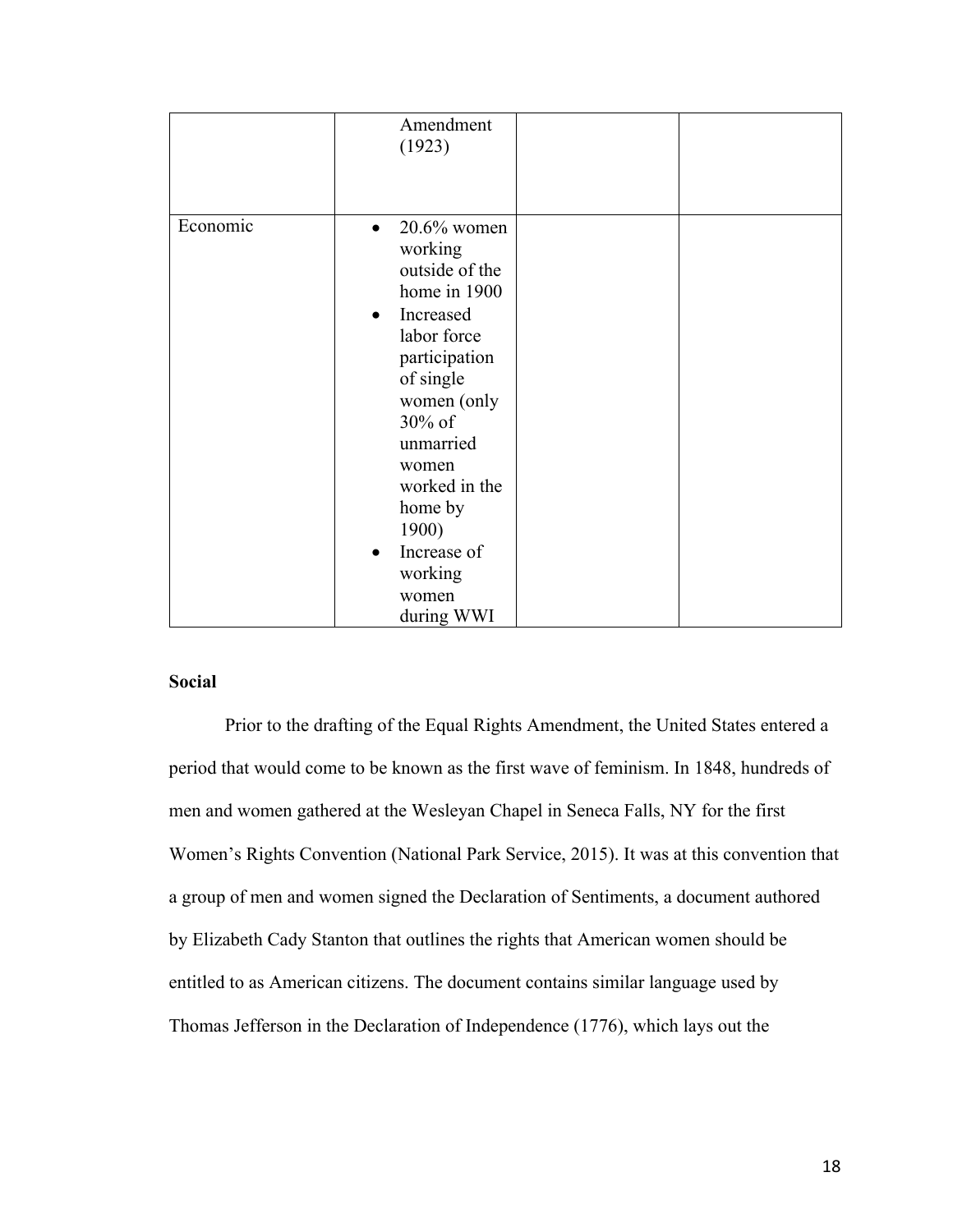| | Amendment (1923) | | |
|---|---|---|---|
| Economic | • 20.6% women working outside of the home in 1900<br>• Increased labor force participation of single women (only 30% of unmarried women worked in the home by 1900)<br>• Increase of working women during WWI | | |

**Social**

Prior to the drafting of the Equal Rights Amendment, the United States entered a period that would come to be known as the first wave of feminism. In 1848, hundreds of men and women gathered at the Wesleyan Chapel in Seneca Falls, NY for the first Women's Rights Convention (National Park Service, 2015). It was at this convention that a group of men and women signed the Declaration of Sentiments, a document authored by Elizabeth Cady Stanton that outlines the rights that American women should be entitled to as American citizens. The document contains similar language used by Thomas Jefferson in the Declaration of Independence (1776), which lays out the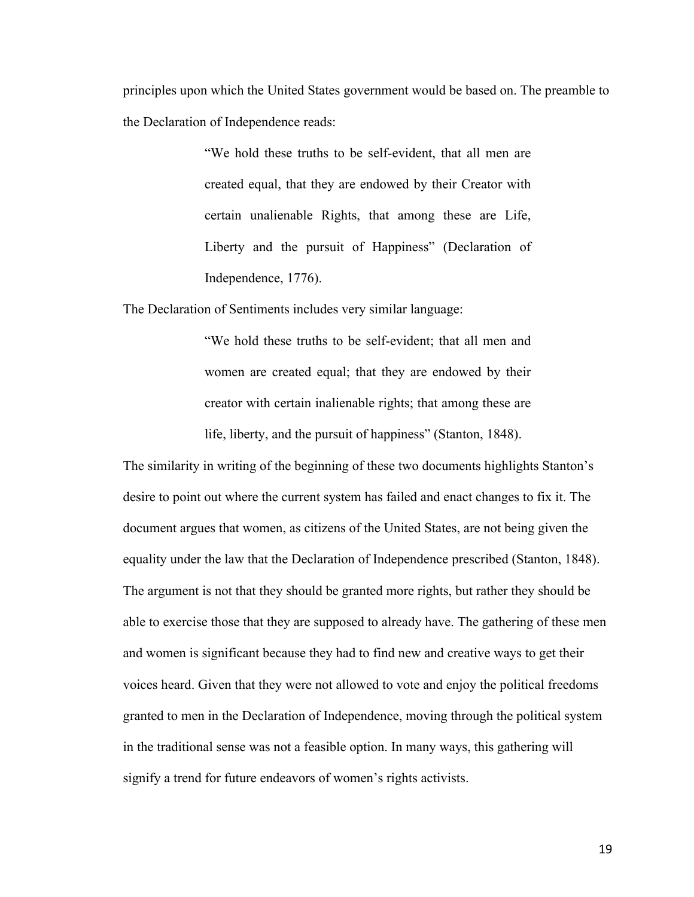principles upon which the United States government would be based on. The preamble to the Declaration of Independence reads:

> "We hold these truths to be self-evident, that all men are created equal, that they are endowed by their Creator with certain unalienable Rights, that among these are Life, Liberty and the pursuit of Happiness" (Declaration of Independence, 1776).

The Declaration of Sentiments includes very similar language:

> "We hold these truths to be self-evident; that all men and women are created equal; that they are endowed by their creator with certain inalienable rights; that among these are life, liberty, and the pursuit of happiness" (Stanton, 1848).

The similarity in writing of the beginning of these two documents highlights Stanton's desire to point out where the current system has failed and enact changes to fix it. The document argues that women, as citizens of the United States, are not being given the equality under the law that the Declaration of Independence prescribed (Stanton, 1848). The argument is not that they should be granted more rights, but rather they should be able to exercise those that they are supposed to already have. The gathering of these men and women is significant because they had to find new and creative ways to get their voices heard. Given that they were not allowed to vote and enjoy the political freedoms granted to men in the Declaration of Independence, moving through the political system in the traditional sense was not a feasible option. In many ways, this gathering will signify a trend for future endeavors of women's rights activists.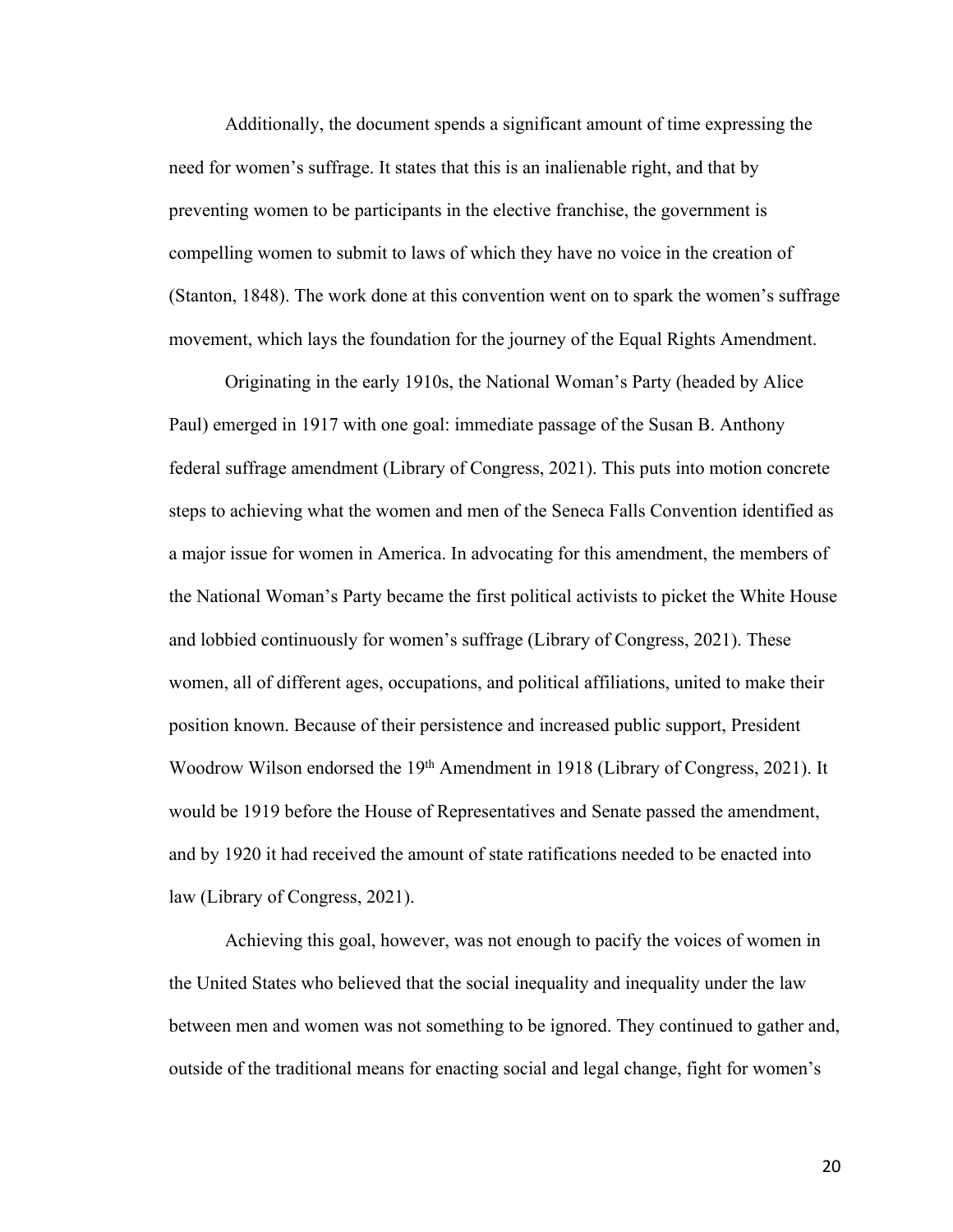Additionally, the document spends a significant amount of time expressing the need for women's suffrage. It states that this is an inalienable right, and that by preventing women to be participants in the elective franchise, the government is compelling women to submit to laws of which they have no voice in the creation of (Stanton, 1848). The work done at this convention went on to spark the women's suffrage movement, which lays the foundation for the journey of the Equal Rights Amendment.

Originating in the early 1910s, the National Woman's Party (headed by Alice Paul) emerged in 1917 with one goal: immediate passage of the Susan B. Anthony federal suffrage amendment (Library of Congress, 2021). This puts into motion concrete steps to achieving what the women and men of the Seneca Falls Convention identified as a major issue for women in America. In advocating for this amendment, the members of the National Woman's Party became the first political activists to picket the White House and lobbied continuously for women's suffrage (Library of Congress, 2021). These women, all of different ages, occupations, and political affiliations, united to make their position known. Because of their persistence and increased public support, President Woodrow Wilson endorsed the 19th Amendment in 1918 (Library of Congress, 2021). It would be 1919 before the House of Representatives and Senate passed the amendment, and by 1920 it had received the amount of state ratifications needed to be enacted into law (Library of Congress, 2021).

Achieving this goal, however, was not enough to pacify the voices of women in the United States who believed that the social inequality and inequality under the law between men and women was not something to be ignored. They continued to gather and, outside of the traditional means for enacting social and legal change, fight for women's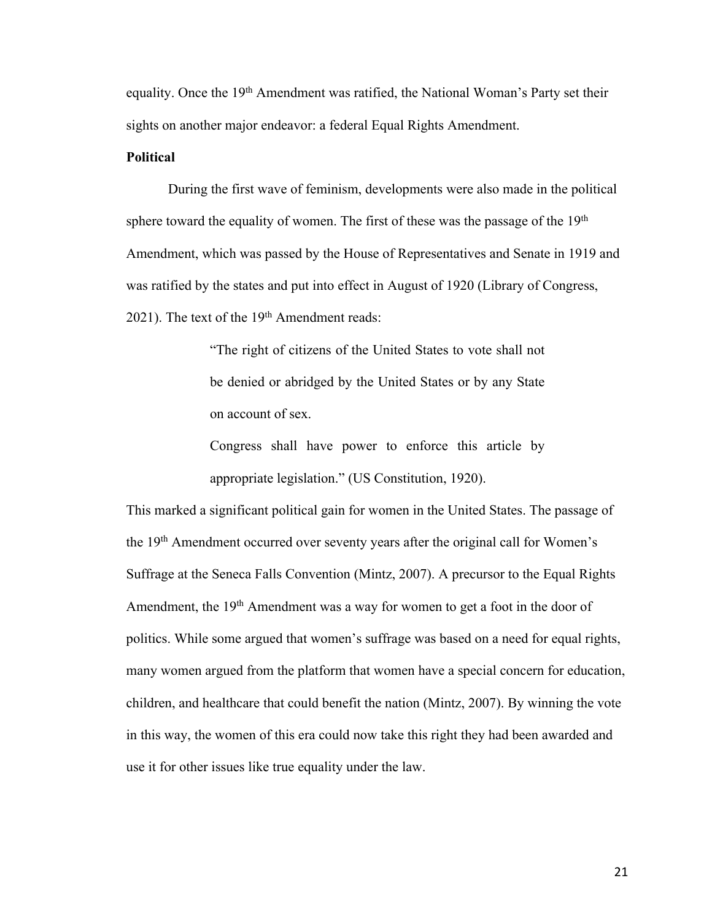equality. Once the 19th Amendment was ratified, the National Woman's Party set their sights on another major endeavor: a federal Equal Rights Amendment.

**Political**

During the first wave of feminism, developments were also made in the political sphere toward the equality of women. The first of these was the passage of the 19th Amendment, which was passed by the House of Representatives and Senate in 1919 and was ratified by the states and put into effect in August of 1920 (Library of Congress, 2021). The text of the 19th Amendment reads:

> "The right of citizens of the United States to vote shall not be denied or abridged by the United States or by any State on account of sex.
>
> Congress shall have power to enforce this article by appropriate legislation." (US Constitution, 1920).

This marked a significant political gain for women in the United States. The passage of the 19th Amendment occurred over seventy years after the original call for Women's Suffrage at the Seneca Falls Convention (Mintz, 2007). A precursor to the Equal Rights Amendment, the 19th Amendment was a way for women to get a foot in the door of politics. While some argued that women's suffrage was based on a need for equal rights, many women argued from the platform that women have a special concern for education, children, and healthcare that could benefit the nation (Mintz, 2007). By winning the vote in this way, the women of this era could now take this right they had been awarded and use it for other issues like true equality under the law.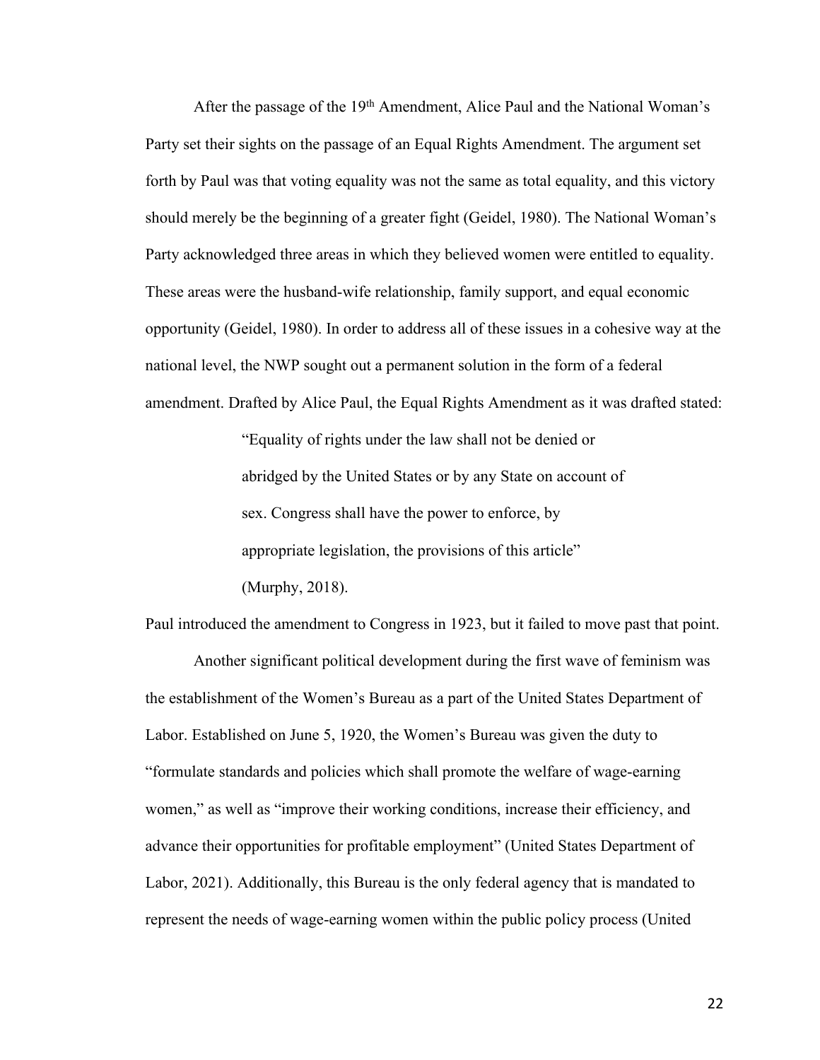After the passage of the 19th Amendment, Alice Paul and the National Woman's Party set their sights on the passage of an Equal Rights Amendment. The argument set forth by Paul was that voting equality was not the same as total equality, and this victory should merely be the beginning of a greater fight (Geidel, 1980). The National Woman's Party acknowledged three areas in which they believed women were entitled to equality. These areas were the husband-wife relationship, family support, and equal economic opportunity (Geidel, 1980). In order to address all of these issues in a cohesive way at the national level, the NWP sought out a permanent solution in the form of a federal amendment. Drafted by Alice Paul, the Equal Rights Amendment as it was drafted stated:

> "Equality of rights under the law shall not be denied or abridged by the United States or by any State on account of sex. Congress shall have the power to enforce, by appropriate legislation, the provisions of this article" (Murphy, 2018).

Paul introduced the amendment to Congress in 1923, but it failed to move past that point.

Another significant political development during the first wave of feminism was the establishment of the Women's Bureau as a part of the United States Department of Labor. Established on June 5, 1920, the Women's Bureau was given the duty to "formulate standards and policies which shall promote the welfare of wage-earning women," as well as "improve their working conditions, increase their efficiency, and advance their opportunities for profitable employment" (United States Department of Labor, 2021). Additionally, this Bureau is the only federal agency that is mandated to represent the needs of wage-earning women within the public policy process (United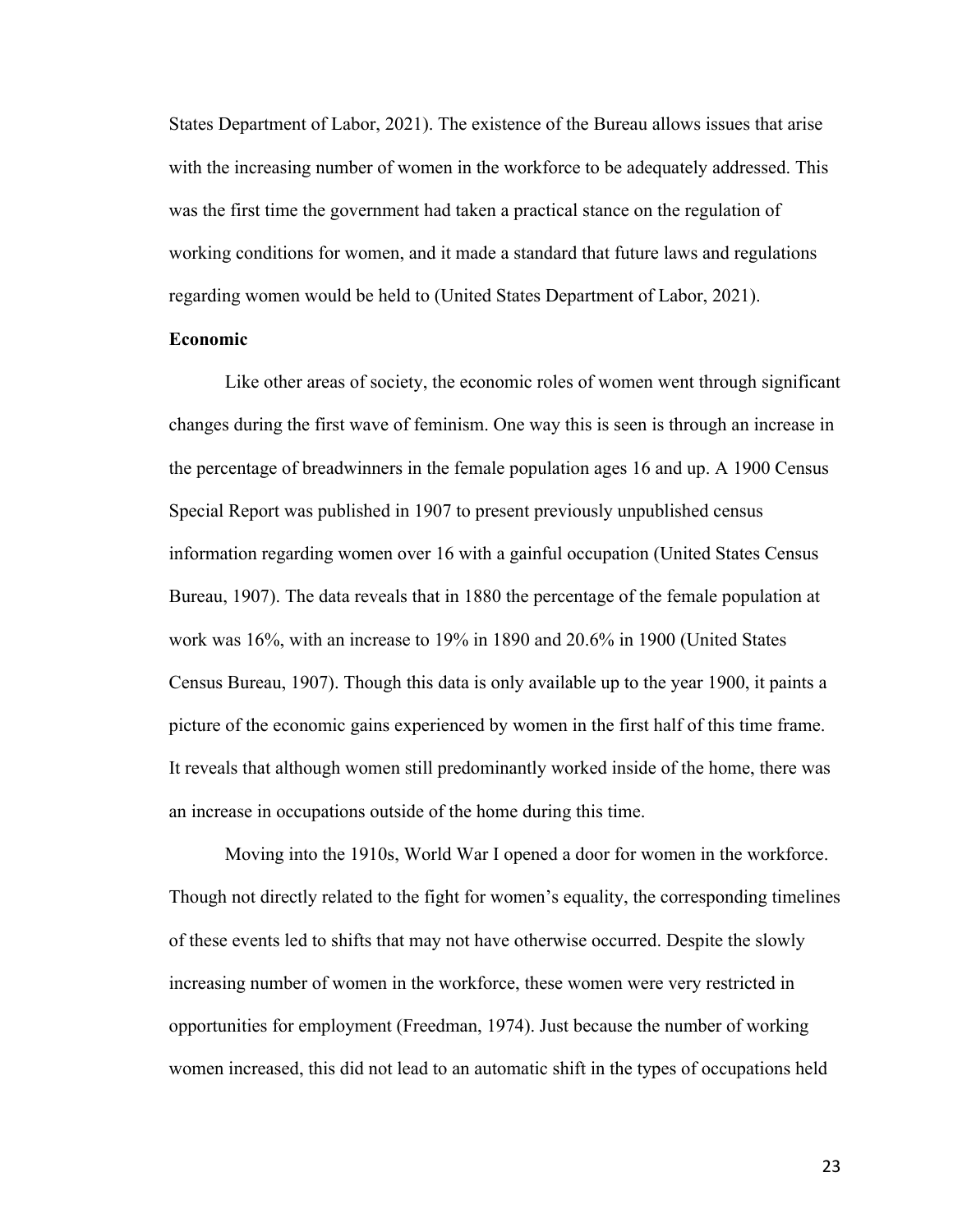States Department of Labor, 2021). The existence of the Bureau allows issues that arise with the increasing number of women in the workforce to be adequately addressed. This was the first time the government had taken a practical stance on the regulation of working conditions for women, and it made a standard that future laws and regulations regarding women would be held to (United States Department of Labor, 2021).

**Economic**

Like other areas of society, the economic roles of women went through significant changes during the first wave of feminism. One way this is seen is through an increase in the percentage of breadwinners in the female population ages 16 and up. A 1900 Census Special Report was published in 1907 to present previously unpublished census information regarding women over 16 with a gainful occupation (United States Census Bureau, 1907). The data reveals that in 1880 the percentage of the female population at work was 16%, with an increase to 19% in 1890 and 20.6% in 1900 (United States Census Bureau, 1907). Though this data is only available up to the year 1900, it paints a picture of the economic gains experienced by women in the first half of this time frame. It reveals that although women still predominantly worked inside of the home, there was an increase in occupations outside of the home during this time.

Moving into the 1910s, World War I opened a door for women in the workforce. Though not directly related to the fight for women's equality, the corresponding timelines of these events led to shifts that may not have otherwise occurred. Despite the slowly increasing number of women in the workforce, these women were very restricted in opportunities for employment (Freedman, 1974). Just because the number of working women increased, this did not lead to an automatic shift in the types of occupations held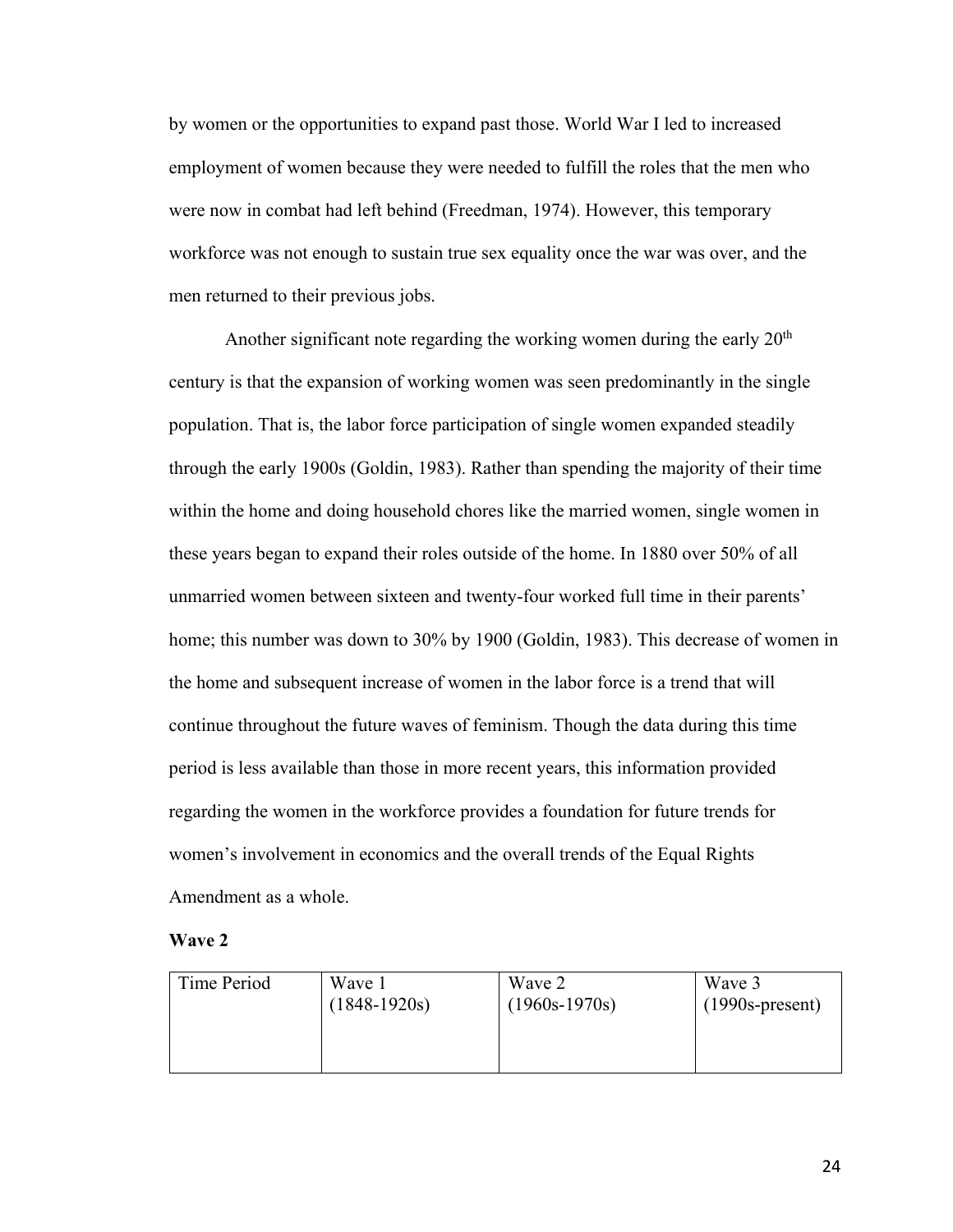by women or the opportunities to expand past those. World War I led to increased employment of women because they were needed to fulfill the roles that the men who were now in combat had left behind (Freedman, 1974). However, this temporary workforce was not enough to sustain true sex equality once the war was over, and the men returned to their previous jobs.

Another significant note regarding the working women during the early 20th century is that the expansion of working women was seen predominantly in the single population. That is, the labor force participation of single women expanded steadily through the early 1900s (Goldin, 1983). Rather than spending the majority of their time within the home and doing household chores like the married women, single women in these years began to expand their roles outside of the home. In 1880 over 50% of all unmarried women between sixteen and twenty-four worked full time in their parents' home; this number was down to 30% by 1900 (Goldin, 1983). This decrease of women in the home and subsequent increase of women in the labor force is a trend that will continue throughout the future waves of feminism. Though the data during this time period is less available than those in more recent years, this information provided regarding the women in the workforce provides a foundation for future trends for women's involvement in economics and the overall trends of the Equal Rights Amendment as a whole.

**Wave 2**

| Time Period | Wave 1 (1848-1920s) | Wave 2 (1960s-1970s) | Wave 3 (1990s-present) |
|---|---|---|---|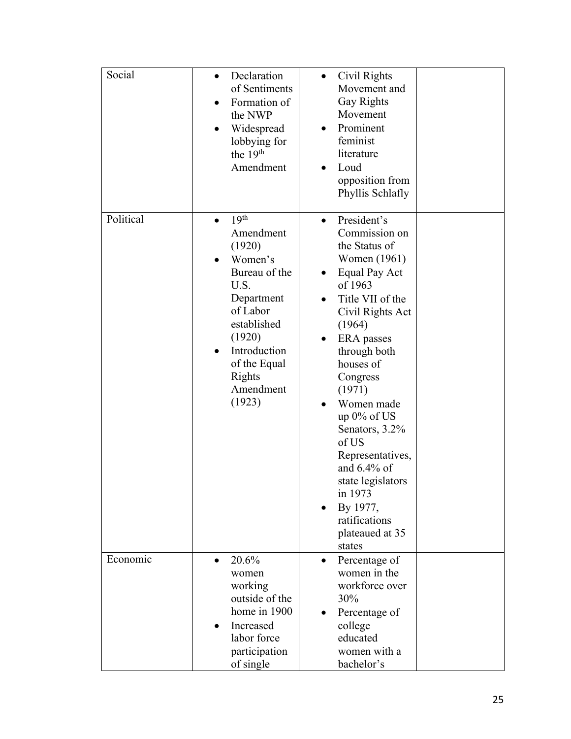| Social | <ul><li>Declaration of Sentiments</li><li>Formation of the NWP</li><li>Widespread lobbying for the 19th Amendment</li></ul> | <ul><li>Civil Rights Movement and Gay Rights Movement</li><li>Prominent feminist literature</li><li>Loud opposition from Phyllis Schlafly</li></ul> | |
|---|---|---|---|
| Political | <ul><li>19th Amendment (1920)</li><li>Women's Bureau of the U.S. Department of Labor established (1920)</li><li>Introduction of the Equal Rights Amendment (1923)</li></ul> | <ul><li>President's Commission on the Status of Women (1961)</li><li>Equal Pay Act of 1963</li><li>Title VII of the Civil Rights Act (1964)</li><li>ERA passes through both houses of Congress (1971)</li><li>Women made up 0% of US Senators, 3.2% of US Representatives, and 6.4% of state legislators in 1973</li><li>By 1977, ratifications plateaued at 35 states</li></ul> | |
| Economic | <ul><li>20.6% women working outside of the home in 1900</li><li>Increased labor force participation of single</li></ul> | <ul><li>Percentage of women in the workforce over 30%</li><li>Percentage of college educated women with a bachelor's</li></ul> | |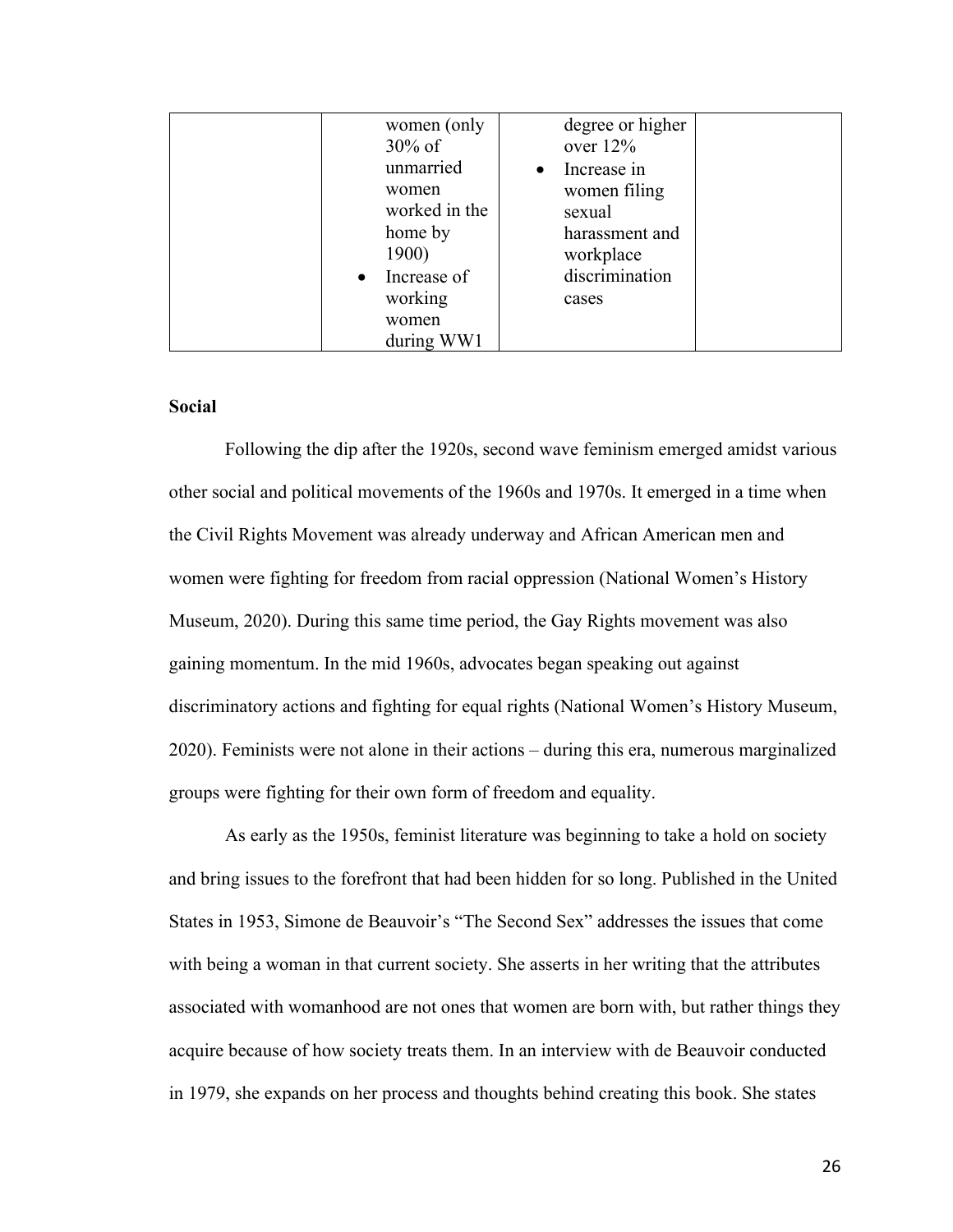| | | | |
|---|---|---|---|
| | women (only 30% of unmarried women worked in the home by 1900)<br>• Increase of working women during WW1 | degree or higher over 12%<br>• Increase in women filing sexual harassment and workplace discrimination cases | |

**Social**

Following the dip after the 1920s, second wave feminism emerged amidst various other social and political movements of the 1960s and 1970s. It emerged in a time when the Civil Rights Movement was already underway and African American men and women were fighting for freedom from racial oppression (National Women's History Museum, 2020). During this same time period, the Gay Rights movement was also gaining momentum. In the mid 1960s, advocates began speaking out against discriminatory actions and fighting for equal rights (National Women's History Museum, 2020). Feminists were not alone in their actions – during this era, numerous marginalized groups were fighting for their own form of freedom and equality.

As early as the 1950s, feminist literature was beginning to take a hold on society and bring issues to the forefront that had been hidden for so long. Published in the United States in 1953, Simone de Beauvoir's "The Second Sex" addresses the issues that come with being a woman in that current society. She asserts in her writing that the attributes associated with womanhood are not ones that women are born with, but rather things they acquire because of how society treats them. In an interview with de Beauvoir conducted in 1979, she expands on her process and thoughts behind creating this book. She states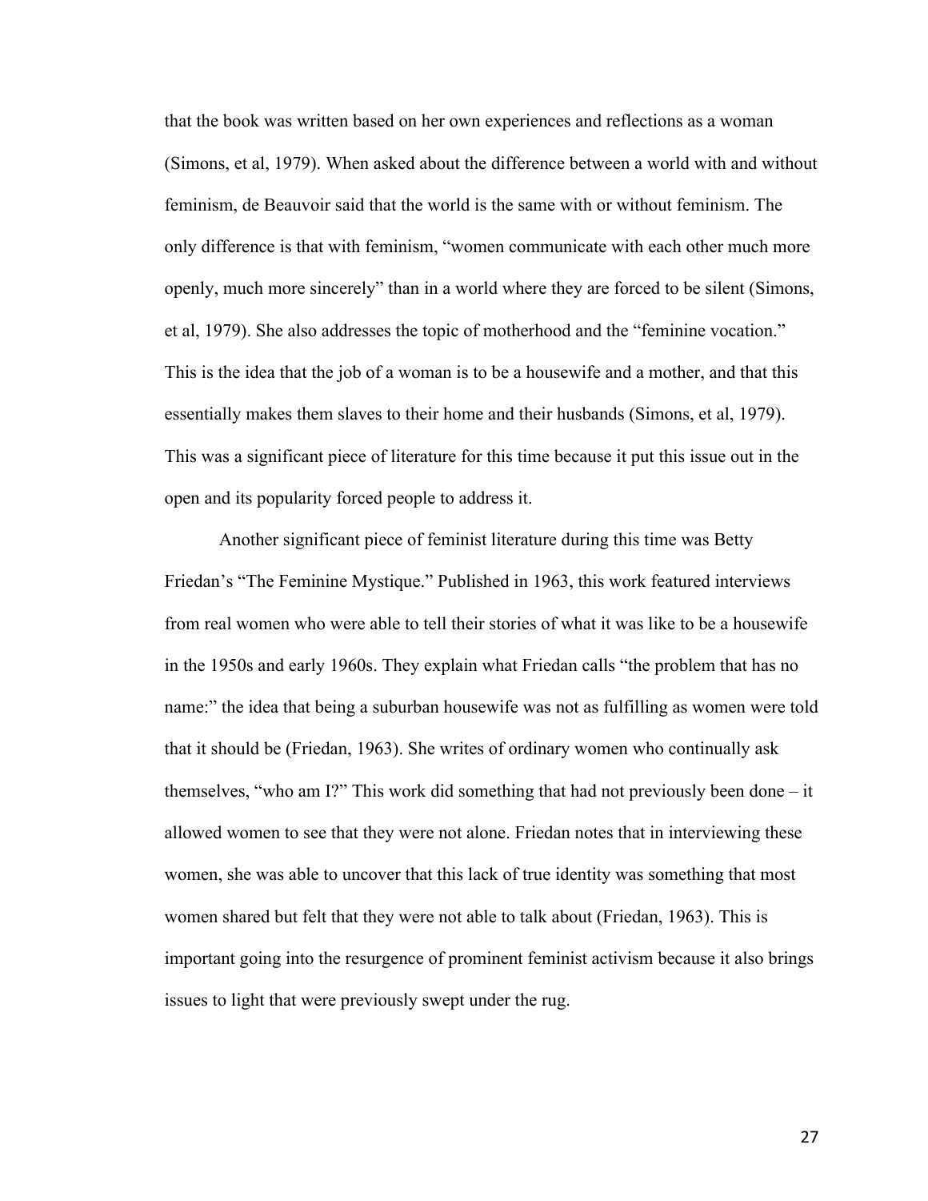that the book was written based on her own experiences and reflections as a woman (Simons, et al, 1979). When asked about the difference between a world with and without feminism, de Beauvoir said that the world is the same with or without feminism. The only difference is that with feminism, "women communicate with each other much more openly, much more sincerely" than in a world where they are forced to be silent (Simons, et al, 1979). She also addresses the topic of motherhood and the "feminine vocation." This is the idea that the job of a woman is to be a housewife and a mother, and that this essentially makes them slaves to their home and their husbands (Simons, et al, 1979). This was a significant piece of literature for this time because it put this issue out in the open and its popularity forced people to address it.

Another significant piece of feminist literature during this time was Betty Friedan's "The Feminine Mystique." Published in 1963, this work featured interviews from real women who were able to tell their stories of what it was like to be a housewife in the 1950s and early 1960s. They explain what Friedan calls "the problem that has no name:" the idea that being a suburban housewife was not as fulfilling as women were told that it should be (Friedan, 1963). She writes of ordinary women who continually ask themselves, "who am I?" This work did something that had not previously been done – it allowed women to see that they were not alone. Friedan notes that in interviewing these women, she was able to uncover that this lack of true identity was something that most women shared but felt that they were not able to talk about (Friedan, 1963). This is important going into the resurgence of prominent feminist activism because it also brings issues to light that were previously swept under the rug.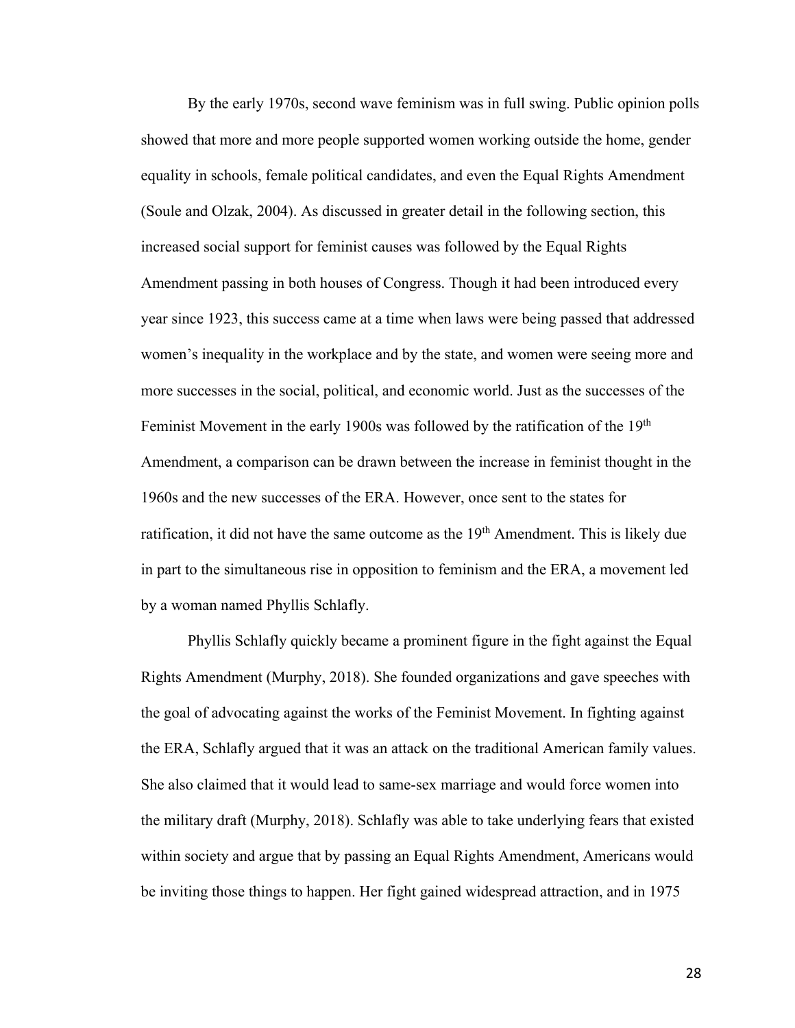By the early 1970s, second wave feminism was in full swing. Public opinion polls showed that more and more people supported women working outside the home, gender equality in schools, female political candidates, and even the Equal Rights Amendment (Soule and Olzak, 2004). As discussed in greater detail in the following section, this increased social support for feminist causes was followed by the Equal Rights Amendment passing in both houses of Congress. Though it had been introduced every year since 1923, this success came at a time when laws were being passed that addressed women's inequality in the workplace and by the state, and women were seeing more and more successes in the social, political, and economic world. Just as the successes of the Feminist Movement in the early 1900s was followed by the ratification of the 19th Amendment, a comparison can be drawn between the increase in feminist thought in the 1960s and the new successes of the ERA. However, once sent to the states for ratification, it did not have the same outcome as the 19th Amendment. This is likely due in part to the simultaneous rise in opposition to feminism and the ERA, a movement led by a woman named Phyllis Schlafly.

Phyllis Schlafly quickly became a prominent figure in the fight against the Equal Rights Amendment (Murphy, 2018). She founded organizations and gave speeches with the goal of advocating against the works of the Feminist Movement. In fighting against the ERA, Schlafly argued that it was an attack on the traditional American family values. She also claimed that it would lead to same-sex marriage and would force women into the military draft (Murphy, 2018). Schlafly was able to take underlying fears that existed within society and argue that by passing an Equal Rights Amendment, Americans would be inviting those things to happen. Her fight gained widespread attraction, and in 1975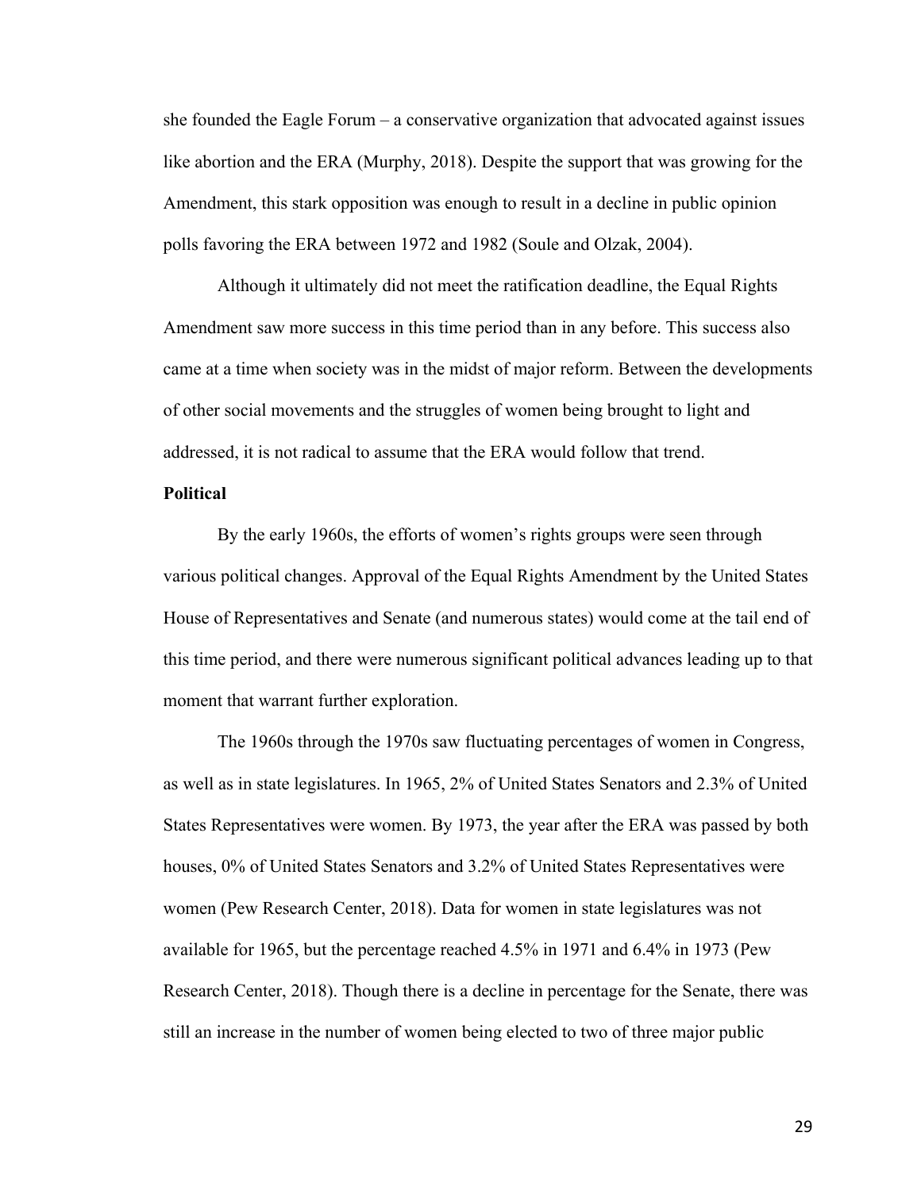she founded the Eagle Forum – a conservative organization that advocated against issues like abortion and the ERA (Murphy, 2018). Despite the support that was growing for the Amendment, this stark opposition was enough to result in a decline in public opinion polls favoring the ERA between 1972 and 1982 (Soule and Olzak, 2004).

Although it ultimately did not meet the ratification deadline, the Equal Rights Amendment saw more success in this time period than in any before. This success also came at a time when society was in the midst of major reform. Between the developments of other social movements and the struggles of women being brought to light and addressed, it is not radical to assume that the ERA would follow that trend.

**Political**

By the early 1960s, the efforts of women's rights groups were seen through various political changes. Approval of the Equal Rights Amendment by the United States House of Representatives and Senate (and numerous states) would come at the tail end of this time period, and there were numerous significant political advances leading up to that moment that warrant further exploration.

The 1960s through the 1970s saw fluctuating percentages of women in Congress, as well as in state legislatures. In 1965, 2% of United States Senators and 2.3% of United States Representatives were women. By 1973, the year after the ERA was passed by both houses, 0% of United States Senators and 3.2% of United States Representatives were women (Pew Research Center, 2018). Data for women in state legislatures was not available for 1965, but the percentage reached 4.5% in 1971 and 6.4% in 1973 (Pew Research Center, 2018). Though there is a decline in percentage for the Senate, there was still an increase in the number of women being elected to two of three major public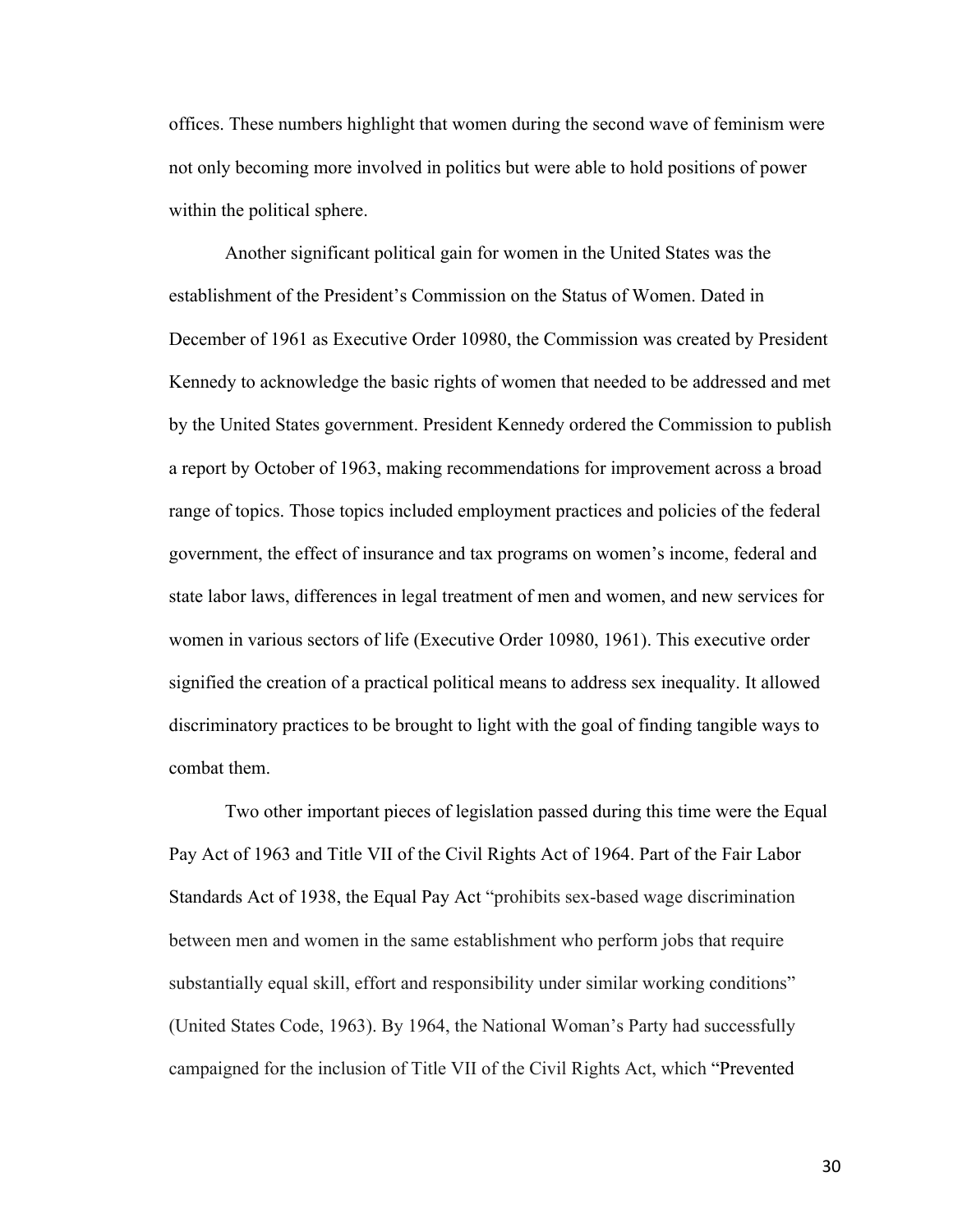offices. These numbers highlight that women during the second wave of feminism were not only becoming more involved in politics but were able to hold positions of power within the political sphere.

Another significant political gain for women in the United States was the establishment of the President's Commission on the Status of Women. Dated in December of 1961 as Executive Order 10980, the Commission was created by President Kennedy to acknowledge the basic rights of women that needed to be addressed and met by the United States government. President Kennedy ordered the Commission to publish a report by October of 1963, making recommendations for improvement across a broad range of topics. Those topics included employment practices and policies of the federal government, the effect of insurance and tax programs on women's income, federal and state labor laws, differences in legal treatment of men and women, and new services for women in various sectors of life (Executive Order 10980, 1961). This executive order signified the creation of a practical political means to address sex inequality. It allowed discriminatory practices to be brought to light with the goal of finding tangible ways to combat them.

Two other important pieces of legislation passed during this time were the Equal Pay Act of 1963 and Title VII of the Civil Rights Act of 1964. Part of the Fair Labor Standards Act of 1938, the Equal Pay Act "prohibits sex-based wage discrimination between men and women in the same establishment who perform jobs that require substantially equal skill, effort and responsibility under similar working conditions" (United States Code, 1963). By 1964, the National Woman's Party had successfully campaigned for the inclusion of Title VII of the Civil Rights Act, which "Prevented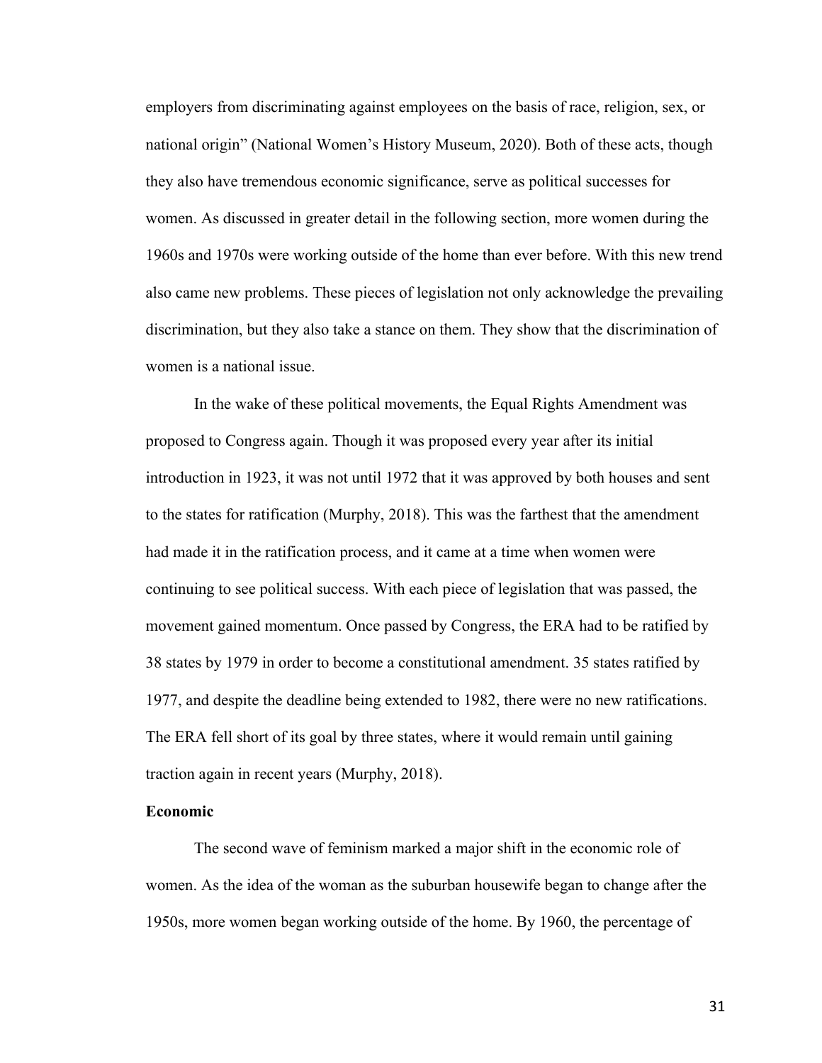employers from discriminating against employees on the basis of race, religion, sex, or national origin" (National Women's History Museum, 2020). Both of these acts, though they also have tremendous economic significance, serve as political successes for women. As discussed in greater detail in the following section, more women during the 1960s and 1970s were working outside of the home than ever before. With this new trend also came new problems. These pieces of legislation not only acknowledge the prevailing discrimination, but they also take a stance on them. They show that the discrimination of women is a national issue.

In the wake of these political movements, the Equal Rights Amendment was proposed to Congress again. Though it was proposed every year after its initial introduction in 1923, it was not until 1972 that it was approved by both houses and sent to the states for ratification (Murphy, 2018). This was the farthest that the amendment had made it in the ratification process, and it came at a time when women were continuing to see political success. With each piece of legislation that was passed, the movement gained momentum. Once passed by Congress, the ERA had to be ratified by 38 states by 1979 in order to become a constitutional amendment. 35 states ratified by 1977, and despite the deadline being extended to 1982, there were no new ratifications. The ERA fell short of its goal by three states, where it would remain until gaining traction again in recent years (Murphy, 2018).

**Economic**

The second wave of feminism marked a major shift in the economic role of women. As the idea of the woman as the suburban housewife began to change after the 1950s, more women began working outside of the home. By 1960, the percentage of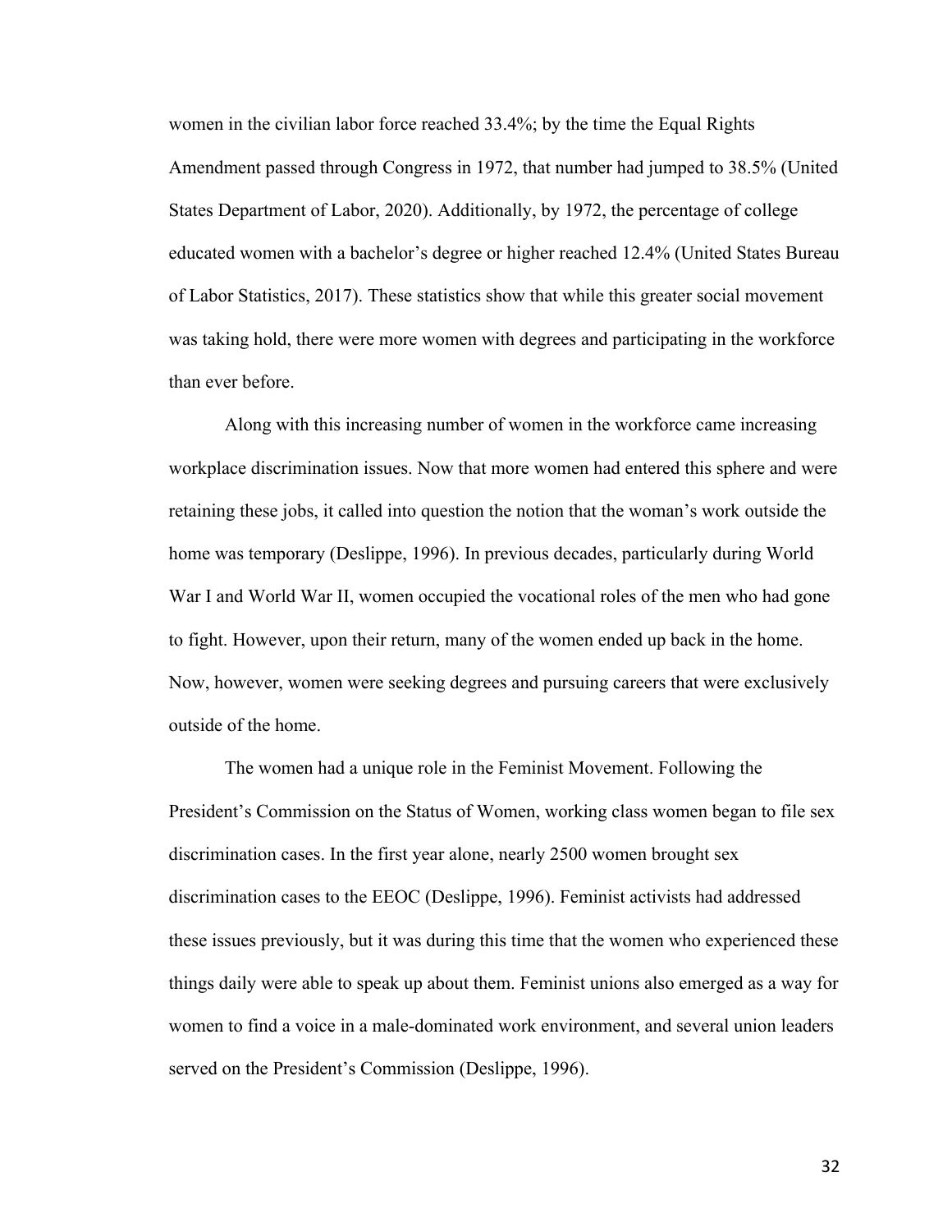women in the civilian labor force reached 33.4%; by the time the Equal Rights Amendment passed through Congress in 1972, that number had jumped to 38.5% (United States Department of Labor, 2020). Additionally, by 1972, the percentage of college educated women with a bachelor's degree or higher reached 12.4% (United States Bureau of Labor Statistics, 2017). These statistics show that while this greater social movement was taking hold, there were more women with degrees and participating in the workforce than ever before.

Along with this increasing number of women in the workforce came increasing workplace discrimination issues. Now that more women had entered this sphere and were retaining these jobs, it called into question the notion that the woman's work outside the home was temporary (Deslippe, 1996). In previous decades, particularly during World War I and World War II, women occupied the vocational roles of the men who had gone to fight. However, upon their return, many of the women ended up back in the home. Now, however, women were seeking degrees and pursuing careers that were exclusively outside of the home.

The women had a unique role in the Feminist Movement. Following the President's Commission on the Status of Women, working class women began to file sex discrimination cases. In the first year alone, nearly 2500 women brought sex discrimination cases to the EEOC (Deslippe, 1996). Feminist activists had addressed these issues previously, but it was during this time that the women who experienced these things daily were able to speak up about them. Feminist unions also emerged as a way for women to find a voice in a male-dominated work environment, and several union leaders served on the President's Commission (Deslippe, 1996).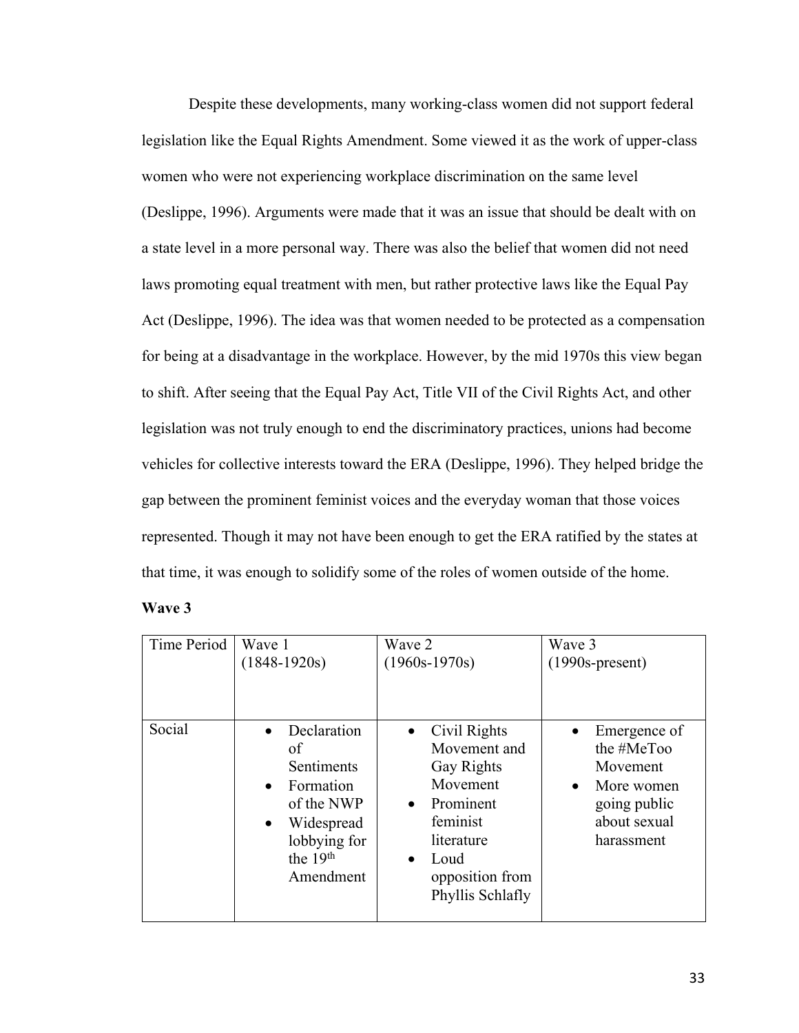Despite these developments, many working-class women did not support federal legislation like the Equal Rights Amendment. Some viewed it as the work of upper-class women who were not experiencing workplace discrimination on the same level (Deslippe, 1996). Arguments were made that it was an issue that should be dealt with on a state level in a more personal way. There was also the belief that women did not need laws promoting equal treatment with men, but rather protective laws like the Equal Pay Act (Deslippe, 1996). The idea was that women needed to be protected as a compensation for being at a disadvantage in the workplace. However, by the mid 1970s this view began to shift. After seeing that the Equal Pay Act, Title VII of the Civil Rights Act, and other legislation was not truly enough to end the discriminatory practices, unions had become vehicles for collective interests toward the ERA (Deslippe, 1996). They helped bridge the gap between the prominent feminist voices and the everyday woman that those voices represented. Though it may not have been enough to get the ERA ratified by the states at that time, it was enough to solidify some of the roles of women outside of the home.

**Wave 3**

| Time Period | Wave 1 (1848-1920s) | Wave 2 (1960s-1970s) | Wave 3 (1990s-present) |
|---|---|---|---|
| Social | • Declaration of Sentiments<br>• Formation of the NWP<br>• Widespread lobbying for the 19th Amendment | • Civil Rights Movement and Gay Rights Movement<br>• Prominent feminist literature<br>• Loud opposition from Phyllis Schlafly | • Emergence of the #MeToo Movement<br>• More women going public about sexual harassment |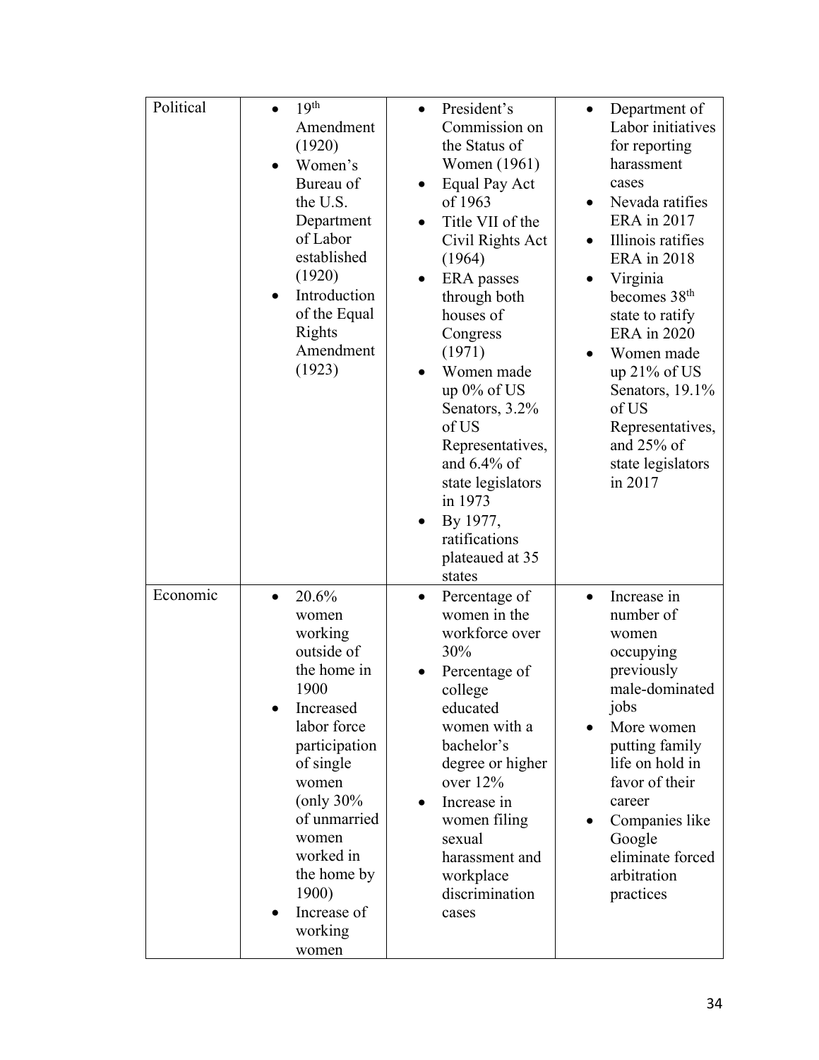| Political | • 19th Amendment (1920)<br>• Women's Bureau of the U.S. Department of Labor established (1920)<br>• Introduction of the Equal Rights Amendment (1923) | • President's Commission on the Status of Women (1961)<br>• Equal Pay Act of 1963<br>• Title VII of the Civil Rights Act (1964)<br>• ERA passes through both houses of Congress (1971)<br>• Women made up 0% of US Senators, 3.2% of US Representatives, and 6.4% of state legislators in 1973<br>• By 1977, ratifications plateaued at 35 states | • Department of Labor initiatives for reporting harassment cases<br>• Nevada ratifies ERA in 2017<br>• Illinois ratifies ERA in 2018<br>• Virginia becomes 38th state to ratify ERA in 2020<br>• Women made up 21% of US Senators, 19.1% of US Representatives, and 25% of state legislators in 2017 |
|---|---|---|---|
| Economic | • 20.6% women working outside of the home in 1900<br>• Increased labor force participation of single women (only 30% of unmarried women worked in the home by 1900)<br>• Increase of working women | • Percentage of women in the workforce over 30%<br>• Percentage of college educated women with a bachelor's degree or higher over 12%<br>• Increase in women filing sexual harassment and workplace discrimination cases | • Increase in number of women occupying previously male-dominated jobs<br>• More women putting family life on hold in favor of their career<br>• Companies like Google eliminate forced arbitration practices |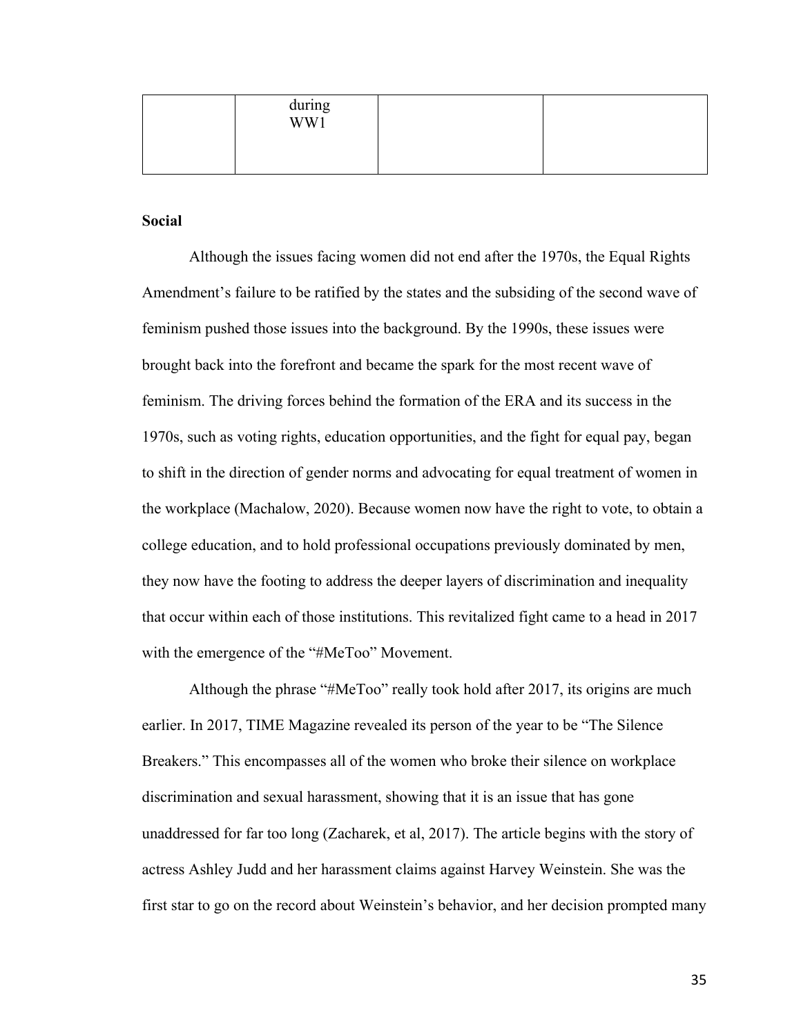|  | during WW1 |  |  |
|---|---|---|---|

**Social**

Although the issues facing women did not end after the 1970s, the Equal Rights Amendment's failure to be ratified by the states and the subsiding of the second wave of feminism pushed those issues into the background. By the 1990s, these issues were brought back into the forefront and became the spark for the most recent wave of feminism. The driving forces behind the formation of the ERA and its success in the 1970s, such as voting rights, education opportunities, and the fight for equal pay, began to shift in the direction of gender norms and advocating for equal treatment of women in the workplace (Machalow, 2020). Because women now have the right to vote, to obtain a college education, and to hold professional occupations previously dominated by men, they now have the footing to address the deeper layers of discrimination and inequality that occur within each of those institutions. This revitalized fight came to a head in 2017 with the emergence of the "#MeToo" Movement.

Although the phrase "#MeToo" really took hold after 2017, its origins are much earlier. In 2017, TIME Magazine revealed its person of the year to be "The Silence Breakers." This encompasses all of the women who broke their silence on workplace discrimination and sexual harassment, showing that it is an issue that has gone unaddressed for far too long (Zacharek, et al, 2017). The article begins with the story of actress Ashley Judd and her harassment claims against Harvey Weinstein. She was the first star to go on the record about Weinstein's behavior, and her decision prompted many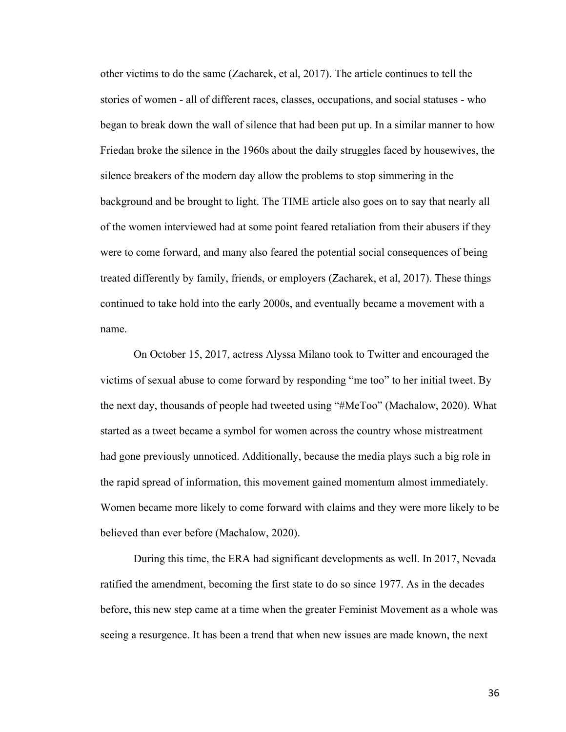other victims to do the same (Zacharek, et al, 2017). The article continues to tell the stories of women - all of different races, classes, occupations, and social statuses - who began to break down the wall of silence that had been put up. In a similar manner to how Friedan broke the silence in the 1960s about the daily struggles faced by housewives, the silence breakers of the modern day allow the problems to stop simmering in the background and be brought to light. The TIME article also goes on to say that nearly all of the women interviewed had at some point feared retaliation from their abusers if they were to come forward, and many also feared the potential social consequences of being treated differently by family, friends, or employers (Zacharek, et al, 2017). These things continued to take hold into the early 2000s, and eventually became a movement with a name.

On October 15, 2017, actress Alyssa Milano took to Twitter and encouraged the victims of sexual abuse to come forward by responding "me too" to her initial tweet. By the next day, thousands of people had tweeted using "#MeToo" (Machalow, 2020). What started as a tweet became a symbol for women across the country whose mistreatment had gone previously unnoticed. Additionally, because the media plays such a big role in the rapid spread of information, this movement gained momentum almost immediately. Women became more likely to come forward with claims and they were more likely to be believed than ever before (Machalow, 2020).

During this time, the ERA had significant developments as well. In 2017, Nevada ratified the amendment, becoming the first state to do so since 1977. As in the decades before, this new step came at a time when the greater Feminist Movement as a whole was seeing a resurgence. It has been a trend that when new issues are made known, the next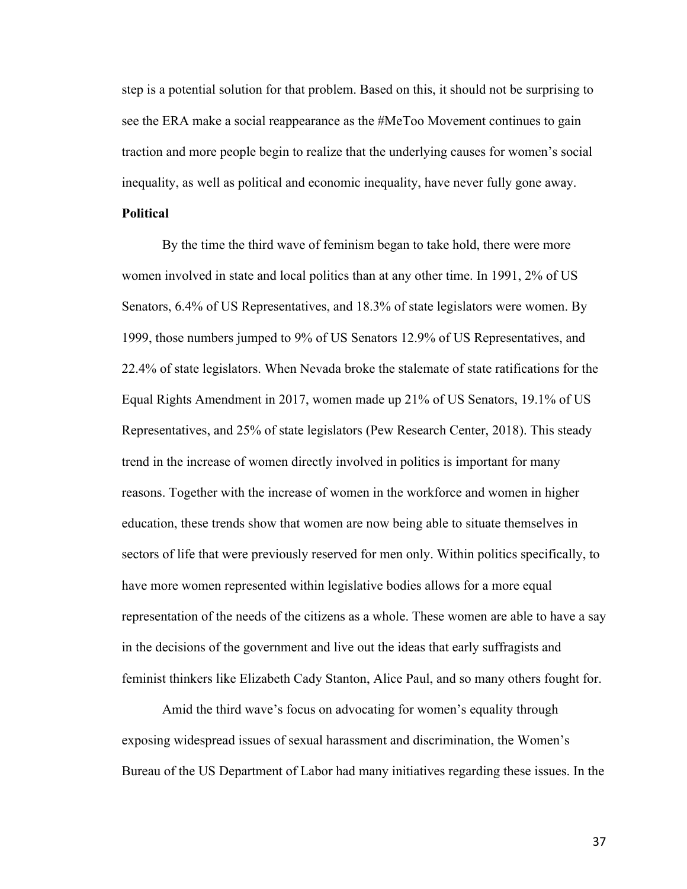step is a potential solution for that problem. Based on this, it should not be surprising to see the ERA make a social reappearance as the #MeToo Movement continues to gain traction and more people begin to realize that the underlying causes for women's social inequality, as well as political and economic inequality, have never fully gone away.

**Political**

By the time the third wave of feminism began to take hold, there were more women involved in state and local politics than at any other time. In 1991, 2% of US Senators, 6.4% of US Representatives, and 18.3% of state legislators were women. By 1999, those numbers jumped to 9% of US Senators 12.9% of US Representatives, and 22.4% of state legislators. When Nevada broke the stalemate of state ratifications for the Equal Rights Amendment in 2017, women made up 21% of US Senators, 19.1% of US Representatives, and 25% of state legislators (Pew Research Center, 2018). This steady trend in the increase of women directly involved in politics is important for many reasons. Together with the increase of women in the workforce and women in higher education, these trends show that women are now being able to situate themselves in sectors of life that were previously reserved for men only. Within politics specifically, to have more women represented within legislative bodies allows for a more equal representation of the needs of the citizens as a whole. These women are able to have a say in the decisions of the government and live out the ideas that early suffragists and feminist thinkers like Elizabeth Cady Stanton, Alice Paul, and so many others fought for.

Amid the third wave's focus on advocating for women's equality through exposing widespread issues of sexual harassment and discrimination, the Women's Bureau of the US Department of Labor had many initiatives regarding these issues. In the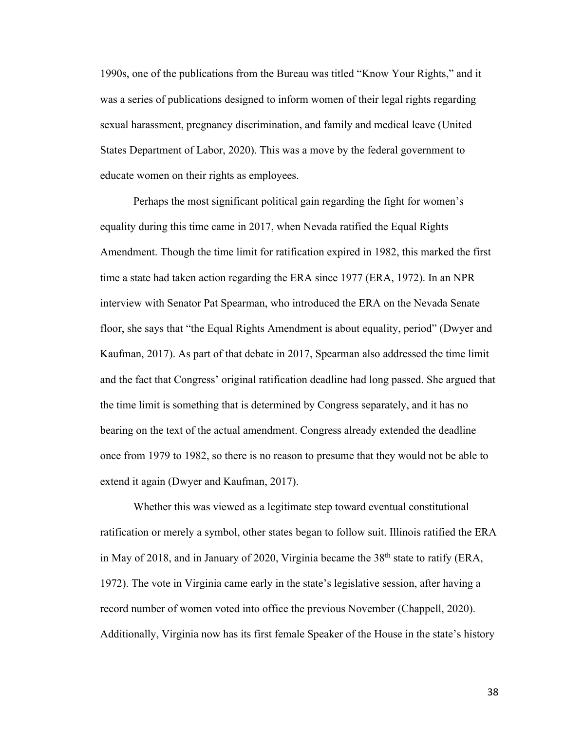1990s, one of the publications from the Bureau was titled "Know Your Rights," and it was a series of publications designed to inform women of their legal rights regarding sexual harassment, pregnancy discrimination, and family and medical leave (United States Department of Labor, 2020). This was a move by the federal government to educate women on their rights as employees.

Perhaps the most significant political gain regarding the fight for women's equality during this time came in 2017, when Nevada ratified the Equal Rights Amendment. Though the time limit for ratification expired in 1982, this marked the first time a state had taken action regarding the ERA since 1977 (ERA, 1972). In an NPR interview with Senator Pat Spearman, who introduced the ERA on the Nevada Senate floor, she says that "the Equal Rights Amendment is about equality, period" (Dwyer and Kaufman, 2017). As part of that debate in 2017, Spearman also addressed the time limit and the fact that Congress' original ratification deadline had long passed. She argued that the time limit is something that is determined by Congress separately, and it has no bearing on the text of the actual amendment. Congress already extended the deadline once from 1979 to 1982, so there is no reason to presume that they would not be able to extend it again (Dwyer and Kaufman, 2017).

Whether this was viewed as a legitimate step toward eventual constitutional ratification or merely a symbol, other states began to follow suit. Illinois ratified the ERA in May of 2018, and in January of 2020, Virginia became the 38th state to ratify (ERA, 1972). The vote in Virginia came early in the state's legislative session, after having a record number of women voted into office the previous November (Chappell, 2020). Additionally, Virginia now has its first female Speaker of the House in the state's history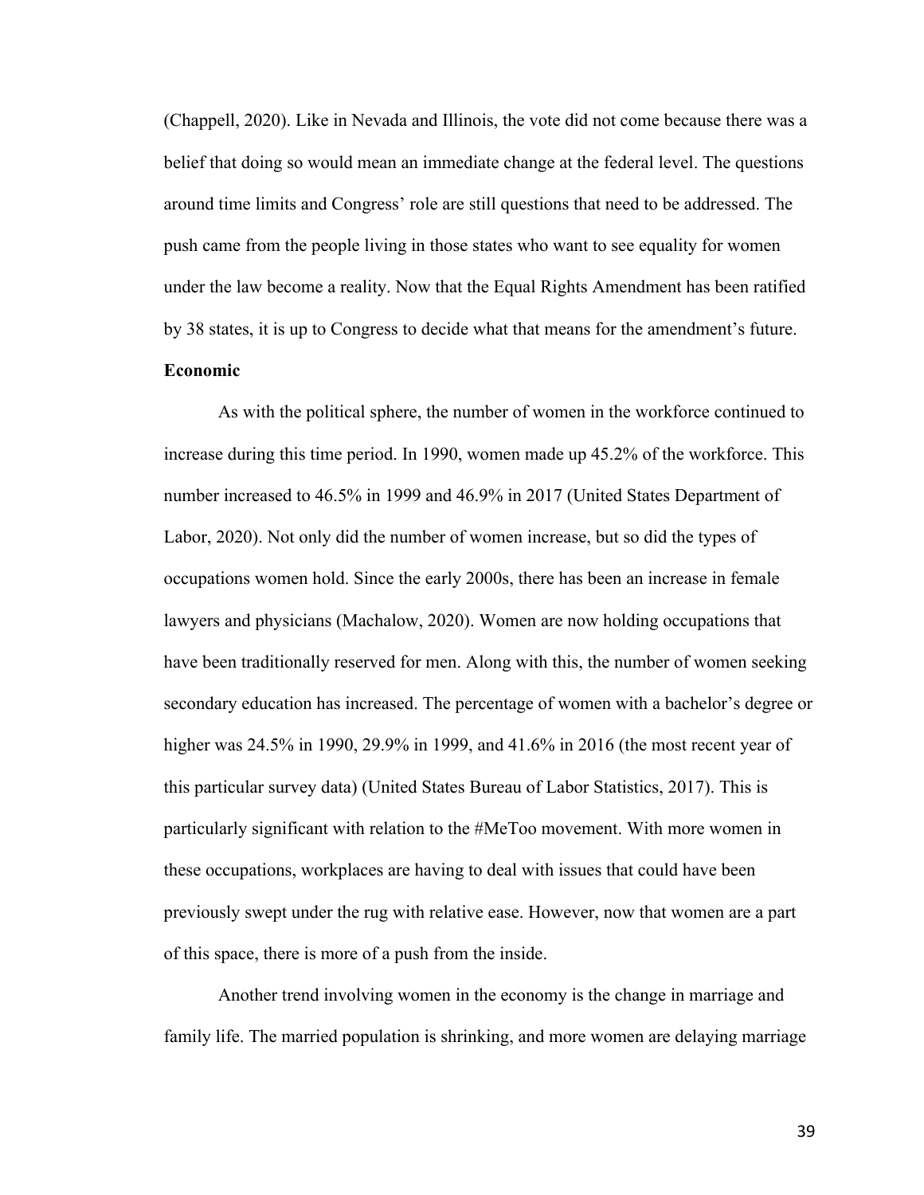(Chappell, 2020). Like in Nevada and Illinois, the vote did not come because there was a belief that doing so would mean an immediate change at the federal level. The questions around time limits and Congress' role are still questions that need to be addressed. The push came from the people living in those states who want to see equality for women under the law become a reality. Now that the Equal Rights Amendment has been ratified by 38 states, it is up to Congress to decide what that means for the amendment's future.

**Economic**

As with the political sphere, the number of women in the workforce continued to increase during this time period. In 1990, women made up 45.2% of the workforce. This number increased to 46.5% in 1999 and 46.9% in 2017 (United States Department of Labor, 2020). Not only did the number of women increase, but so did the types of occupations women hold. Since the early 2000s, there has been an increase in female lawyers and physicians (Machalow, 2020). Women are now holding occupations that have been traditionally reserved for men. Along with this, the number of women seeking secondary education has increased. The percentage of women with a bachelor's degree or higher was 24.5% in 1990, 29.9% in 1999, and 41.6% in 2016 (the most recent year of this particular survey data) (United States Bureau of Labor Statistics, 2017). This is particularly significant with relation to the #MeToo movement. With more women in these occupations, workplaces are having to deal with issues that could have been previously swept under the rug with relative ease. However, now that women are a part of this space, there is more of a push from the inside.

Another trend involving women in the economy is the change in marriage and family life. The married population is shrinking, and more women are delaying marriage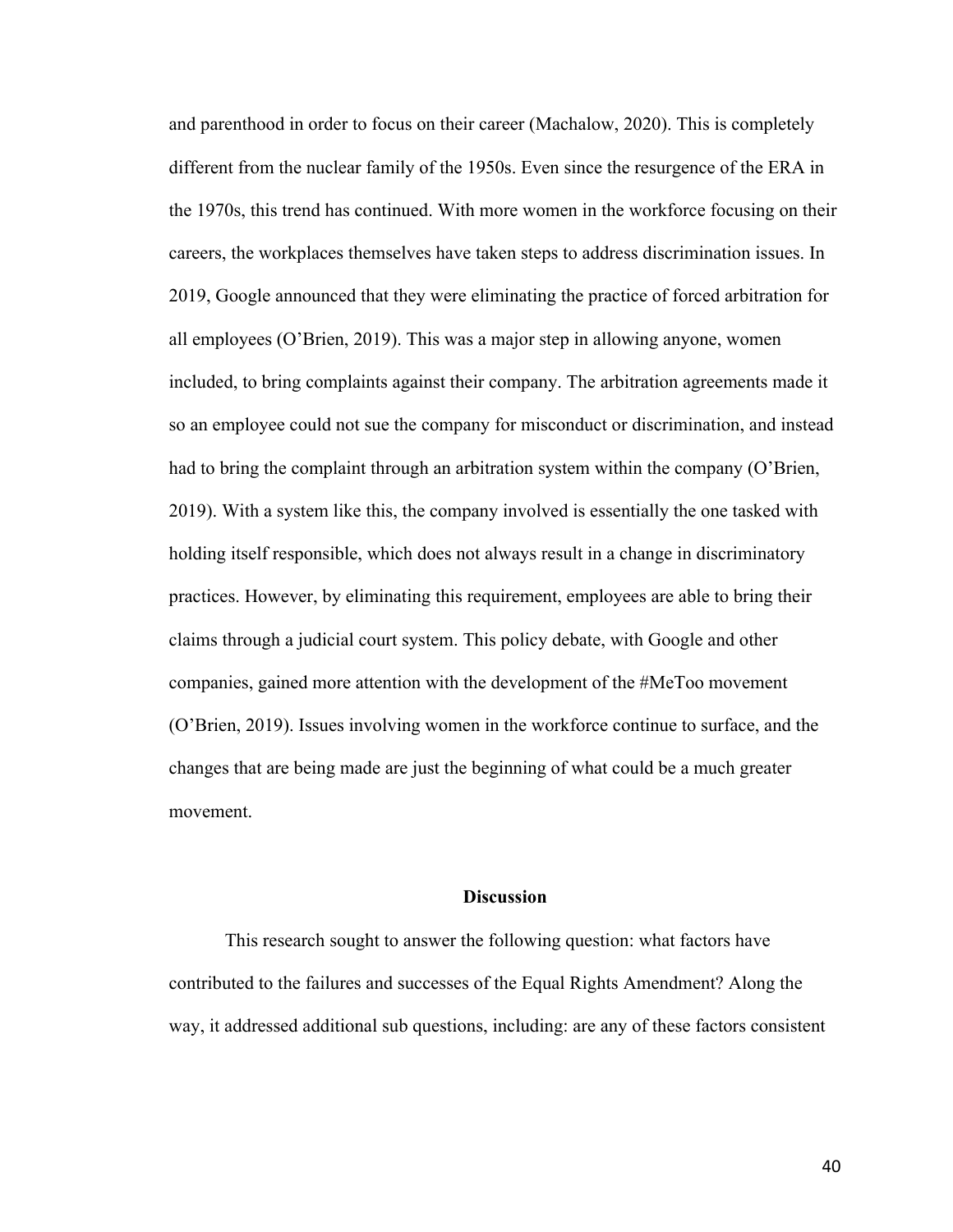and parenthood in order to focus on their career (Machalow, 2020). This is completely different from the nuclear family of the 1950s. Even since the resurgence of the ERA in the 1970s, this trend has continued. With more women in the workforce focusing on their careers, the workplaces themselves have taken steps to address discrimination issues. In 2019, Google announced that they were eliminating the practice of forced arbitration for all employees (O'Brien, 2019). This was a major step in allowing anyone, women included, to bring complaints against their company. The arbitration agreements made it so an employee could not sue the company for misconduct or discrimination, and instead had to bring the complaint through an arbitration system within the company (O'Brien, 2019). With a system like this, the company involved is essentially the one tasked with holding itself responsible, which does not always result in a change in discriminatory practices. However, by eliminating this requirement, employees are able to bring their claims through a judicial court system. This policy debate, with Google and other companies, gained more attention with the development of the #MeToo movement (O'Brien, 2019). Issues involving women in the workforce continue to surface, and the changes that are being made are just the beginning of what could be a much greater movement.

## Discussion

This research sought to answer the following question: what factors have contributed to the failures and successes of the Equal Rights Amendment? Along the way, it addressed additional sub questions, including: are any of these factors consistent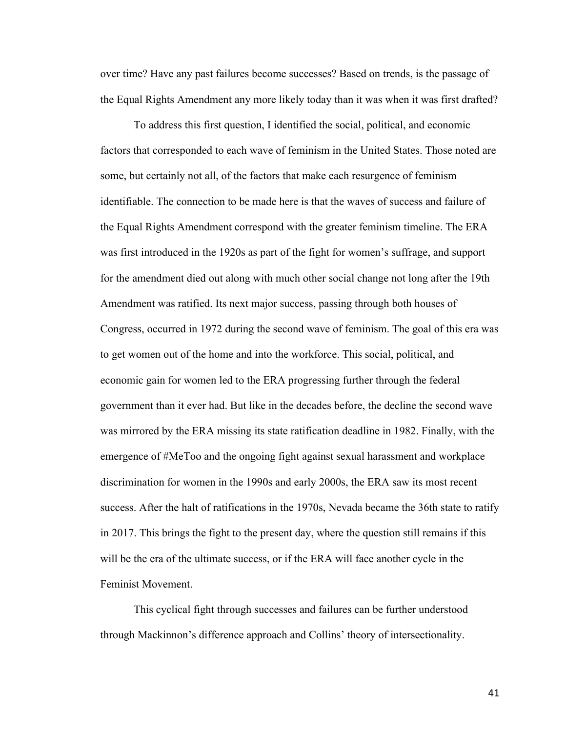over time? Have any past failures become successes? Based on trends, is the passage of the Equal Rights Amendment any more likely today than it was when it was first drafted?

To address this first question, I identified the social, political, and economic factors that corresponded to each wave of feminism in the United States. Those noted are some, but certainly not all, of the factors that make each resurgence of feminism identifiable. The connection to be made here is that the waves of success and failure of the Equal Rights Amendment correspond with the greater feminism timeline. The ERA was first introduced in the 1920s as part of the fight for women's suffrage, and support for the amendment died out along with much other social change not long after the 19th Amendment was ratified. Its next major success, passing through both houses of Congress, occurred in 1972 during the second wave of feminism. The goal of this era was to get women out of the home and into the workforce. This social, political, and economic gain for women led to the ERA progressing further through the federal government than it ever had. But like in the decades before, the decline the second wave was mirrored by the ERA missing its state ratification deadline in 1982. Finally, with the emergence of #MeToo and the ongoing fight against sexual harassment and workplace discrimination for women in the 1990s and early 2000s, the ERA saw its most recent success. After the halt of ratifications in the 1970s, Nevada became the 36th state to ratify in 2017. This brings the fight to the present day, where the question still remains if this will be the era of the ultimate success, or if the ERA will face another cycle in the Feminist Movement.

This cyclical fight through successes and failures can be further understood through Mackinnon's difference approach and Collins' theory of intersectionality.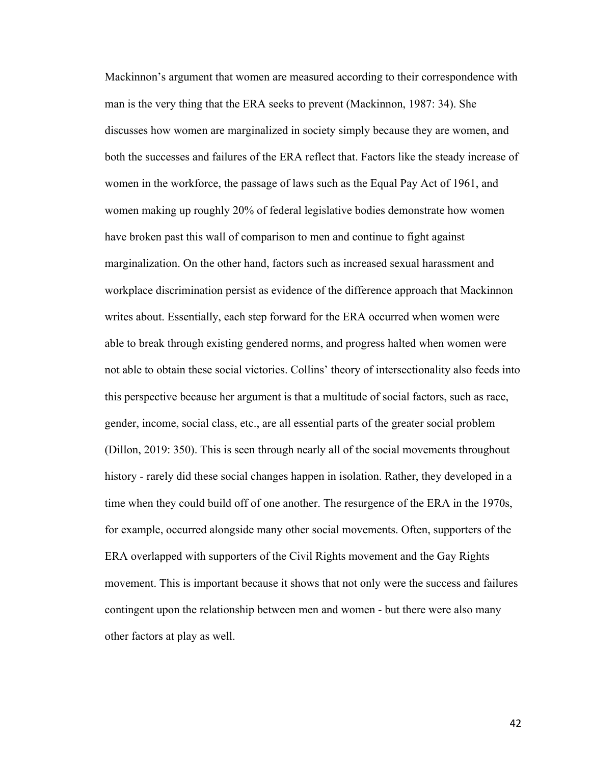Mackinnon's argument that women are measured according to their correspondence with man is the very thing that the ERA seeks to prevent (Mackinnon, 1987: 34). She discusses how women are marginalized in society simply because they are women, and both the successes and failures of the ERA reflect that. Factors like the steady increase of women in the workforce, the passage of laws such as the Equal Pay Act of 1961, and women making up roughly 20% of federal legislative bodies demonstrate how women have broken past this wall of comparison to men and continue to fight against marginalization. On the other hand, factors such as increased sexual harassment and workplace discrimination persist as evidence of the difference approach that Mackinnon writes about. Essentially, each step forward for the ERA occurred when women were able to break through existing gendered norms, and progress halted when women were not able to obtain these social victories. Collins' theory of intersectionality also feeds into this perspective because her argument is that a multitude of social factors, such as race, gender, income, social class, etc., are all essential parts of the greater social problem (Dillon, 2019: 350). This is seen through nearly all of the social movements throughout history - rarely did these social changes happen in isolation. Rather, they developed in a time when they could build off of one another. The resurgence of the ERA in the 1970s, for example, occurred alongside many other social movements. Often, supporters of the ERA overlapped with supporters of the Civil Rights movement and the Gay Rights movement. This is important because it shows that not only were the success and failures contingent upon the relationship between men and women - but there were also many other factors at play as well.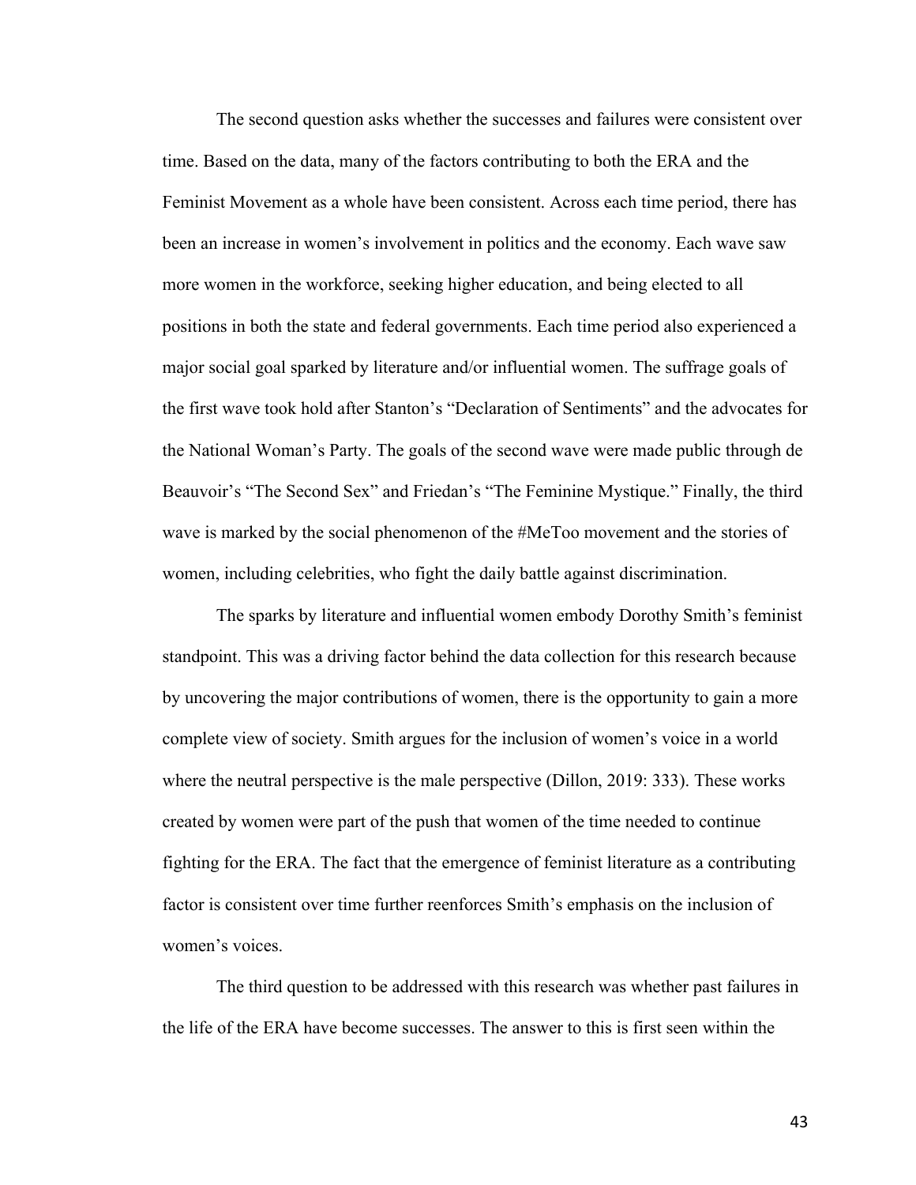The second question asks whether the successes and failures were consistent over time. Based on the data, many of the factors contributing to both the ERA and the Feminist Movement as a whole have been consistent. Across each time period, there has been an increase in women's involvement in politics and the economy. Each wave saw more women in the workforce, seeking higher education, and being elected to all positions in both the state and federal governments. Each time period also experienced a major social goal sparked by literature and/or influential women. The suffrage goals of the first wave took hold after Stanton's "Declaration of Sentiments" and the advocates for the National Woman's Party. The goals of the second wave were made public through de Beauvoir's "The Second Sex" and Friedan's "The Feminine Mystique." Finally, the third wave is marked by the social phenomenon of the #MeToo movement and the stories of women, including celebrities, who fight the daily battle against discrimination.

The sparks by literature and influential women embody Dorothy Smith's feminist standpoint. This was a driving factor behind the data collection for this research because by uncovering the major contributions of women, there is the opportunity to gain a more complete view of society. Smith argues for the inclusion of women's voice in a world where the neutral perspective is the male perspective (Dillon, 2019: 333). These works created by women were part of the push that women of the time needed to continue fighting for the ERA. The fact that the emergence of feminist literature as a contributing factor is consistent over time further reenforces Smith's emphasis on the inclusion of women's voices.

The third question to be addressed with this research was whether past failures in the life of the ERA have become successes. The answer to this is first seen within the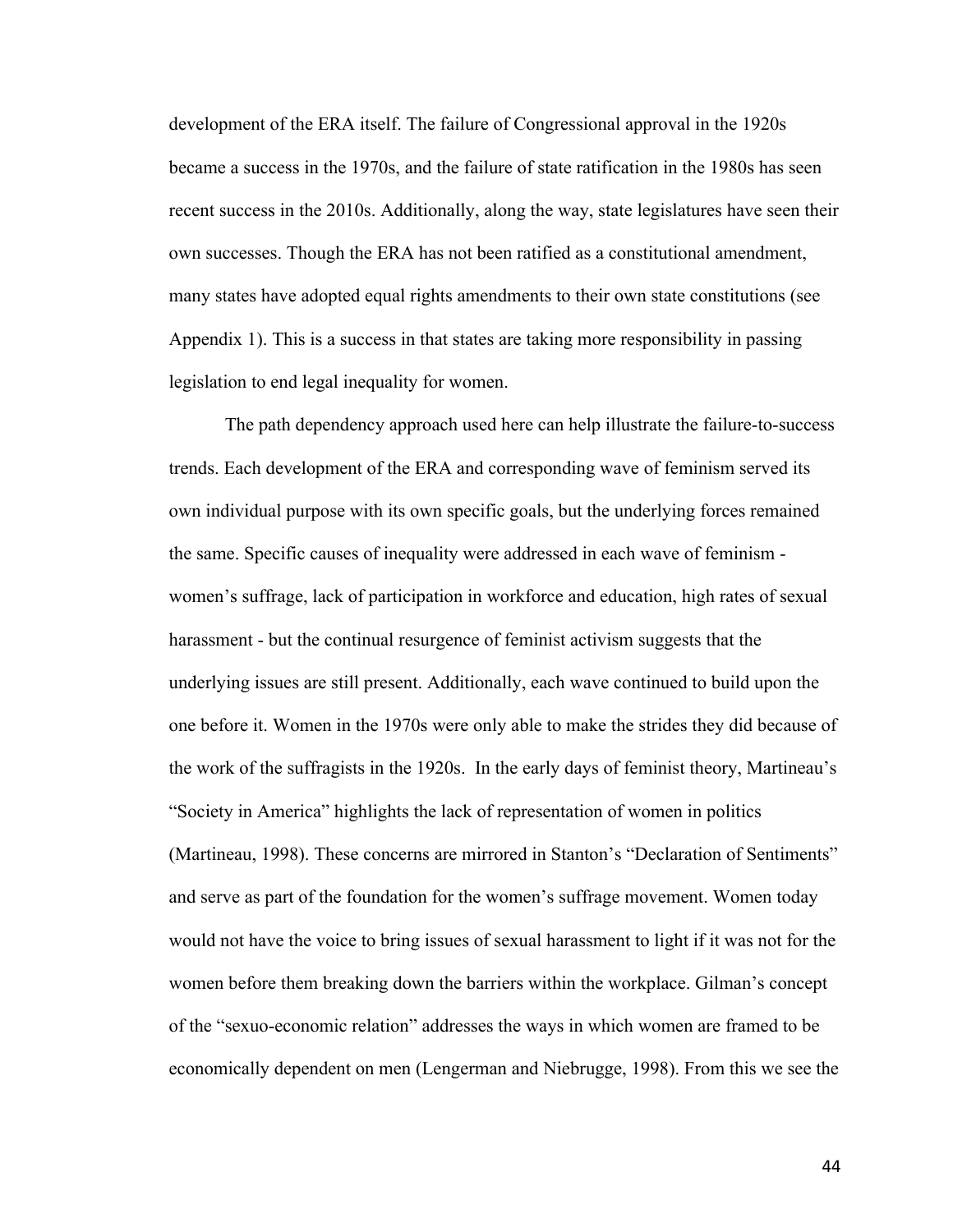development of the ERA itself. The failure of Congressional approval in the 1920s became a success in the 1970s, and the failure of state ratification in the 1980s has seen recent success in the 2010s. Additionally, along the way, state legislatures have seen their own successes. Though the ERA has not been ratified as a constitutional amendment, many states have adopted equal rights amendments to their own state constitutions (see Appendix 1). This is a success in that states are taking more responsibility in passing legislation to end legal inequality for women.

The path dependency approach used here can help illustrate the failure-to-success trends. Each development of the ERA and corresponding wave of feminism served its own individual purpose with its own specific goals, but the underlying forces remained the same. Specific causes of inequality were addressed in each wave of feminism - women's suffrage, lack of participation in workforce and education, high rates of sexual harassment - but the continual resurgence of feminist activism suggests that the underlying issues are still present. Additionally, each wave continued to build upon the one before it. Women in the 1970s were only able to make the strides they did because of the work of the suffragists in the 1920s. In the early days of feminist theory, Martineau's "Society in America" highlights the lack of representation of women in politics (Martineau, 1998). These concerns are mirrored in Stanton's "Declaration of Sentiments" and serve as part of the foundation for the women's suffrage movement. Women today would not have the voice to bring issues of sexual harassment to light if it was not for the women before them breaking down the barriers within the workplace. Gilman's concept of the "sexuo-economic relation" addresses the ways in which women are framed to be economically dependent on men (Lengerman and Niebrugge, 1998). From this we see the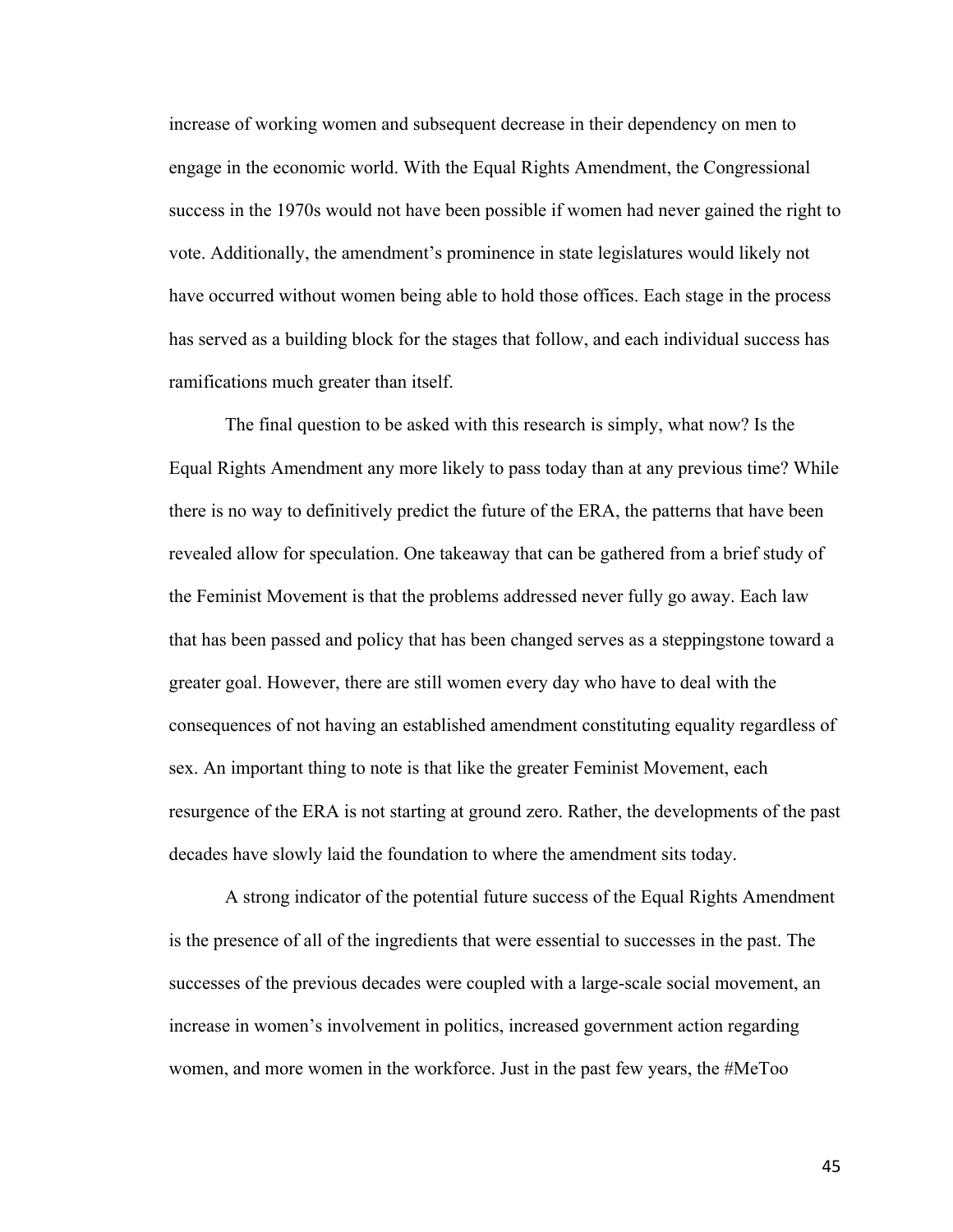increase of working women and subsequent decrease in their dependency on men to engage in the economic world. With the Equal Rights Amendment, the Congressional success in the 1970s would not have been possible if women had never gained the right to vote. Additionally, the amendment's prominence in state legislatures would likely not have occurred without women being able to hold those offices. Each stage in the process has served as a building block for the stages that follow, and each individual success has ramifications much greater than itself.

The final question to be asked with this research is simply, what now? Is the Equal Rights Amendment any more likely to pass today than at any previous time? While there is no way to definitively predict the future of the ERA, the patterns that have been revealed allow for speculation. One takeaway that can be gathered from a brief study of the Feminist Movement is that the problems addressed never fully go away. Each law that has been passed and policy that has been changed serves as a steppingstone toward a greater goal. However, there are still women every day who have to deal with the consequences of not having an established amendment constituting equality regardless of sex. An important thing to note is that like the greater Feminist Movement, each resurgence of the ERA is not starting at ground zero. Rather, the developments of the past decades have slowly laid the foundation to where the amendment sits today.

A strong indicator of the potential future success of the Equal Rights Amendment is the presence of all of the ingredients that were essential to successes in the past. The successes of the previous decades were coupled with a large-scale social movement, an increase in women's involvement in politics, increased government action regarding women, and more women in the workforce. Just in the past few years, the #MeToo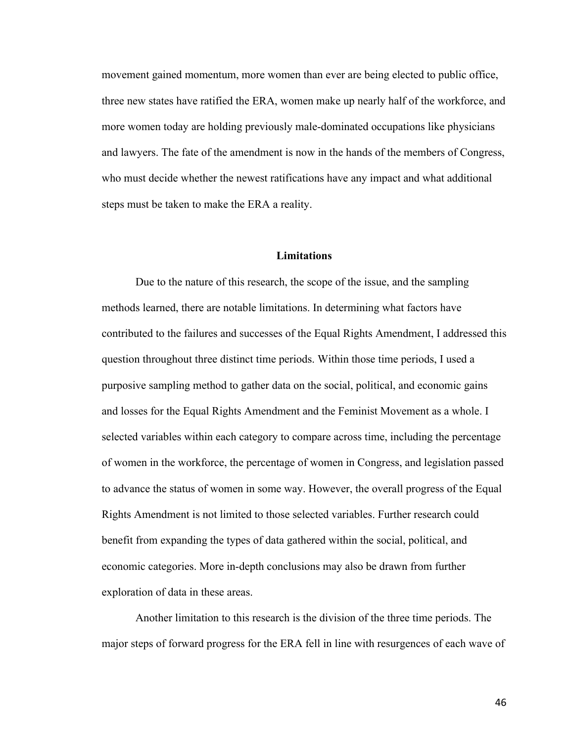movement gained momentum, more women than ever are being elected to public office, three new states have ratified the ERA, women make up nearly half of the workforce, and more women today are holding previously male-dominated occupations like physicians and lawyers. The fate of the amendment is now in the hands of the members of Congress, who must decide whether the newest ratifications have any impact and what additional steps must be taken to make the ERA a reality.

## Limitations

Due to the nature of this research, the scope of the issue, and the sampling methods learned, there are notable limitations. In determining what factors have contributed to the failures and successes of the Equal Rights Amendment, I addressed this question throughout three distinct time periods. Within those time periods, I used a purposive sampling method to gather data on the social, political, and economic gains and losses for the Equal Rights Amendment and the Feminist Movement as a whole. I selected variables within each category to compare across time, including the percentage of women in the workforce, the percentage of women in Congress, and legislation passed to advance the status of women in some way. However, the overall progress of the Equal Rights Amendment is not limited to those selected variables. Further research could benefit from expanding the types of data gathered within the social, political, and economic categories. More in-depth conclusions may also be drawn from further exploration of data in these areas.

Another limitation to this research is the division of the three time periods. The major steps of forward progress for the ERA fell in line with resurgences of each wave of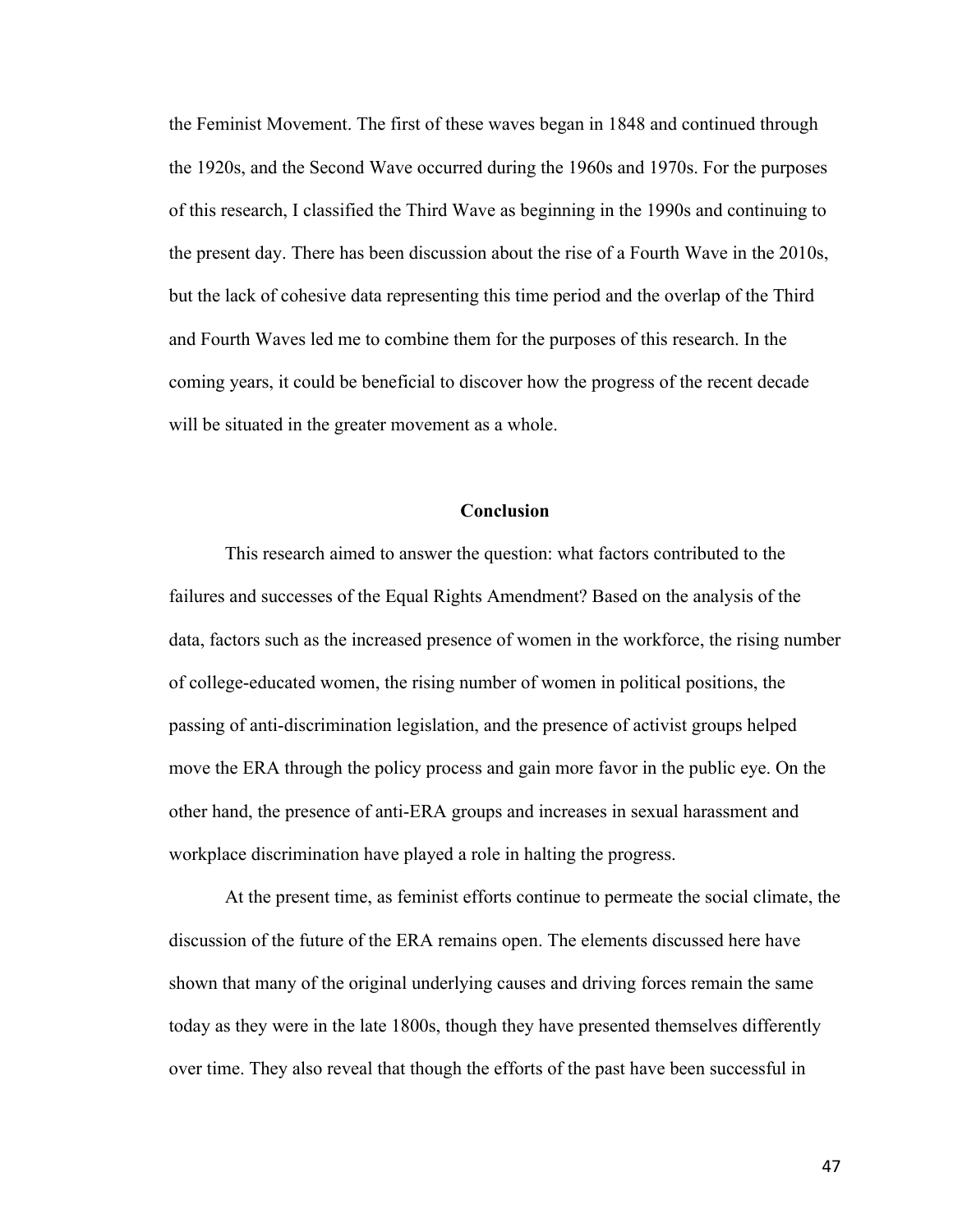the Feminist Movement. The first of these waves began in 1848 and continued through the 1920s, and the Second Wave occurred during the 1960s and 1970s. For the purposes of this research, I classified the Third Wave as beginning in the 1990s and continuing to the present day. There has been discussion about the rise of a Fourth Wave in the 2010s, but the lack of cohesive data representing this time period and the overlap of the Third and Fourth Waves led me to combine them for the purposes of this research. In the coming years, it could be beneficial to discover how the progress of the recent decade will be situated in the greater movement as a whole.

## Conclusion

This research aimed to answer the question: what factors contributed to the failures and successes of the Equal Rights Amendment? Based on the analysis of the data, factors such as the increased presence of women in the workforce, the rising number of college-educated women, the rising number of women in political positions, the passing of anti-discrimination legislation, and the presence of activist groups helped move the ERA through the policy process and gain more favor in the public eye. On the other hand, the presence of anti-ERA groups and increases in sexual harassment and workplace discrimination have played a role in halting the progress.

At the present time, as feminist efforts continue to permeate the social climate, the discussion of the future of the ERA remains open. The elements discussed here have shown that many of the original underlying causes and driving forces remain the same today as they were in the late 1800s, though they have presented themselves differently over time. They also reveal that though the efforts of the past have been successful in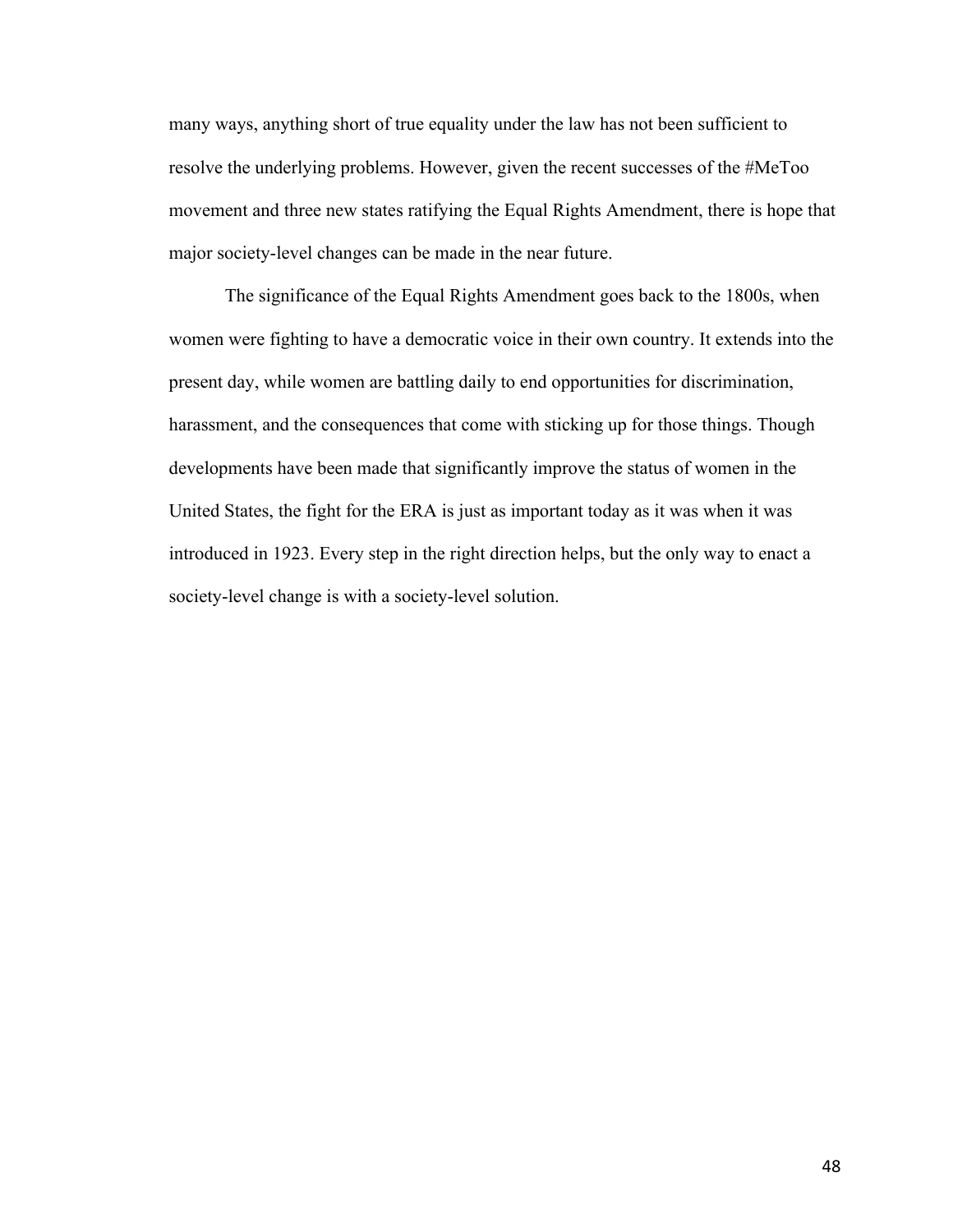many ways, anything short of true equality under the law has not been sufficient to resolve the underlying problems. However, given the recent successes of the #MeToo movement and three new states ratifying the Equal Rights Amendment, there is hope that major society-level changes can be made in the near future.

The significance of the Equal Rights Amendment goes back to the 1800s, when women were fighting to have a democratic voice in their own country. It extends into the present day, while women are battling daily to end opportunities for discrimination, harassment, and the consequences that come with sticking up for those things. Though developments have been made that significantly improve the status of women in the United States, the fight for the ERA is just as important today as it was when it was introduced in 1923. Every step in the right direction helps, but the only way to enact a society-level change is with a society-level solution.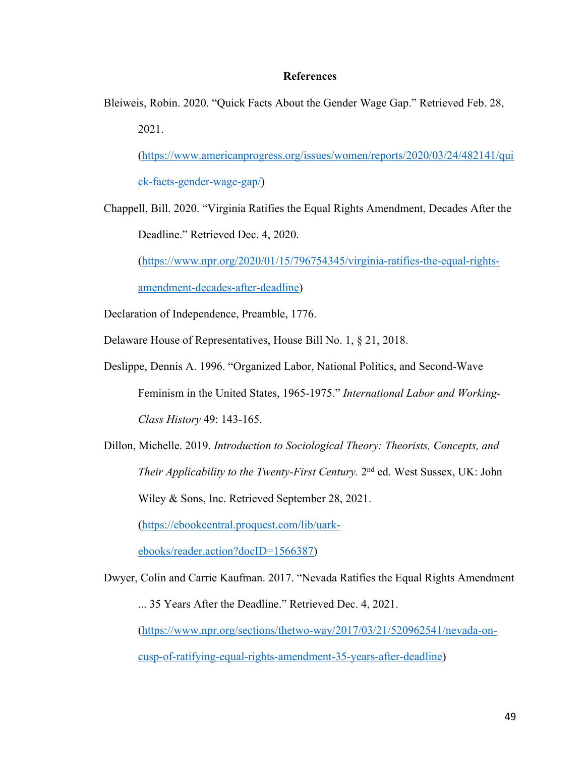## References

Bleiweis, Robin. 2020. "Quick Facts About the Gender Wage Gap." Retrieved Feb. 28, 2021. (https://www.americanprogress.org/issues/women/reports/2020/03/24/482141/quick-facts-gender-wage-gap/)

Chappell, Bill. 2020. "Virginia Ratifies the Equal Rights Amendment, Decades After the Deadline." Retrieved Dec. 4, 2020. (https://www.npr.org/2020/01/15/796754345/virginia-ratifies-the-equal-rights-amendment-decades-after-deadline)

Declaration of Independence, Preamble, 1776.

Delaware House of Representatives, House Bill No. 1, § 21, 2018.

Deslippe, Dennis A. 1996. "Organized Labor, National Politics, and Second-Wave Feminism in the United States, 1965-1975." *International Labor and Working-Class History* 49: 143-165.

Dillon, Michelle. 2019. *Introduction to Sociological Theory: Theorists, Concepts, and Their Applicability to the Twenty-First Century.* 2nd ed. West Sussex, UK: John Wiley & Sons, Inc. Retrieved September 28, 2021. (https://ebookcentral.proquest.com/lib/uark-ebooks/reader.action?docID=1566387)

Dwyer, Colin and Carrie Kaufman. 2017. "Nevada Ratifies the Equal Rights Amendment ... 35 Years After the Deadline." Retrieved Dec. 4, 2021. (https://www.npr.org/sections/thetwo-way/2017/03/21/520962541/nevada-on-cusp-of-ratifying-equal-rights-amendment-35-years-after-deadline)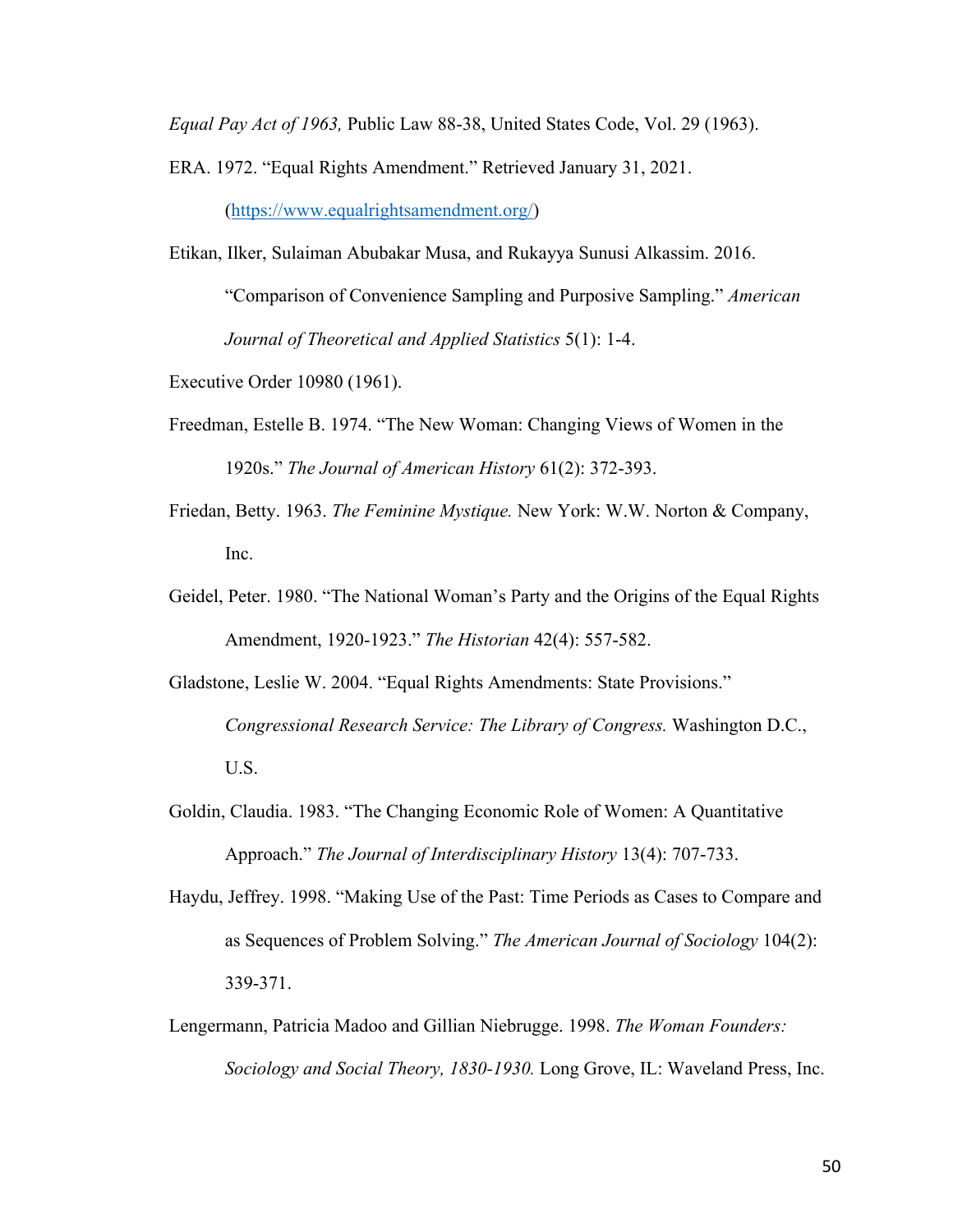*Equal Pay Act of 1963,* Public Law 88-38, United States Code, Vol. 29 (1963).

ERA. 1972. "Equal Rights Amendment." Retrieved January 31, 2021. (https://www.equalrightsamendment.org/)

Etikan, Ilker, Sulaiman Abubakar Musa, and Rukayya Sunusi Alkassim. 2016. "Comparison of Convenience Sampling and Purposive Sampling." *American Journal of Theoretical and Applied Statistics* 5(1): 1-4.

Executive Order 10980 (1961).

Freedman, Estelle B. 1974. "The New Woman: Changing Views of Women in the 1920s." *The Journal of American History* 61(2): 372-393.

Friedan, Betty. 1963. *The Feminine Mystique.* New York: W.W. Norton & Company, Inc.

Geidel, Peter. 1980. "The National Woman's Party and the Origins of the Equal Rights Amendment, 1920-1923." *The Historian* 42(4): 557-582.

Gladstone, Leslie W. 2004. "Equal Rights Amendments: State Provisions." *Congressional Research Service: The Library of Congress.* Washington D.C., U.S.

Goldin, Claudia. 1983. "The Changing Economic Role of Women: A Quantitative Approach." *The Journal of Interdisciplinary History* 13(4): 707-733.

Haydu, Jeffrey. 1998. "Making Use of the Past: Time Periods as Cases to Compare and as Sequences of Problem Solving." *The American Journal of Sociology* 104(2): 339-371.

Lengermann, Patricia Madoo and Gillian Niebrugge. 1998. *The Woman Founders: Sociology and Social Theory, 1830-1930.* Long Grove, IL: Waveland Press, Inc.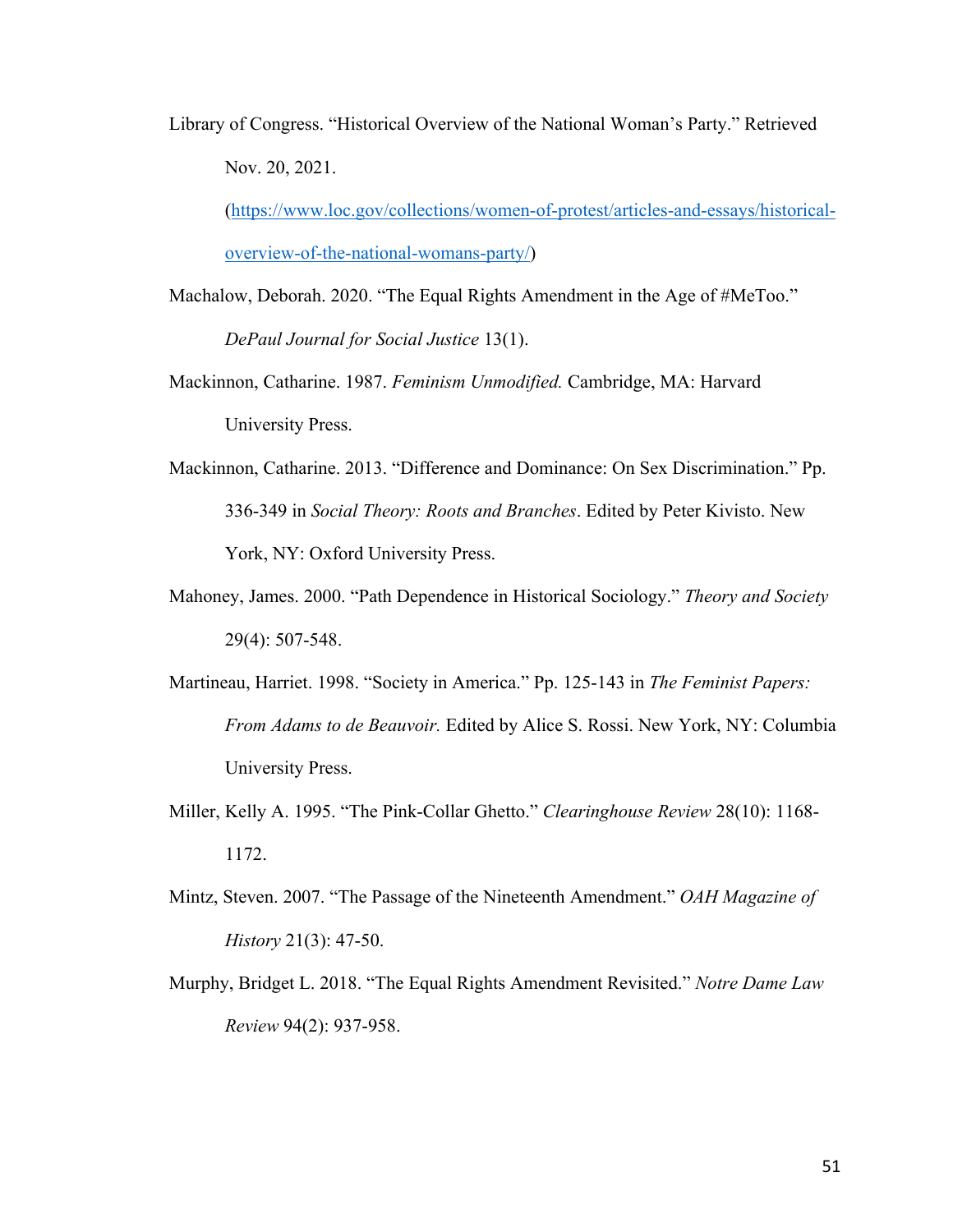Library of Congress. "Historical Overview of the National Woman's Party." Retrieved Nov. 20, 2021. (https://www.loc.gov/collections/women-of-protest/articles-and-essays/historical-overview-of-the-national-womans-party/)

Machalow, Deborah. 2020. "The Equal Rights Amendment in the Age of #MeToo." *DePaul Journal for Social Justice* 13(1).

Mackinnon, Catharine. 1987. *Feminism Unmodified.* Cambridge, MA: Harvard University Press.

Mackinnon, Catharine. 2013. "Difference and Dominance: On Sex Discrimination." Pp. 336-349 in *Social Theory: Roots and Branches*. Edited by Peter Kivisto. New York, NY: Oxford University Press.

Mahoney, James. 2000. "Path Dependence in Historical Sociology." *Theory and Society* 29(4): 507-548.

Martineau, Harriet. 1998. "Society in America." Pp. 125-143 in *The Feminist Papers: From Adams to de Beauvoir.* Edited by Alice S. Rossi. New York, NY: Columbia University Press.

Miller, Kelly A. 1995. "The Pink-Collar Ghetto." *Clearinghouse Review* 28(10): 1168-1172.

Mintz, Steven. 2007. "The Passage of the Nineteenth Amendment." *OAH Magazine of History* 21(3): 47-50.

Murphy, Bridget L. 2018. "The Equal Rights Amendment Revisited." *Notre Dame Law Review* 94(2): 937-958.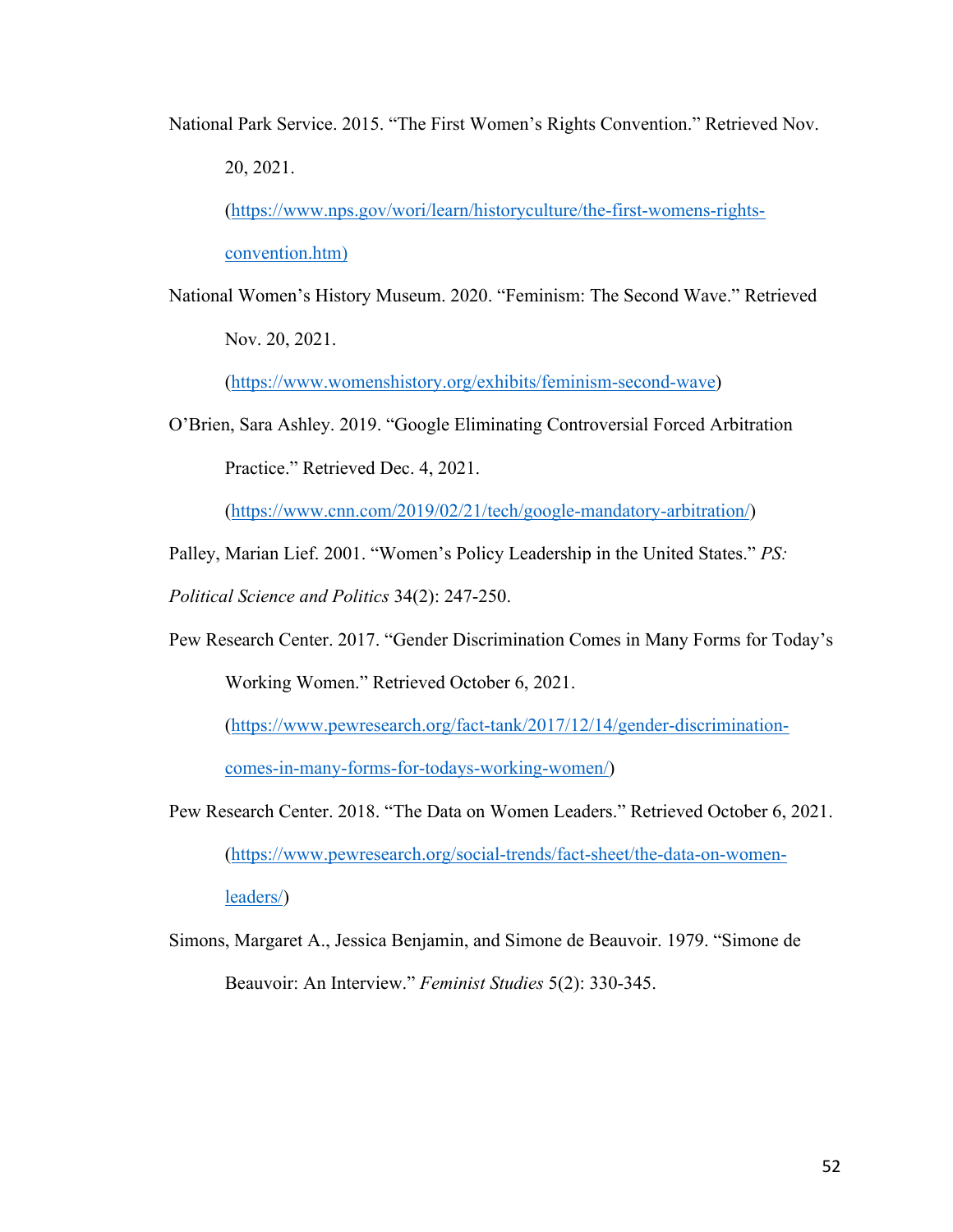National Park Service. 2015. "The First Women's Rights Convention." Retrieved Nov. 20, 2021. (https://www.nps.gov/wori/learn/historyculture/the-first-womens-rights-convention.htm)

National Women's History Museum. 2020. "Feminism: The Second Wave." Retrieved Nov. 20, 2021. (https://www.womenshistory.org/exhibits/feminism-second-wave)

O'Brien, Sara Ashley. 2019. "Google Eliminating Controversial Forced Arbitration Practice." Retrieved Dec. 4, 2021. (https://www.cnn.com/2019/02/21/tech/google-mandatory-arbitration/)

Palley, Marian Lief. 2001. "Women's Policy Leadership in the United States." *PS: Political Science and Politics* 34(2): 247-250.

Pew Research Center. 2017. "Gender Discrimination Comes in Many Forms for Today's Working Women." Retrieved October 6, 2021. (https://www.pewresearch.org/fact-tank/2017/12/14/gender-discrimination-comes-in-many-forms-for-todays-working-women/)

Pew Research Center. 2018. "The Data on Women Leaders." Retrieved October 6, 2021. (https://www.pewresearch.org/social-trends/fact-sheet/the-data-on-women-leaders/)

Simons, Margaret A., Jessica Benjamin, and Simone de Beauvoir. 1979. "Simone de Beauvoir: An Interview." *Feminist Studies* 5(2): 330-345.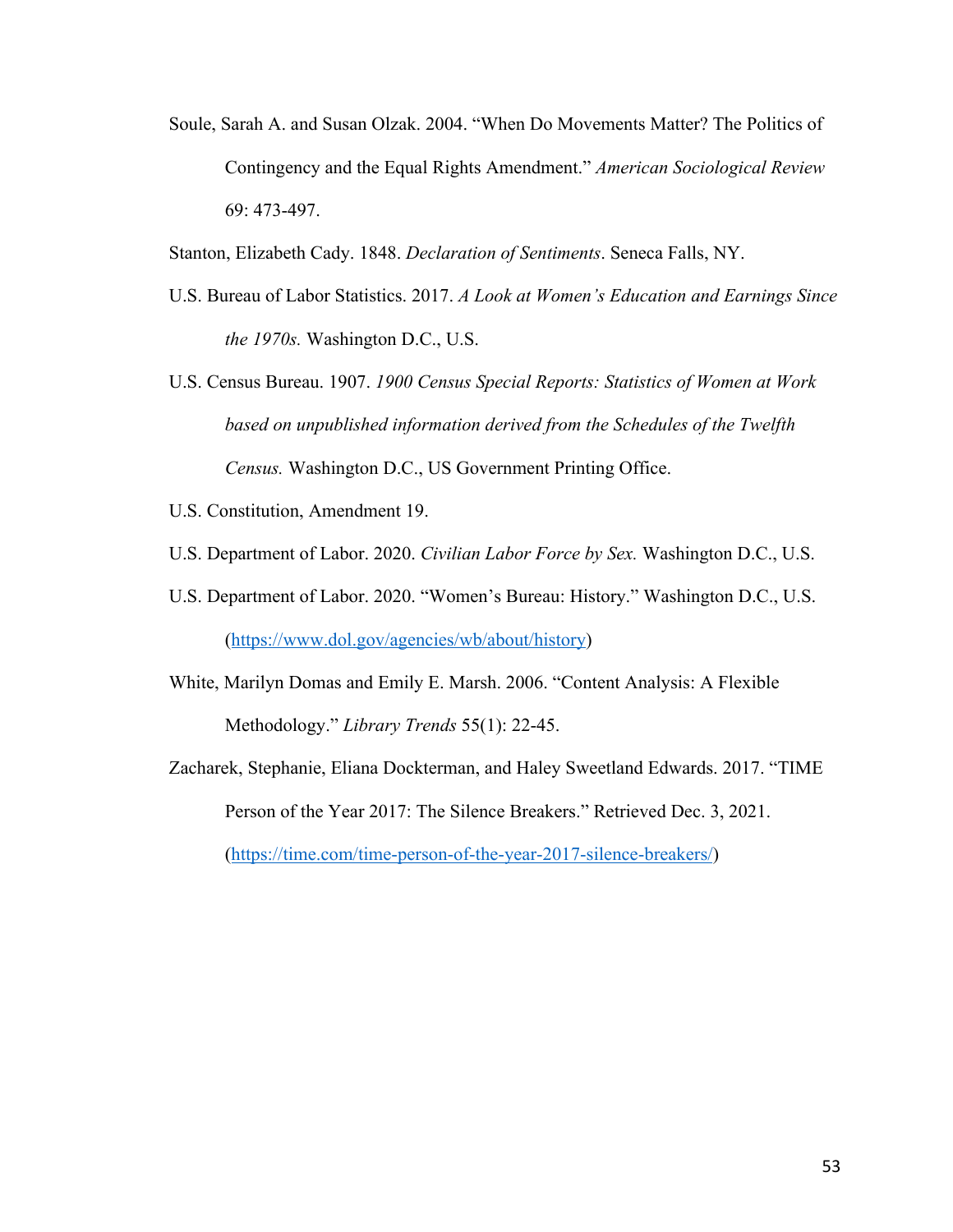Soule, Sarah A. and Susan Olzak. 2004. "When Do Movements Matter? The Politics of Contingency and the Equal Rights Amendment." *American Sociological Review* 69: 473-497.

Stanton, Elizabeth Cady. 1848. *Declaration of Sentiments*. Seneca Falls, NY.

U.S. Bureau of Labor Statistics. 2017. *A Look at Women's Education and Earnings Since the 1970s.* Washington D.C., U.S.

U.S. Census Bureau. 1907. *1900 Census Special Reports: Statistics of Women at Work based on unpublished information derived from the Schedules of the Twelfth Census.* Washington D.C., US Government Printing Office.

U.S. Constitution, Amendment 19.

U.S. Department of Labor. 2020. *Civilian Labor Force by Sex.* Washington D.C., U.S.

U.S. Department of Labor. 2020. "Women's Bureau: History." Washington D.C., U.S. (https://www.dol.gov/agencies/wb/about/history)

White, Marilyn Domas and Emily E. Marsh. 2006. "Content Analysis: A Flexible Methodology." *Library Trends* 55(1): 22-45.

Zacharek, Stephanie, Eliana Dockterman, and Haley Sweetland Edwards. 2017. "TIME Person of the Year 2017: The Silence Breakers." Retrieved Dec. 3, 2021. (https://time.com/time-person-of-the-year-2017-silence-breakers/)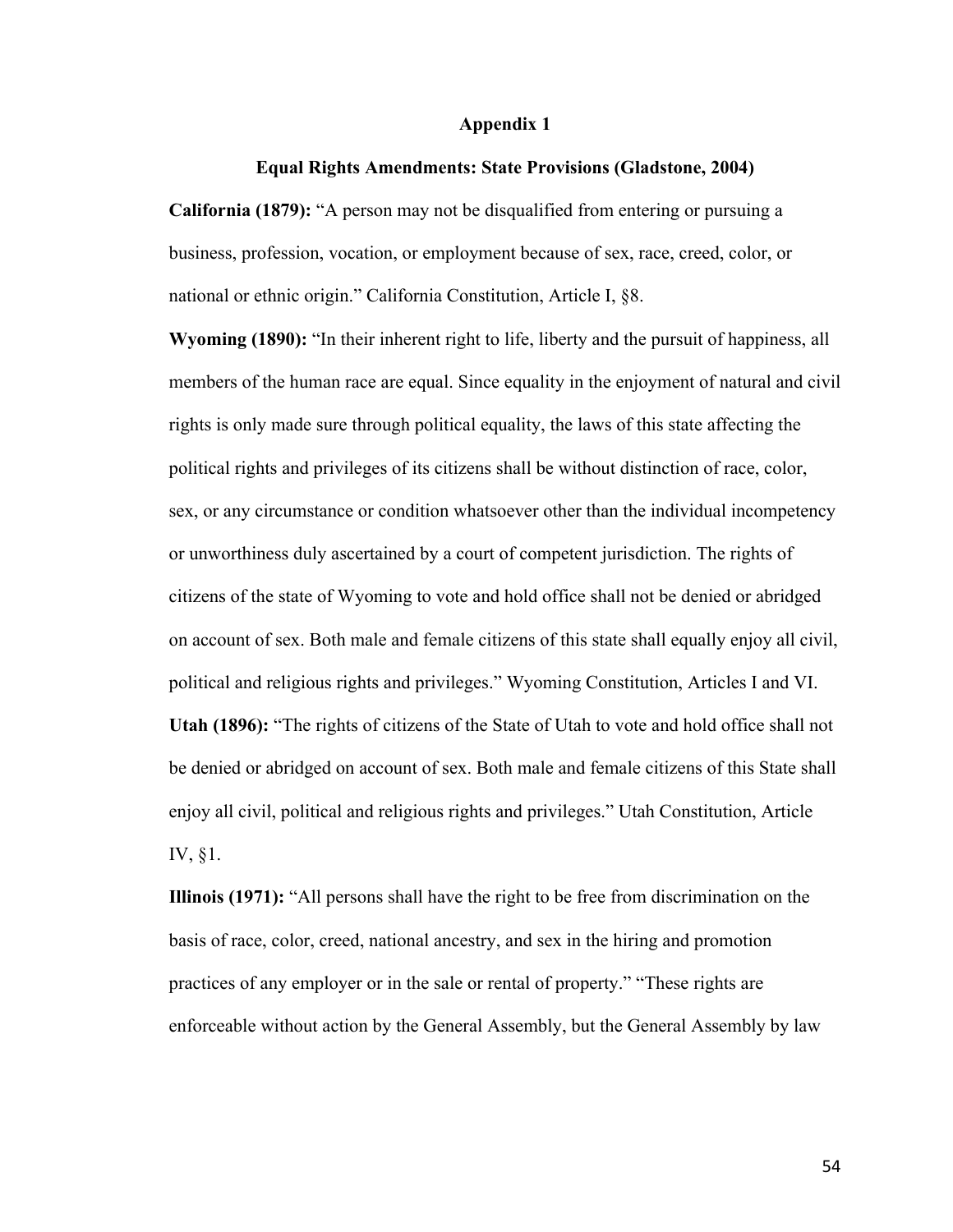## Appendix 1

### Equal Rights Amendments: State Provisions (Gladstone, 2004)

**California (1879):** "A person may not be disqualified from entering or pursuing a business, profession, vocation, or employment because of sex, race, creed, color, or national or ethnic origin." California Constitution, Article I, §8.

**Wyoming (1890):** "In their inherent right to life, liberty and the pursuit of happiness, all members of the human race are equal. Since equality in the enjoyment of natural and civil rights is only made sure through political equality, the laws of this state affecting the political rights and privileges of its citizens shall be without distinction of race, color, sex, or any circumstance or condition whatsoever other than the individual incompetency or unworthiness duly ascertained by a court of competent jurisdiction. The rights of citizens of the state of Wyoming to vote and hold office shall not be denied or abridged on account of sex. Both male and female citizens of this state shall equally enjoy all civil, political and religious rights and privileges." Wyoming Constitution, Articles I and VI.

**Utah (1896):** "The rights of citizens of the State of Utah to vote and hold office shall not be denied or abridged on account of sex. Both male and female citizens of this State shall enjoy all civil, political and religious rights and privileges." Utah Constitution, Article IV, §1.

**Illinois (1971):** "All persons shall have the right to be free from discrimination on the basis of race, color, creed, national ancestry, and sex in the hiring and promotion practices of any employer or in the sale or rental of property." "These rights are enforceable without action by the General Assembly, but the General Assembly by law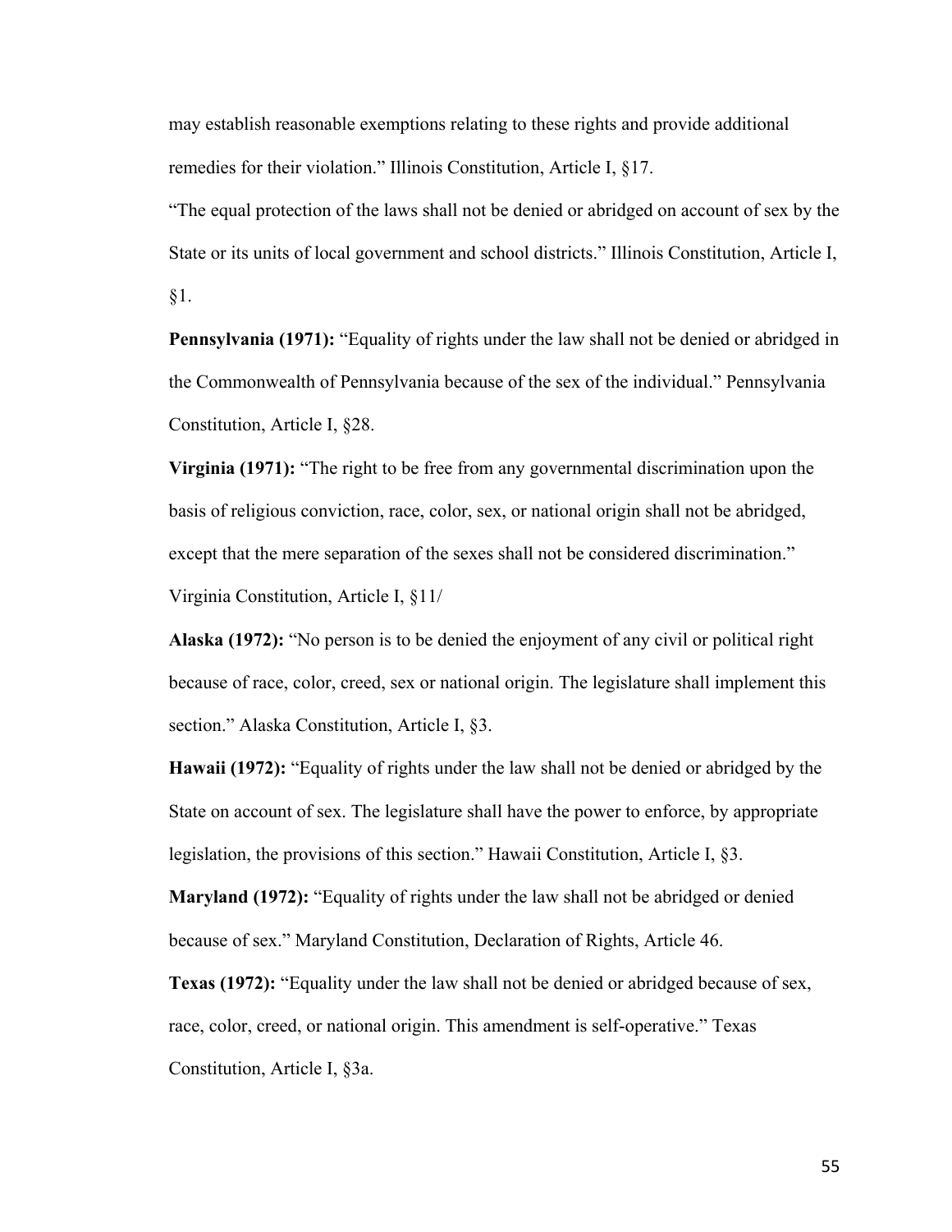may establish reasonable exemptions relating to these rights and provide additional remedies for their violation." Illinois Constitution, Article I, §17.

"The equal protection of the laws shall not be denied or abridged on account of sex by the State or its units of local government and school districts." Illinois Constitution, Article I, §1.

**Pennsylvania (1971):** "Equality of rights under the law shall not be denied or abridged in the Commonwealth of Pennsylvania because of the sex of the individual." Pennsylvania Constitution, Article I, §28.

**Virginia (1971):** "The right to be free from any governmental discrimination upon the basis of religious conviction, race, color, sex, or national origin shall not be abridged, except that the mere separation of the sexes shall not be considered discrimination." Virginia Constitution, Article I, §11/

**Alaska (1972):** "No person is to be denied the enjoyment of any civil or political right because of race, color, creed, sex or national origin. The legislature shall implement this section." Alaska Constitution, Article I, §3.

**Hawaii (1972):** "Equality of rights under the law shall not be denied or abridged by the State on account of sex. The legislature shall have the power to enforce, by appropriate legislation, the provisions of this section." Hawaii Constitution, Article I, §3.

**Maryland (1972):** "Equality of rights under the law shall not be abridged or denied because of sex." Maryland Constitution, Declaration of Rights, Article 46.

**Texas (1972):** "Equality under the law shall not be denied or abridged because of sex, race, color, creed, or national origin. This amendment is self-operative." Texas Constitution, Article I, §3a.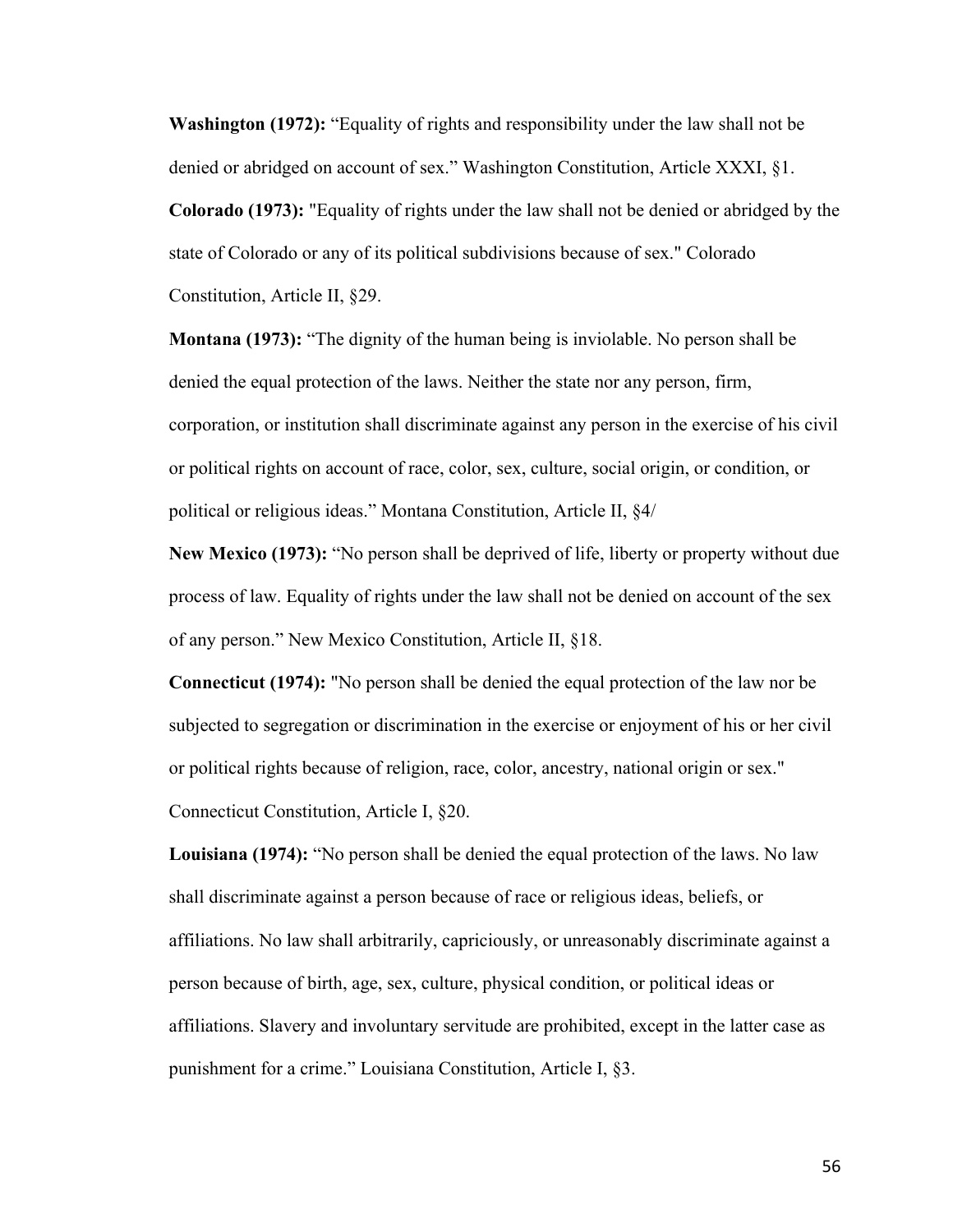**Washington (1972):** "Equality of rights and responsibility under the law shall not be denied or abridged on account of sex." Washington Constitution, Article XXXI, §1.

**Colorado (1973):** "Equality of rights under the law shall not be denied or abridged by the state of Colorado or any of its political subdivisions because of sex." Colorado Constitution, Article II, §29.

**Montana (1973):** "The dignity of the human being is inviolable. No person shall be denied the equal protection of the laws. Neither the state nor any person, firm, corporation, or institution shall discriminate against any person in the exercise of his civil or political rights on account of race, color, sex, culture, social origin, or condition, or political or religious ideas." Montana Constitution, Article II, §4/

**New Mexico (1973):** "No person shall be deprived of life, liberty or property without due process of law. Equality of rights under the law shall not be denied on account of the sex of any person." New Mexico Constitution, Article II, §18.

**Connecticut (1974):** "No person shall be denied the equal protection of the law nor be subjected to segregation or discrimination in the exercise or enjoyment of his or her civil or political rights because of religion, race, color, ancestry, national origin or sex." Connecticut Constitution, Article I, §20.

**Louisiana (1974):** "No person shall be denied the equal protection of the laws. No law shall discriminate against a person because of race or religious ideas, beliefs, or affiliations. No law shall arbitrarily, capriciously, or unreasonably discriminate against a person because of birth, age, sex, culture, physical condition, or political ideas or affiliations. Slavery and involuntary servitude are prohibited, except in the latter case as punishment for a crime." Louisiana Constitution, Article I, §3.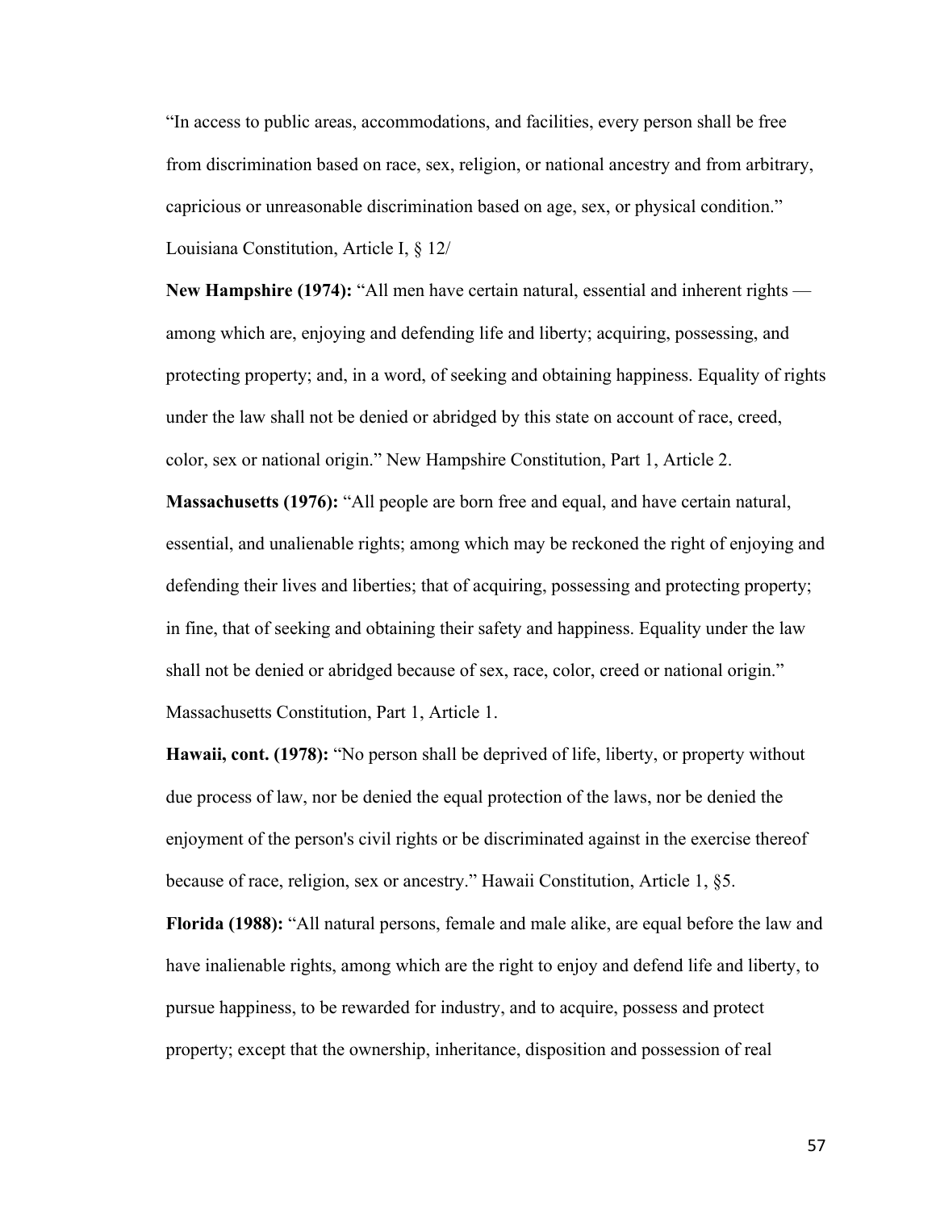"In access to public areas, accommodations, and facilities, every person shall be free from discrimination based on race, sex, religion, or national ancestry and from arbitrary, capricious or unreasonable discrimination based on age, sex, or physical condition." Louisiana Constitution, Article I, § 12/

**New Hampshire (1974):** "All men have certain natural, essential and inherent rights — among which are, enjoying and defending life and liberty; acquiring, possessing, and protecting property; and, in a word, of seeking and obtaining happiness. Equality of rights under the law shall not be denied or abridged by this state on account of race, creed, color, sex or national origin." New Hampshire Constitution, Part 1, Article 2.

**Massachusetts (1976):** "All people are born free and equal, and have certain natural, essential, and unalienable rights; among which may be reckoned the right of enjoying and defending their lives and liberties; that of acquiring, possessing and protecting property; in fine, that of seeking and obtaining their safety and happiness. Equality under the law shall not be denied or abridged because of sex, race, color, creed or national origin." Massachusetts Constitution, Part 1, Article 1.

**Hawaii, cont. (1978):** "No person shall be deprived of life, liberty, or property without due process of law, nor be denied the equal protection of the laws, nor be denied the enjoyment of the person's civil rights or be discriminated against in the exercise thereof because of race, religion, sex or ancestry." Hawaii Constitution, Article 1, §5.

**Florida (1988):** "All natural persons, female and male alike, are equal before the law and have inalienable rights, among which are the right to enjoy and defend life and liberty, to pursue happiness, to be rewarded for industry, and to acquire, possess and protect property; except that the ownership, inheritance, disposition and possession of real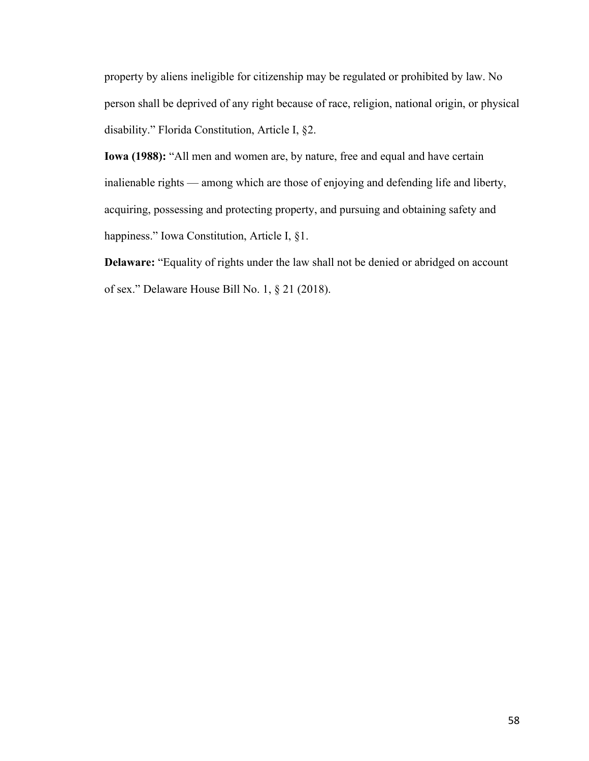property by aliens ineligible for citizenship may be regulated or prohibited by law. No person shall be deprived of any right because of race, religion, national origin, or physical disability." Florida Constitution, Article I, §2.

**Iowa (1988):** "All men and women are, by nature, free and equal and have certain inalienable rights — among which are those of enjoying and defending life and liberty, acquiring, possessing and protecting property, and pursuing and obtaining safety and happiness." Iowa Constitution, Article I, §1.

**Delaware:** "Equality of rights under the law shall not be denied or abridged on account of sex." Delaware House Bill No. 1, § 21 (2018).